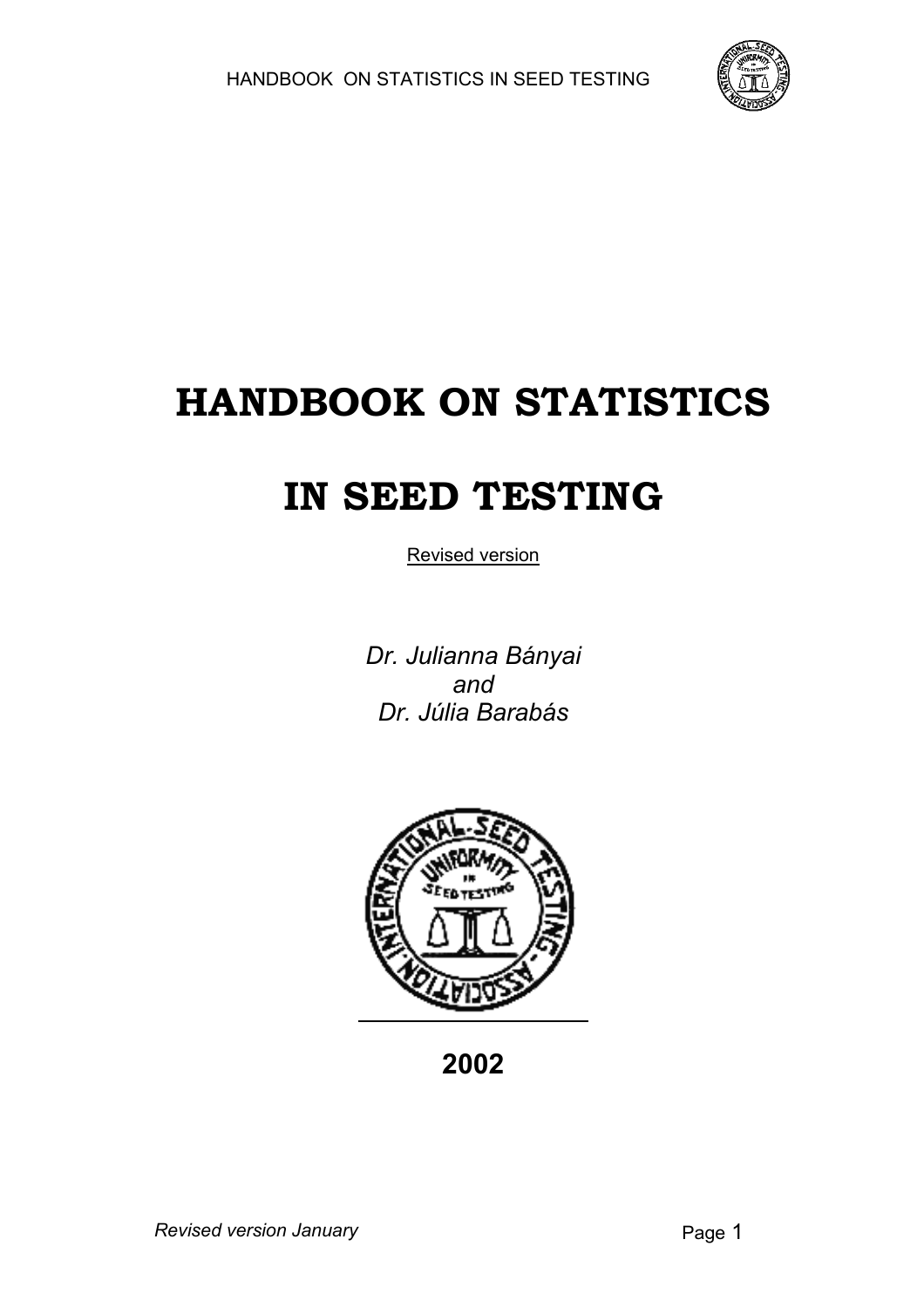# HANDBOOK ON STATISTICS

# IN SEED TESTING

Revised version

*Dr. Julianna Bányai*
*and*
*Dr. Júlia Barabás*

**2002**

*Revised version January*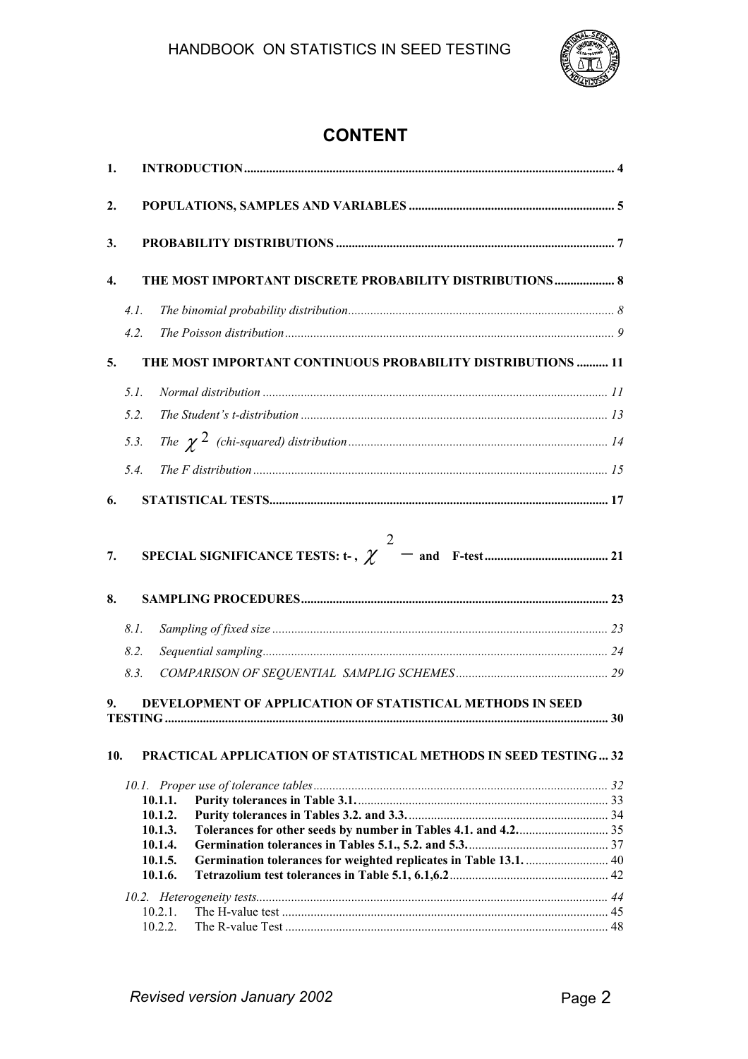# CONTENT

1. **INTRODUCTION** ........ 4
2. **POPULATIONS, SAMPLES AND VARIABLES** ........ 5
3. **PROBABILITY DISTRIBUTIONS** ........ 7
4. **THE MOST IMPORTANT DISCRETE PROBABILITY DISTRIBUTIONS** ........ 8
   - 4.1. *The binomial probability distribution* ........ 8
   - 4.2. *The Poisson distribution* ........ 9
5. **THE MOST IMPORTANT CONTINUOUS PROBABILITY DISTRIBUTIONS** ........ 11
   - 5.1. *Normal distribution* ........ 11
   - 5.2. *The Student's t-distribution* ........ 13
   - 5.3. *The $\chi^2$ (chi-squared) distribution* ........ 14
   - 5.4. *The F distribution* ........ 15
6. **STATISTICAL TESTS** ........ 17
7. **SPECIAL SIGNIFICANCE TESTS: t- , $\chi^2$ – and F-test** ........ 21
8. **SAMPLING PROCEDURES** ........ 23
   - 8.1. *Sampling of fixed size* ........ 23
   - 8.2. *Sequential sampling* ........ 24
   - 8.3. *COMPARISON OF SEQUENTIAL SAMPLIG SCHEMES* ........ 29
9. **DEVELOPMENT OF APPLICATION OF STATISTICAL METHODS IN SEED TESTING** ........ 30
10. **PRACTICAL APPLICATION OF STATISTICAL METHODS IN SEED TESTING** ........ 32
    - *10.1. Proper use of tolerance tables* ........ 32
      - **10.1.1. Purity tolerances in Table 3.1.** ........ 33
      - **10.1.2. Purity tolerances in Tables 3.2. and 3.3.** ........ 34
      - **10.1.3. Tolerances for other seeds by number in Tables 4.1. and 4.2.** ........ 35
      - **10.1.4. Germination tolerances in Tables 5.1., 5.2. and 5.3.** ........ 37
      - **10.1.5. Germination tolerances for weighted replicates in Table 13.1.** ........ 40
      - **10.1.6. Tetrazolium test tolerances in Table 5.1, 6.1,6.2** ........ 42
    - *10.2. Heterogeneity tests* ........ 44
      - 10.2.1. The H-value test ........ 45
      - 10.2.2. The R-value Test ........ 48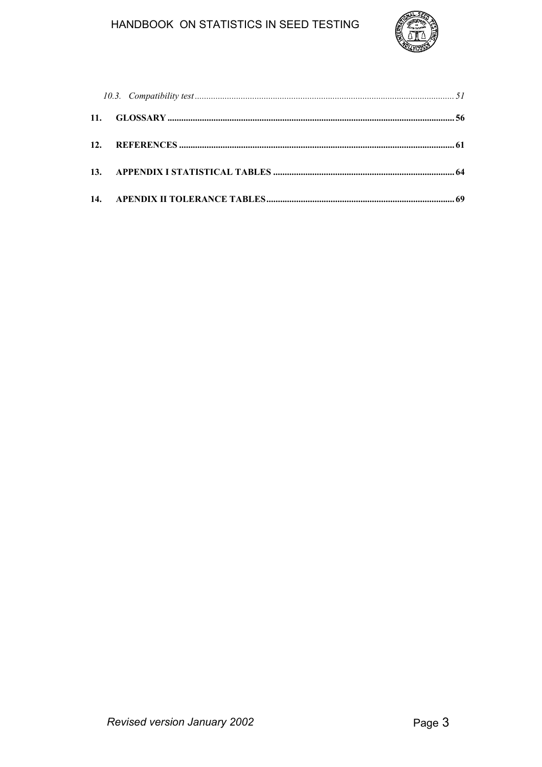*10.3. Compatibility test* ........................................ *51*

**11. GLOSSARY** ........................................ **56**

**12. REFERENCES** ........................................ **61**

**13. APPENDIX I STATISTICAL TABLES** ........................................ **64**

**14. APENDIX II TOLERANCE TABLES** ........................................ **69**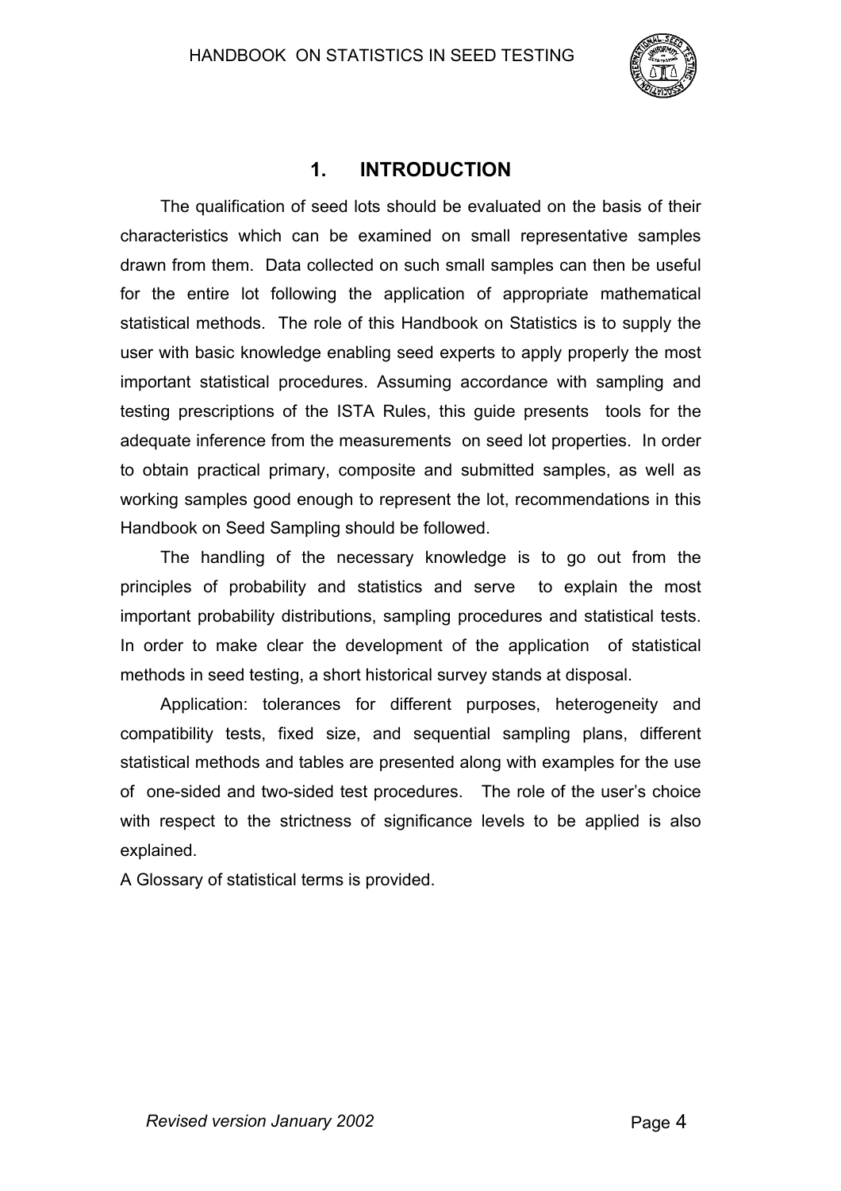# 1. INTRODUCTION

The qualification of seed lots should be evaluated on the basis of their characteristics which can be examined on small representative samples drawn from them. Data collected on such small samples can then be useful for the entire lot following the application of appropriate mathematical statistical methods. The role of this Handbook on Statistics is to supply the user with basic knowledge enabling seed experts to apply properly the most important statistical procedures. Assuming accordance with sampling and testing prescriptions of the ISTA Rules, this guide presents tools for the adequate inference from the measurements on seed lot properties. In order to obtain practical primary, composite and submitted samples, as well as working samples good enough to represent the lot, recommendations in this Handbook on Seed Sampling should be followed.

The handling of the necessary knowledge is to go out from the principles of probability and statistics and serve to explain the most important probability distributions, sampling procedures and statistical tests. In order to make clear the development of the application of statistical methods in seed testing, a short historical survey stands at disposal.

Application: tolerances for different purposes, heterogeneity and compatibility tests, fixed size, and sequential sampling plans, different statistical methods and tables are presented along with examples for the use of one-sided and two-sided test procedures. The role of the user's choice with respect to the strictness of significance levels to be applied is also explained.

A Glossary of statistical terms is provided.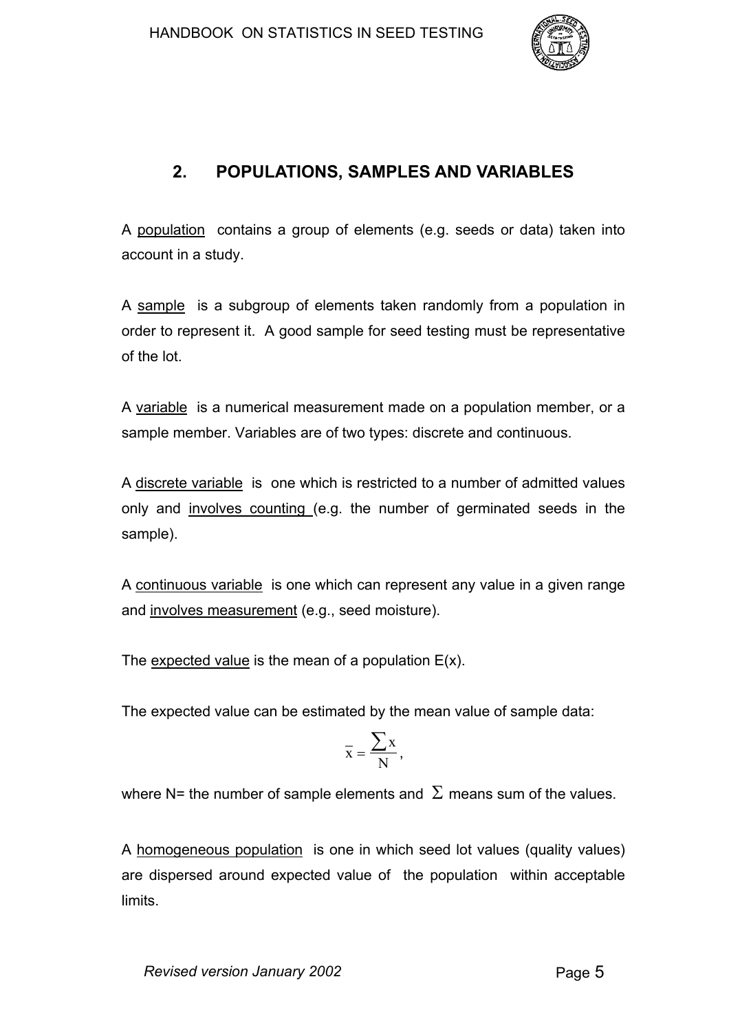## 2. POPULATIONS, SAMPLES AND VARIABLES

A population contains a group of elements (e.g. seeds or data) taken into account in a study.

A sample is a subgroup of elements taken randomly from a population in order to represent it. A good sample for seed testing must be representative of the lot.

A variable is a numerical measurement made on a population member, or a sample member. Variables are of two types: discrete and continuous.

A discrete variable is one which is restricted to a number of admitted values only and involves counting (e.g. the number of germinated seeds in the sample).

A continuous variable is one which can represent any value in a given range and involves measurement (e.g., seed moisture).

The expected value is the mean of a population E(x).

The expected value can be estimated by the mean value of sample data:

$$\bar{x} = \frac{\sum x}{N},$$

where N= the number of sample elements and $\Sigma$ means sum of the values.

A homogeneous population is one in which seed lot values (quality values) are dispersed around expected value of the population within acceptable limits.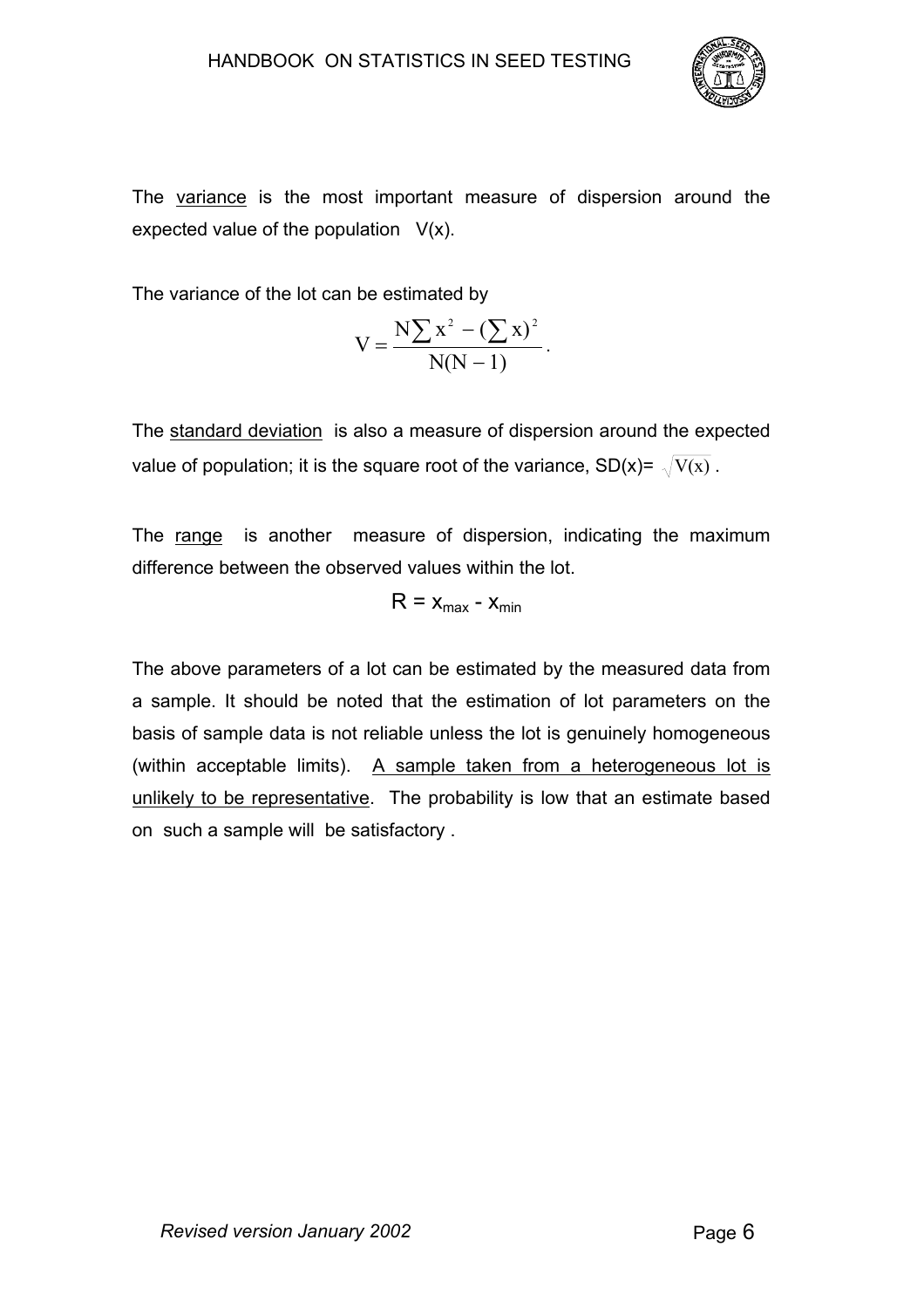The variance is the most important measure of dispersion around the expected value of the population V(x).

The variance of the lot can be estimated by

$$V = \frac{N\sum x^2 - (\sum x)^2}{N(N-1)}.$$

The standard deviation is also a measure of dispersion around the expected value of population; it is the square root of the variance, $SD(x) = \sqrt{V(x)}$.

The range is another measure of dispersion, indicating the maximum difference between the observed values within the lot.

$$R = x_{max} - x_{min}$$

The above parameters of a lot can be estimated by the measured data from a sample. It should be noted that the estimation of lot parameters on the basis of sample data is not reliable unless the lot is genuinely homogeneous (within acceptable limits). A sample taken from a heterogeneous lot is unlikely to be representative. The probability is low that an estimate based on such a sample will be satisfactory .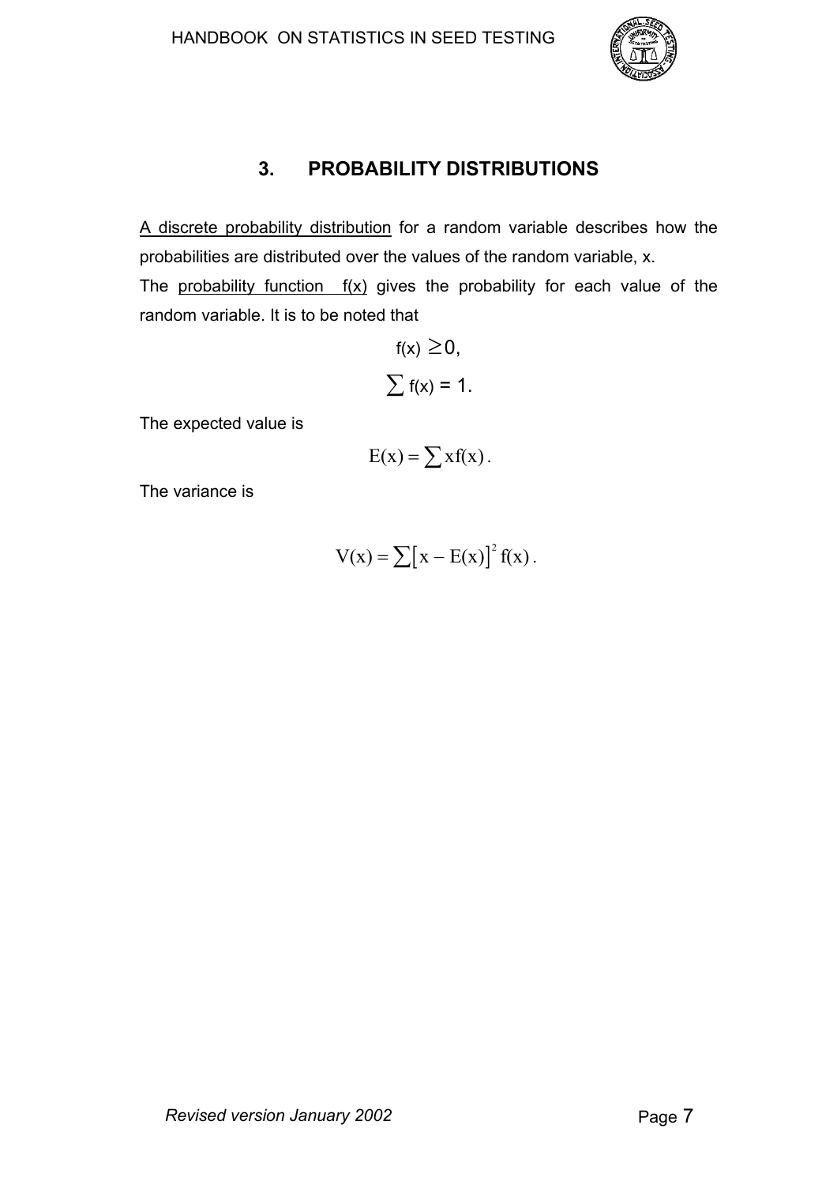# 3. PROBABILITY DISTRIBUTIONS

A discrete probability distribution for a random variable describes how the probabilities are distributed over the values of the random variable, x.

The probability function f(x) gives the probability for each value of the random variable. It is to be noted that

$$f(x) \geq 0,$$

$$\sum f(x) = 1.$$

The expected value is

$$E(x) = \sum x f(x).$$

The variance is

$$V(x) = \sum \left[ x - E(x) \right]^2 f(x).$$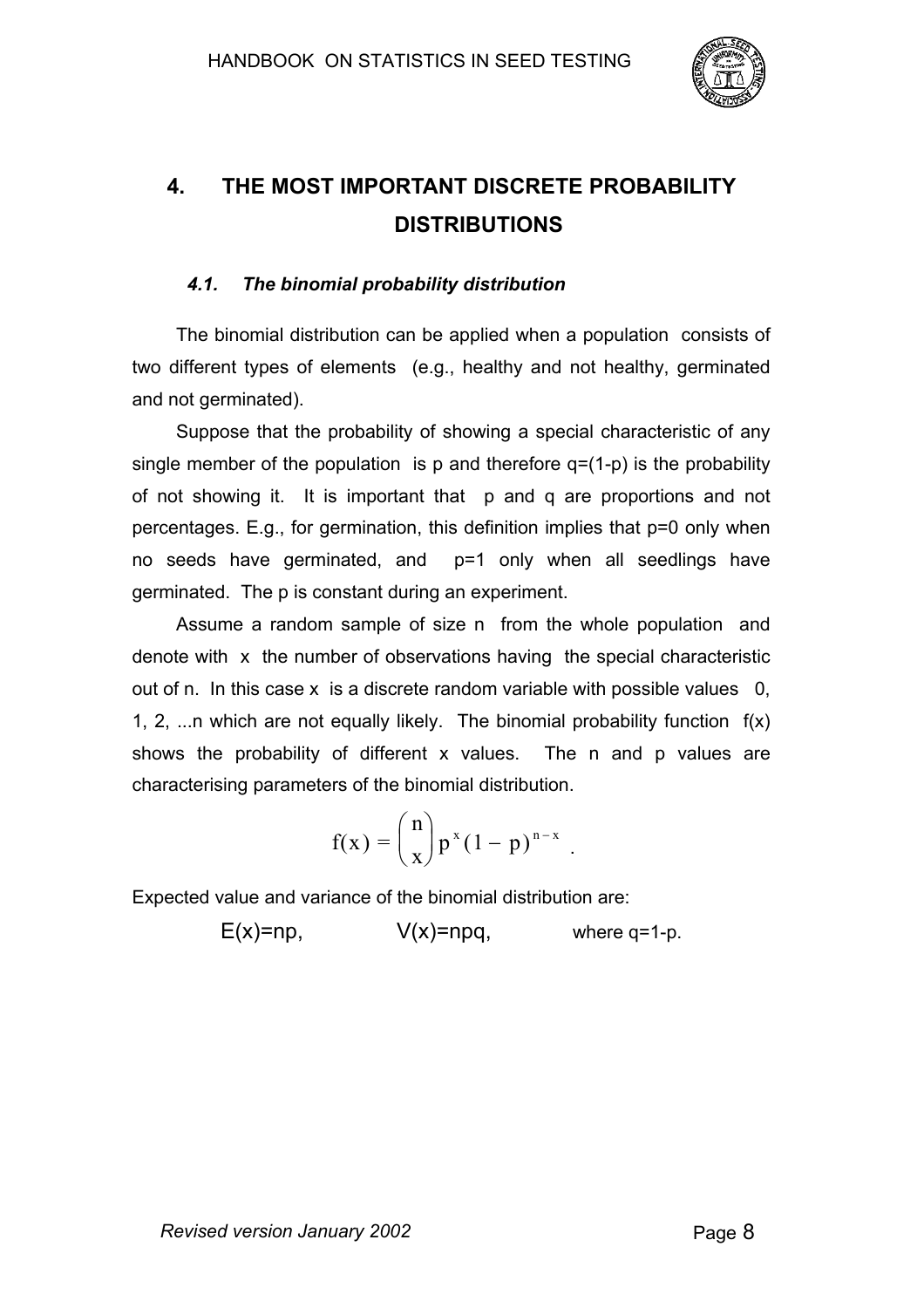# 4. THE MOST IMPORTANT DISCRETE PROBABILITY DISTRIBUTIONS

### *4.1. The binomial probability distribution*

The binomial distribution can be applied when a population consists of two different types of elements (e.g., healthy and not healthy, germinated and not germinated).

Suppose that the probability of showing a special characteristic of any single member of the population is p and therefore q=(1-p) is the probability of not showing it. It is important that p and q are proportions and not percentages. E.g., for germination, this definition implies that p=0 only when no seeds have germinated, and p=1 only when all seedlings have germinated. The p is constant during an experiment.

Assume a random sample of size n from the whole population and denote with x the number of observations having the special characteristic out of n. In this case x is a discrete random variable with possible values 0, 1, 2, ...n which are not equally likely. The binomial probability function f(x) shows the probability of different x values. The n and p values are characterising parameters of the binomial distribution.

$$f(x) = \binom{n}{x} p^x (1-p)^{n-x} \; .$$

Expected value and variance of the binomial distribution are:

$$E(x)=np, \qquad V(x)=npq, \qquad \text{where } q=1\text{-}p.$$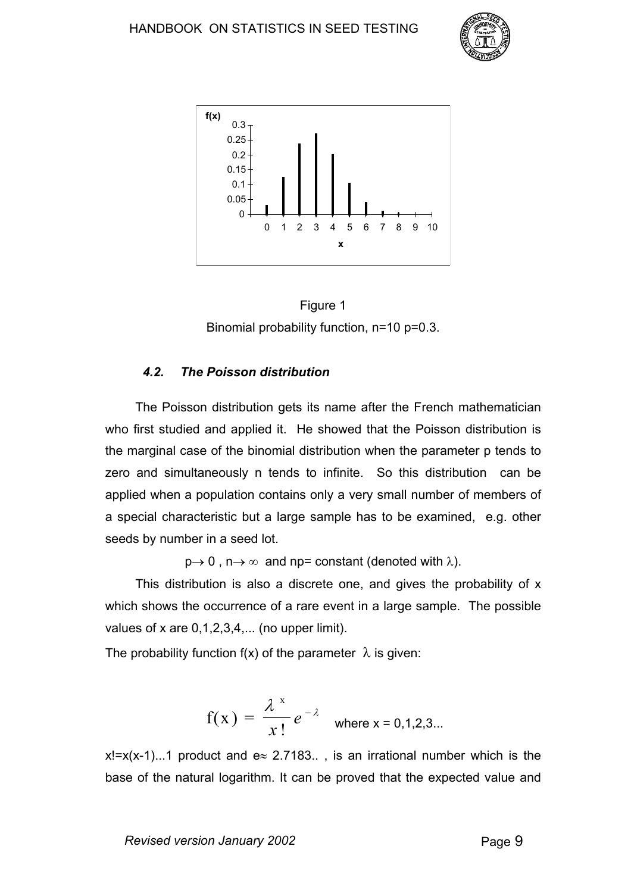Figure 1

Binomial probability function, n=10 p=0.3.

### *4.2. The Poisson distribution*

The Poisson distribution gets its name after the French mathematician who first studied and applied it. He showed that the Poisson distribution is the marginal case of the binomial distribution when the parameter p tends to zero and simultaneously n tends to infinite. So this distribution can be applied when a population contains only a very small number of members of a special characteristic but a large sample has to be examined, e.g. other seeds by number in a seed lot.

$$p \rightarrow 0, \; n \rightarrow \infty \text{ and } np = \text{constant (denoted with } \lambda\text{)}.$$

This distribution is also a discrete one, and gives the probability of x which shows the occurrence of a rare event in a large sample. The possible values of x are 0,1,2,3,4,... (no upper limit).

The probability function f(x) of the parameter $\lambda$ is given:

$$f(x) = \frac{\lambda^x}{x!} e^{-\lambda} \quad \text{where } x = 0,1,2,3...$$

$x! = x(x-1)...1$ product and $e \approx 2.7183..$, is an irrational number which is the base of the natural logarithm. It can be proved that the expected value and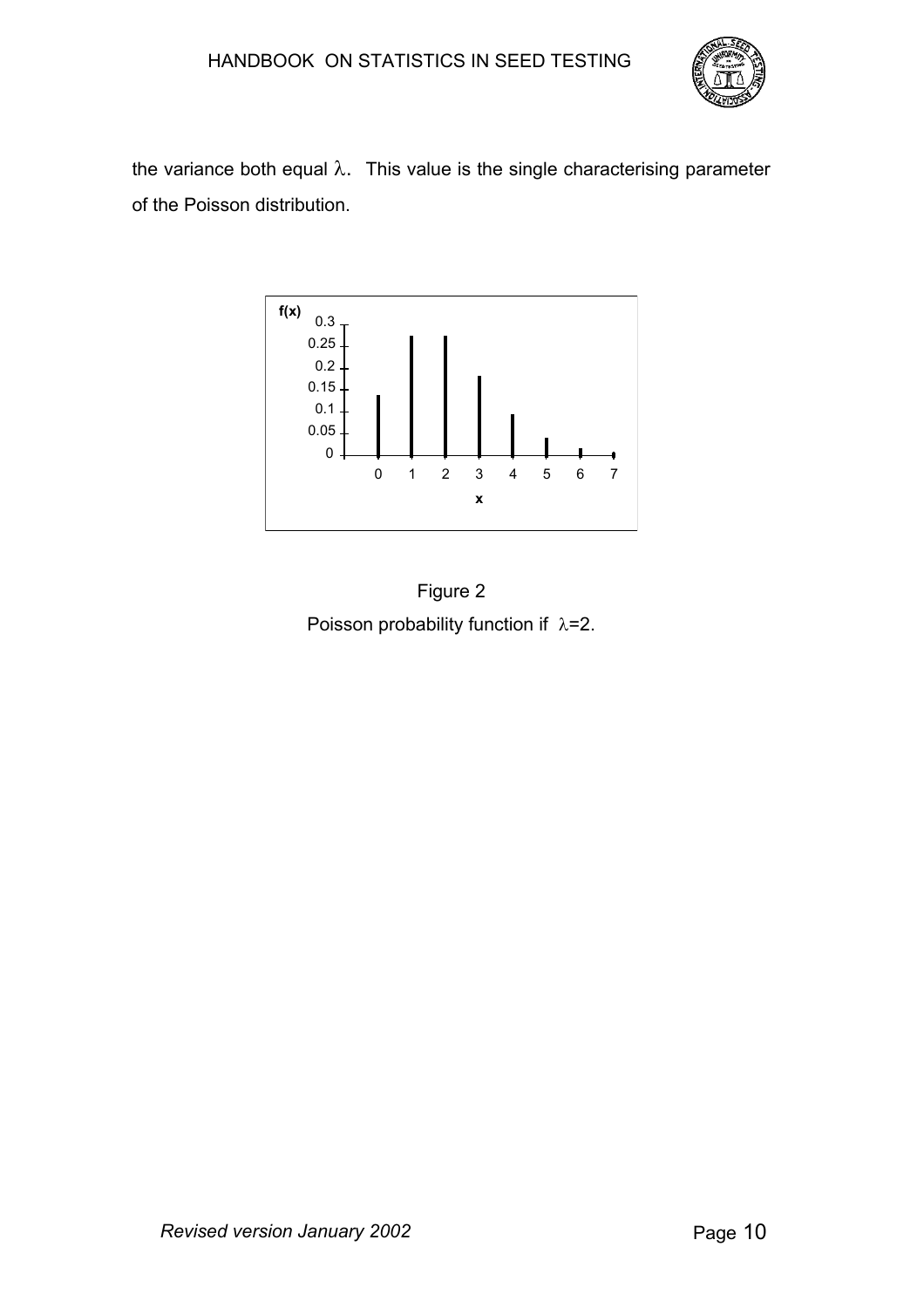the variance both equal $\lambda$. This value is the single characterising parameter of the Poisson distribution.

Figure 2

Poisson probability function if $\lambda$=2.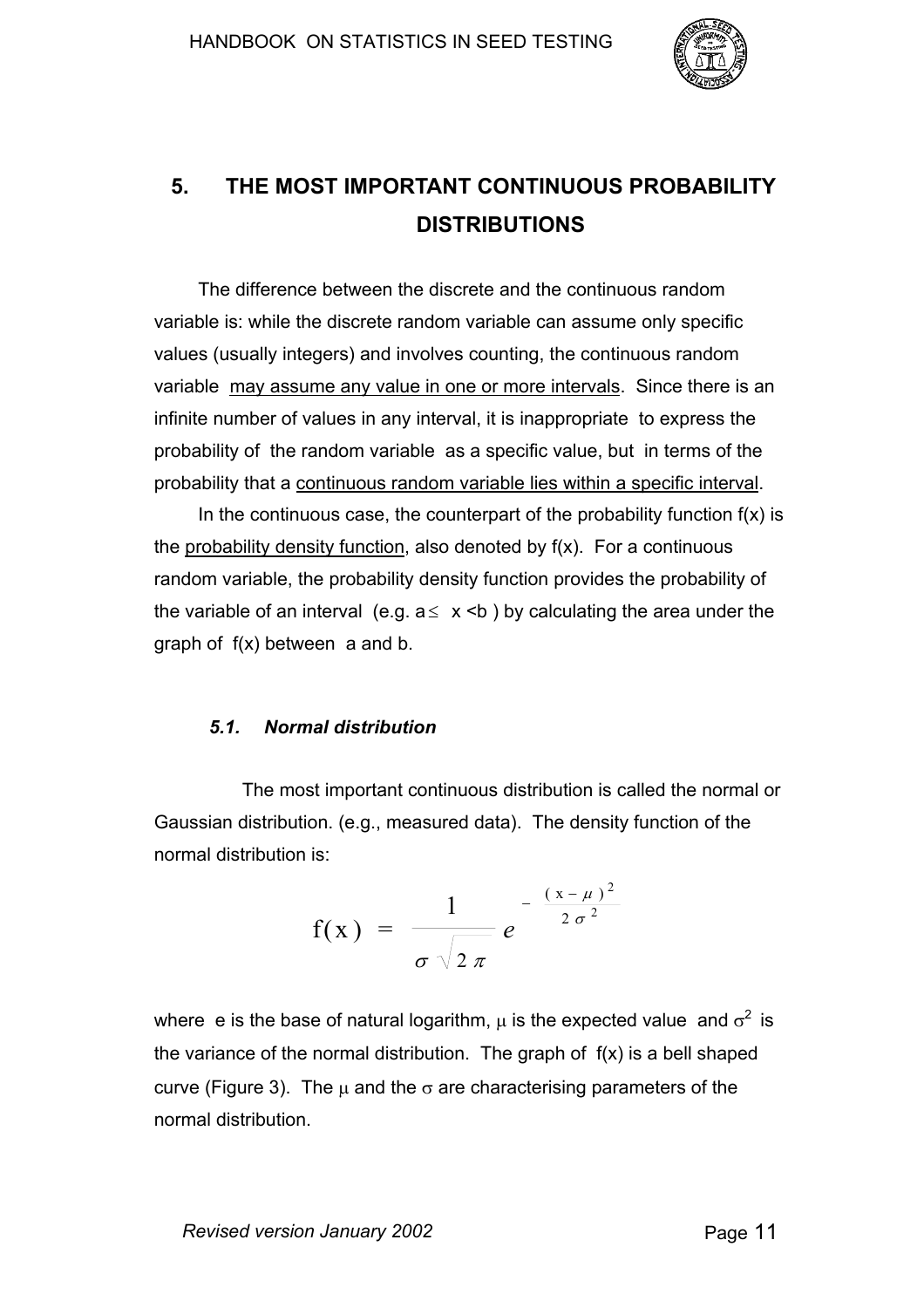# 5. THE MOST IMPORTANT CONTINUOUS PROBABILITY DISTRIBUTIONS

The difference between the discrete and the continuous random variable is: while the discrete random variable can assume only specific values (usually integers) and involves counting, the continuous random variable <u>may assume any value in one or more intervals</u>. Since there is an infinite number of values in any interval, it is inappropriate to express the probability of the random variable as a specific value, but in terms of the probability that a <u>continuous random variable lies within a specific interval</u>.

In the continuous case, the counterpart of the probability function f(x) is the <u>probability density function</u>, also denoted by f(x). For a continuous random variable, the probability density function provides the probability of the variable of an interval (e.g. $a \leq x < b$ ) by calculating the area under the graph of f(x) between a and b.

## *5.1. Normal distribution*

The most important continuous distribution is called the normal or Gaussian distribution. (e.g., measured data). The density function of the normal distribution is:

$$f(x) = \frac{1}{\sigma\sqrt{2\pi}} e^{-\frac{(x-\mu)^2}{2\sigma^2}}$$

where e is the base of natural logarithm, $\mu$ is the expected value and $\sigma^2$ is the variance of the normal distribution. The graph of f(x) is a bell shaped curve (Figure 3). The $\mu$ and the $\sigma$ are characterising parameters of the normal distribution.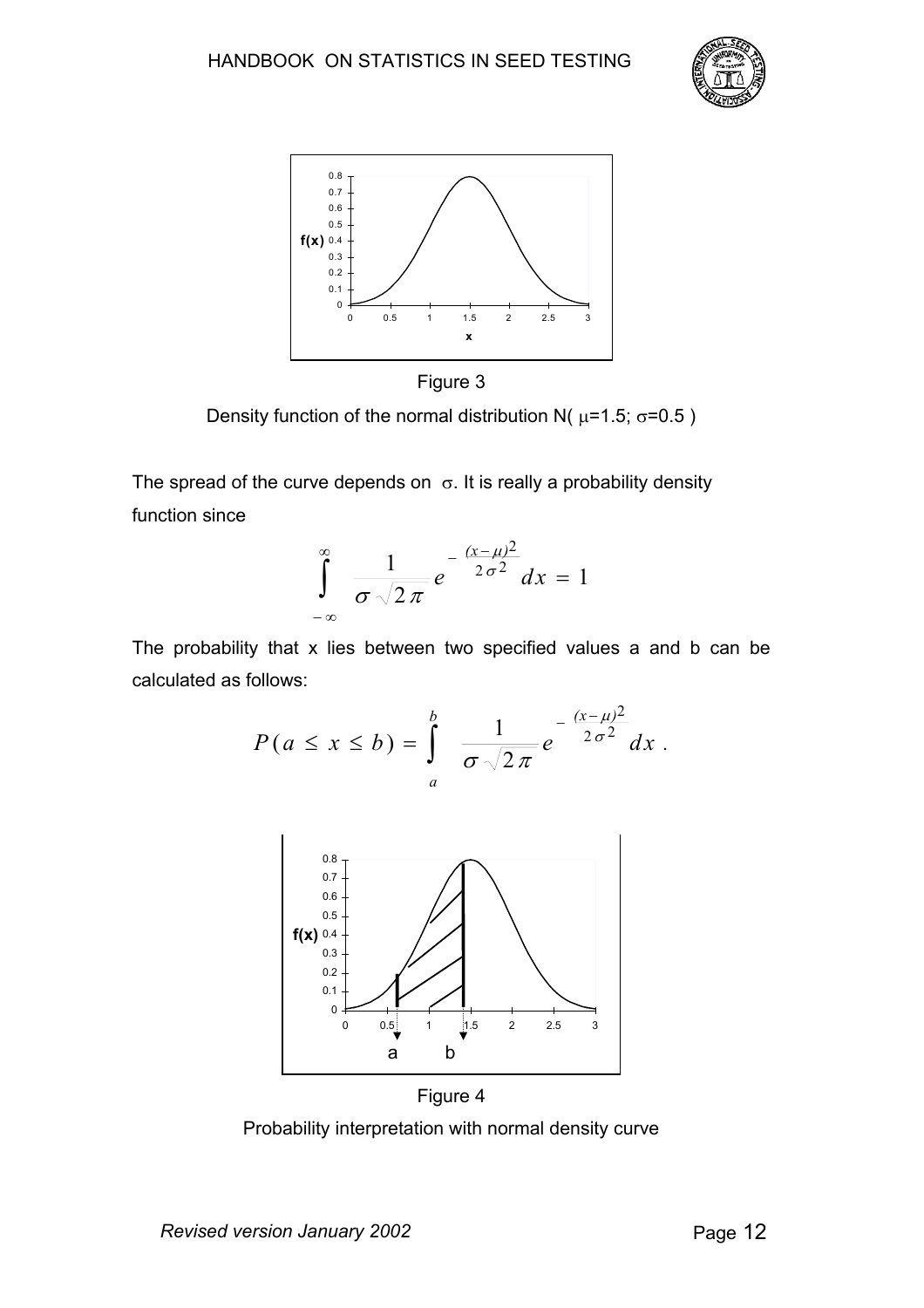Figure 3

Density function of the normal distribution N( $\mu$=1.5; $\sigma$=0.5 )

The spread of the curve depends on $\sigma$. It is really a probability density function since

$$\int_{-\infty}^{\infty} \frac{1}{\sigma\sqrt{2\pi}} e^{-\frac{(x-\mu)^2}{2\sigma^2}} dx = 1$$

The probability that x lies between two specified values a and b can be calculated as follows:

$$P(a \le x \le b) = \int_{a}^{b} \frac{1}{\sigma\sqrt{2\pi}} e^{-\frac{(x-\mu)^2}{2\sigma^2}} dx .$$

Figure 4

Probability interpretation with normal density curve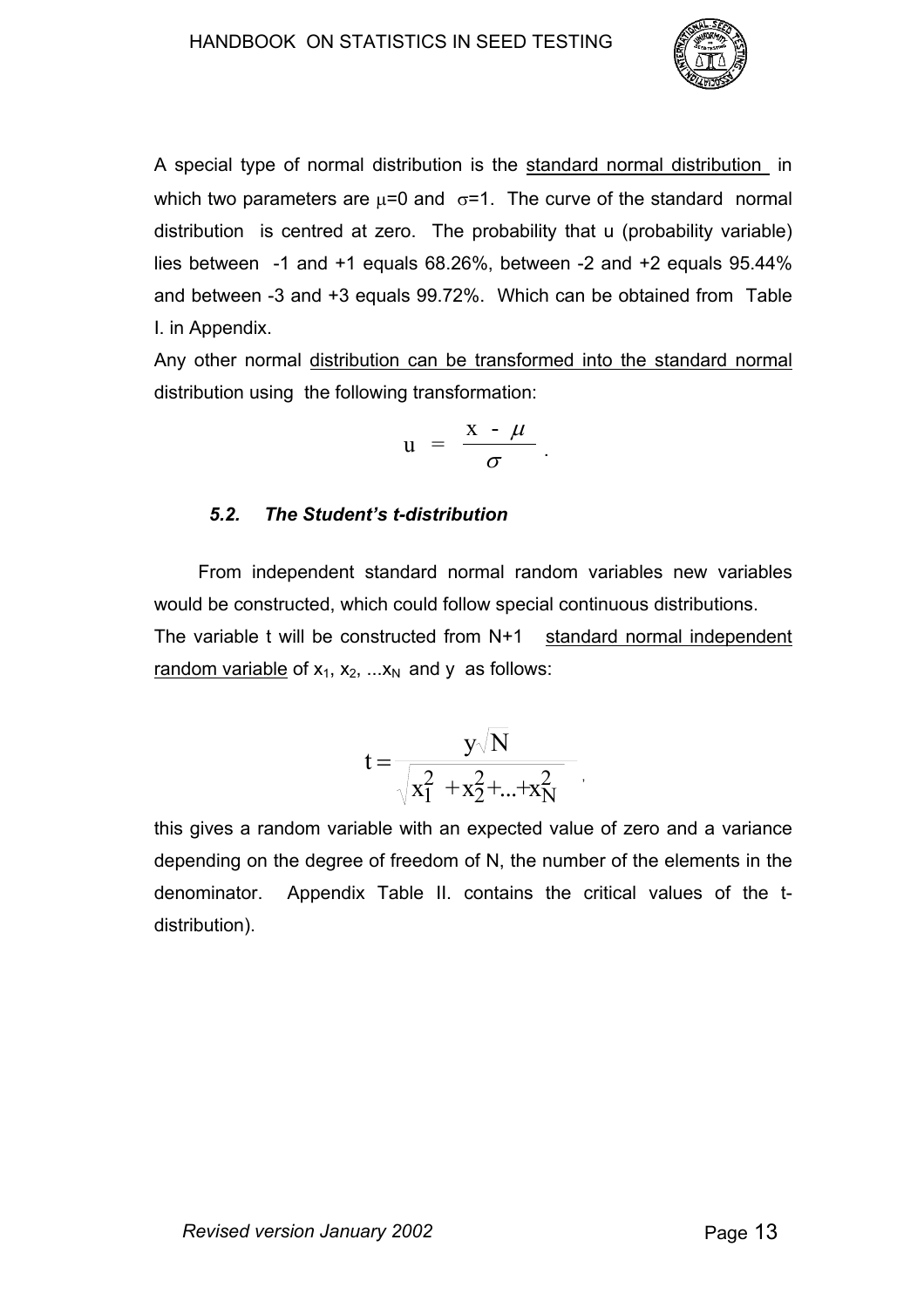A special type of normal distribution is the standard normal distribution in which two parameters are $\mu$=0 and $\sigma$=1. The curve of the standard normal distribution is centred at zero. The probability that u (probability variable) lies between -1 and +1 equals 68.26%, between -2 and +2 equals 95.44% and between -3 and +3 equals 99.72%. Which can be obtained from Table I. in Appendix.

Any other normal distribution can be transformed into the standard normal distribution using the following transformation:

$$u = \frac{x - \mu}{\sigma} .$$

### *5.2. The Student's t-distribution*

From independent standard normal random variables new variables would be constructed, which could follow special continuous distributions. The variable t will be constructed from N+1 standard normal independent random variable of $x_1$, $x_2$, ...$x_N$ and y as follows:

$$t = \frac{y\sqrt{N}}{\sqrt{x_1^2 + x_2^2 + ... + x_N^2}} ,$$

this gives a random variable with an expected value of zero and a variance depending on the degree of freedom of N, the number of the elements in the denominator. Appendix Table II. contains the critical values of the t-distribution).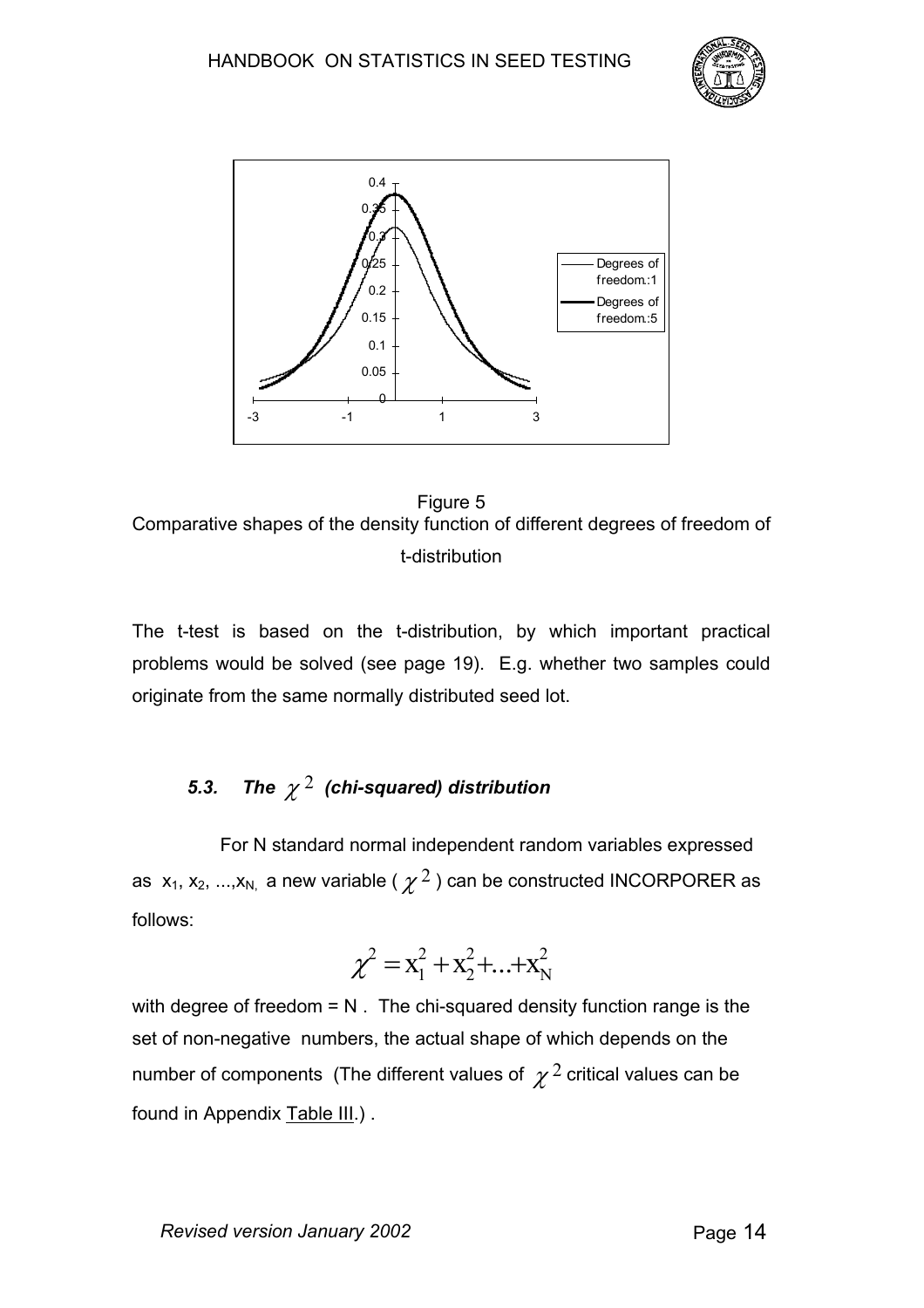Figure 5
Comparative shapes of the density function of different degrees of freedom of t-distribution

The t-test is based on the t-distribution, by which important practical problems would be solved (see page 19). E.g. whether two samples could originate from the same normally distributed seed lot.

### *5.3. The $\chi^2$ (chi-squared) distribution*

For N standard normal independent random variables expressed as $x_1, x_2, ..., x_N$, a new variable ($\chi^2$) can be constructed INCORPORER as follows:

$$\chi^2 = x_1^2 + x_2^2 + ... + x_N^2$$

with degree of freedom = N . The chi-squared density function range is the set of non-negative numbers, the actual shape of which depends on the number of components (The different values of $\chi^2$ critical values can be found in Appendix Table III.) .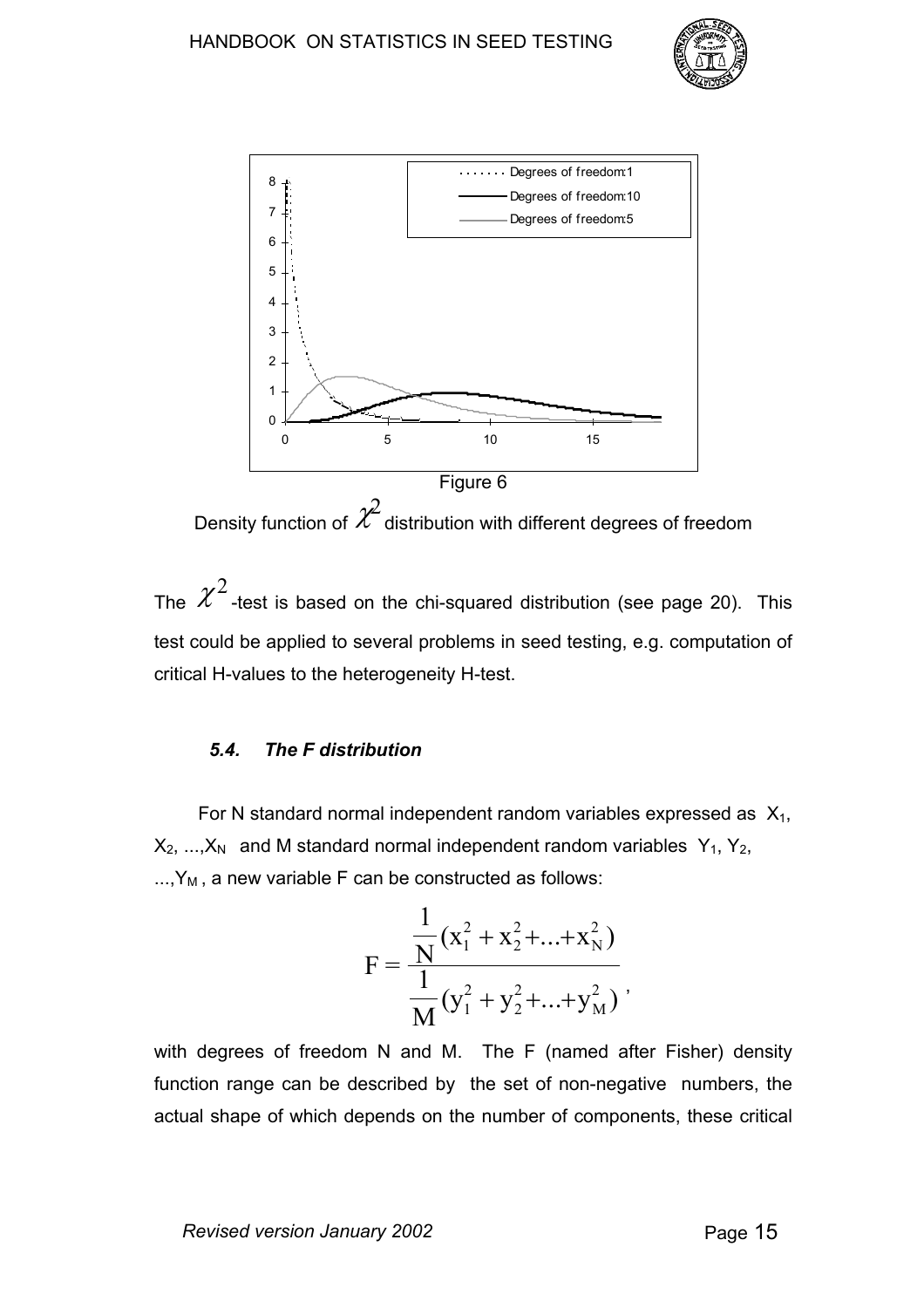Figure 6

Density function of $\chi^2$ distribution with different degrees of freedom

The $\chi^2$-test is based on the chi-squared distribution (see page 20). This test could be applied to several problems in seed testing, e.g. computation of critical H-values to the heterogeneity H-test.

### *5.4. The F distribution*

For N standard normal independent random variables expressed as $X_1$, $X_2$, ...,$X_N$ and M standard normal independent random variables $Y_1$, $Y_2$, ...,$Y_M$, a new variable F can be constructed as follows:

$$F = \frac{\frac{1}{N}(x_1^2 + x_2^2 + ... + x_N^2)}{\frac{1}{M}(y_1^2 + y_2^2 + ... + y_M^2)},$$

with degrees of freedom N and M. The F (named after Fisher) density function range can be described by the set of non-negative numbers, the actual shape of which depends on the number of components, these critical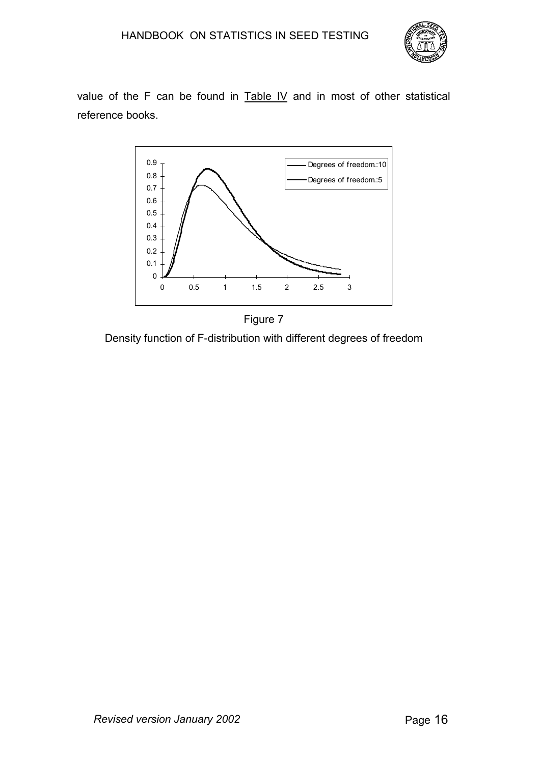value of the F can be found in Table IV and in most of other statistical reference books.

Figure 7

Density function of F-distribution with different degrees of freedom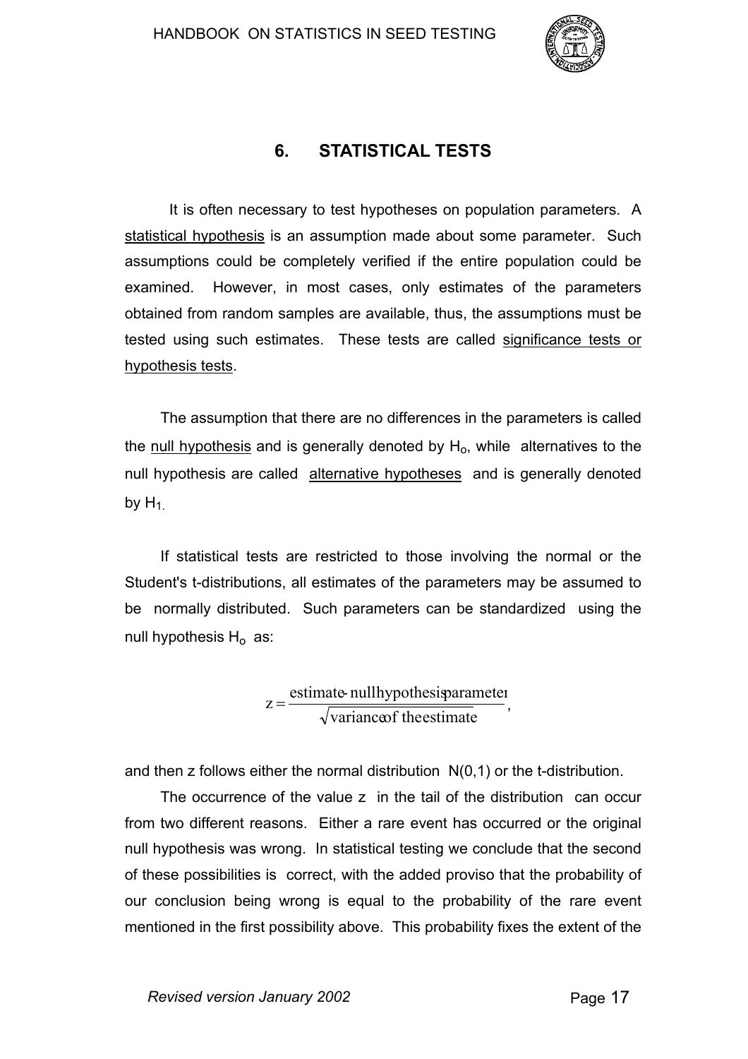# 6. STATISTICAL TESTS

It is often necessary to test hypotheses on population parameters. A statistical hypothesis is an assumption made about some parameter. Such assumptions could be completely verified if the entire population could be examined. However, in most cases, only estimates of the parameters obtained from random samples are available, thus, the assumptions must be tested using such estimates. These tests are called significance tests or hypothesis tests.

The assumption that there are no differences in the parameters is called the null hypothesis and is generally denoted by $H_o$, while alternatives to the null hypothesis are called alternative hypotheses and is generally denoted by $H_1$.

If statistical tests are restricted to those involving the normal or the Student's t-distributions, all estimates of the parameters may be assumed to be normally distributed. Such parameters can be standardized using the null hypothesis $H_o$ as:

$$z = \frac{\text{estimate} - \text{null hypothesis parameter}}{\sqrt{\text{variance of the estimate}}},$$

and then z follows either the normal distribution N(0,1) or the t-distribution.

The occurrence of the value z in the tail of the distribution can occur from two different reasons. Either a rare event has occurred or the original null hypothesis was wrong. In statistical testing we conclude that the second of these possibilities is correct, with the added proviso that the probability of our conclusion being wrong is equal to the probability of the rare event mentioned in the first possibility above. This probability fixes the extent of the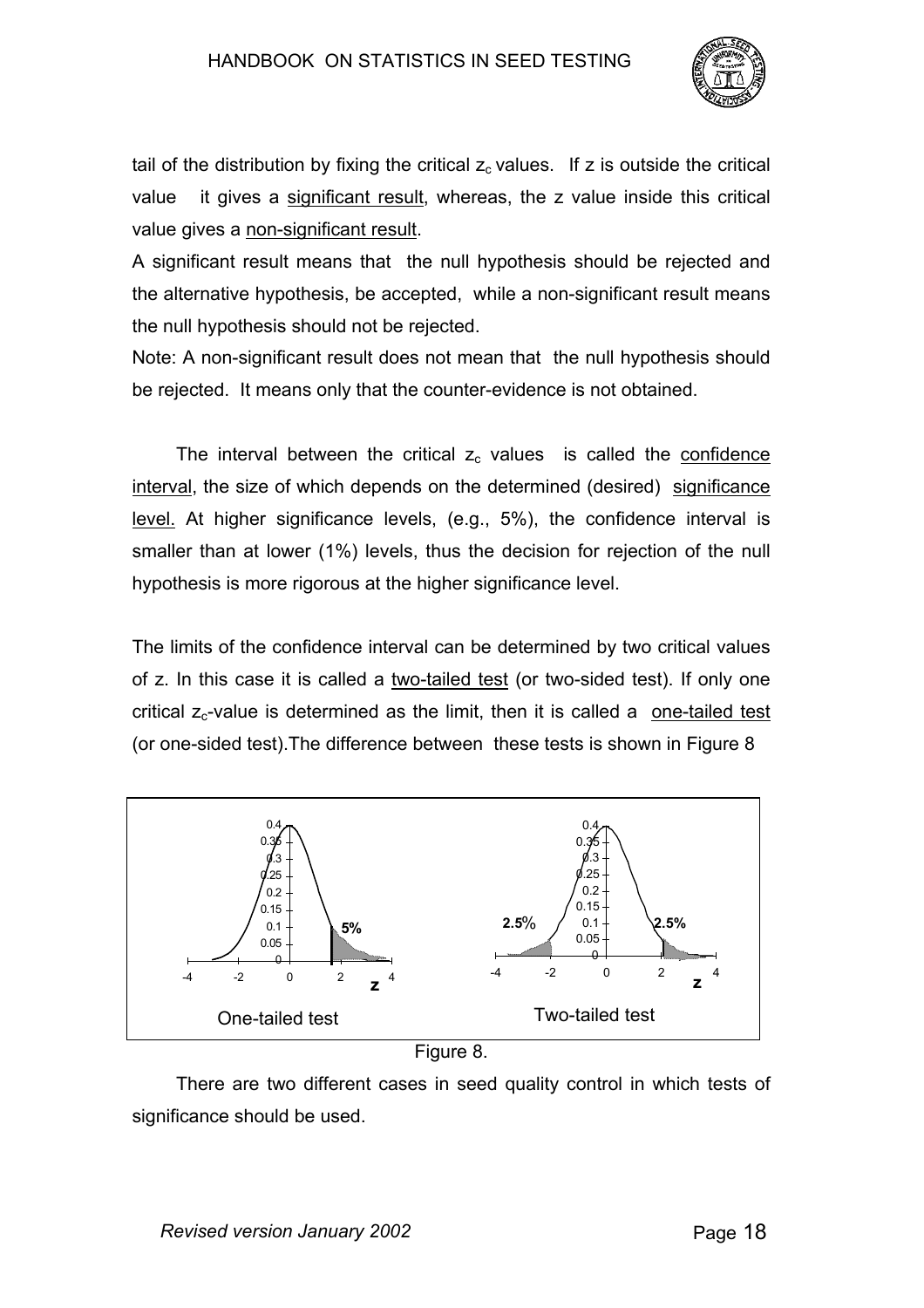tail of the distribution by fixing the critical $z_c$ values. If z is outside the critical value it gives a significant result, whereas, the z value inside this critical value gives a non-significant result.

A significant result means that the null hypothesis should be rejected and the alternative hypothesis, be accepted, while a non-significant result means the null hypothesis should not be rejected.

Note: A non-significant result does not mean that the null hypothesis should be rejected. It means only that the counter-evidence is not obtained.

The interval between the critical $z_c$ values is called the confidence interval, the size of which depends on the determined (desired) significance level. At higher significance levels, (e.g., 5%), the confidence interval is smaller than at lower (1%) levels, thus the decision for rejection of the null hypothesis is more rigorous at the higher significance level.

The limits of the confidence interval can be determined by two critical values of z. In this case it is called a two-tailed test (or two-sided test). If only one critical $z_c$-value is determined as the limit, then it is called a one-tailed test (or one-sided test).The difference between these tests is shown in Figure 8

One-tailed test | Two-tailed test

Figure 8.

There are two different cases in seed quality control in which tests of significance should be used.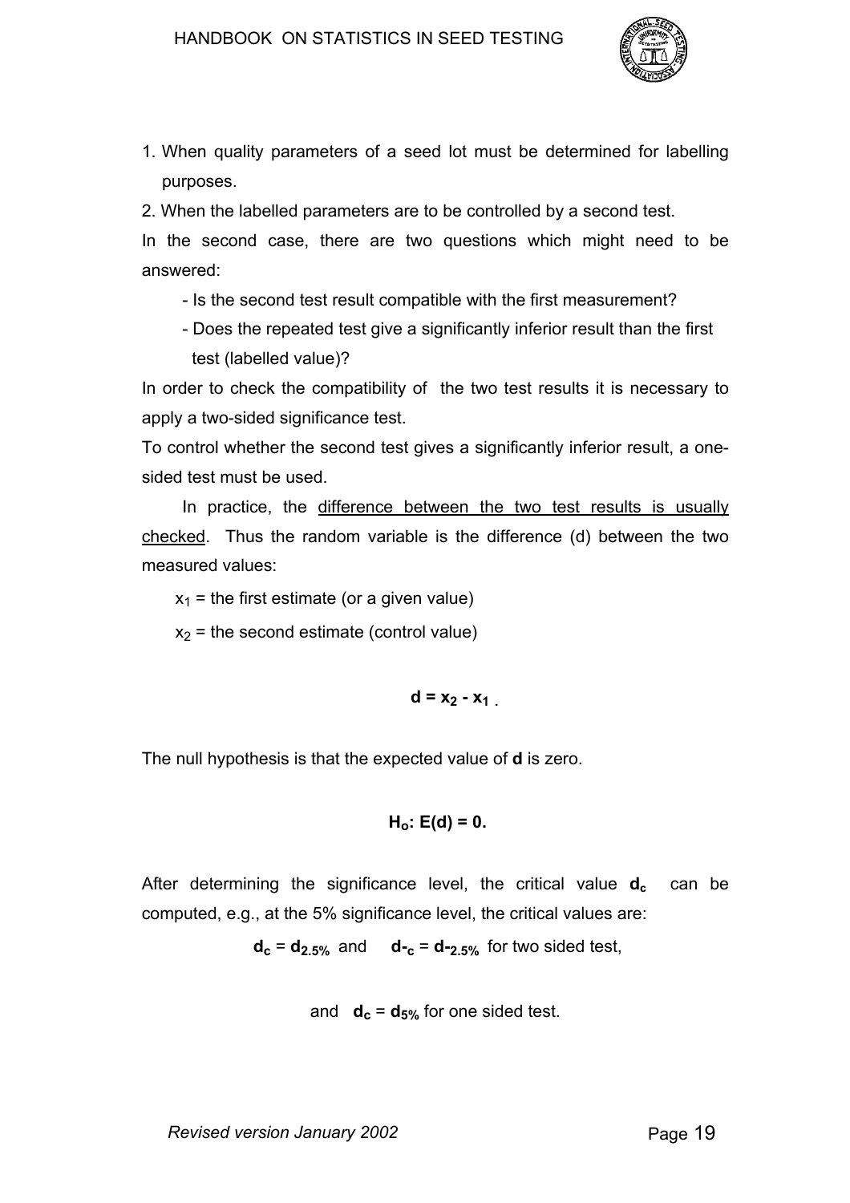1. When quality parameters of a seed lot must be determined for labelling purposes.
2. When the labelled parameters are to be controlled by a second test.

In the second case, there are two questions which might need to be answered:

- Is the second test result compatible with the first measurement?
- Does the repeated test give a significantly inferior result than the first test (labelled value)?

In order to check the compatibility of the two test results it is necessary to apply a two-sided significance test.

To control whether the second test gives a significantly inferior result, a one-sided test must be used.

In practice, the <u>difference between the two test results is usually checked</u>. Thus the random variable is the difference (d) between the two measured values:

$x_1$ = the first estimate (or a given value)

$x_2$ = the second estimate (control value)

$$\mathbf{d = x_2 - x_1}\ .$$

The null hypothesis is that the expected value of **d** is zero.

$$\mathbf{H_o: E(d) = 0.}$$

After determining the significance level, the critical value $\mathbf{d_c}$ can be computed, e.g., at the 5% significance level, the critical values are:

$\mathbf{d_c} = \mathbf{d_{2.5\%}}$ and $\mathbf{d\text{-}_c} = \mathbf{d\text{-}_{2.5\%}}$ for two sided test,

and $\mathbf{d_c} = \mathbf{d_{5\%}}$ for one sided test.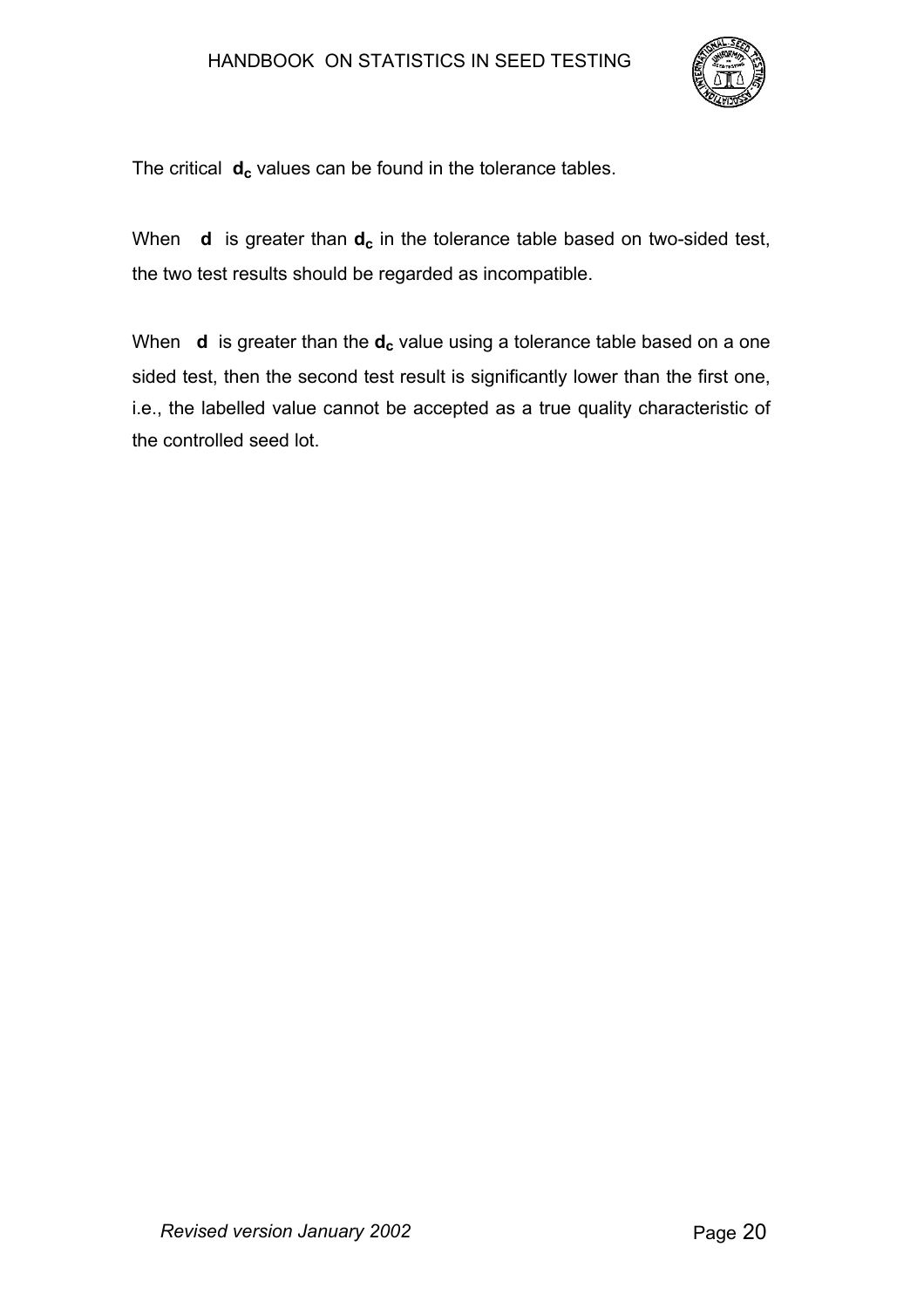The critical $\mathbf{d_c}$ values can be found in the tolerance tables.

When $\mathbf{d}$ is greater than $\mathbf{d_c}$ in the tolerance table based on two-sided test, the two test results should be regarded as incompatible.

When $\mathbf{d}$ is greater than the $\mathbf{d_c}$ value using a tolerance table based on a one sided test, then the second test result is significantly lower than the first one, i.e., the labelled value cannot be accepted as a true quality characteristic of the controlled seed lot.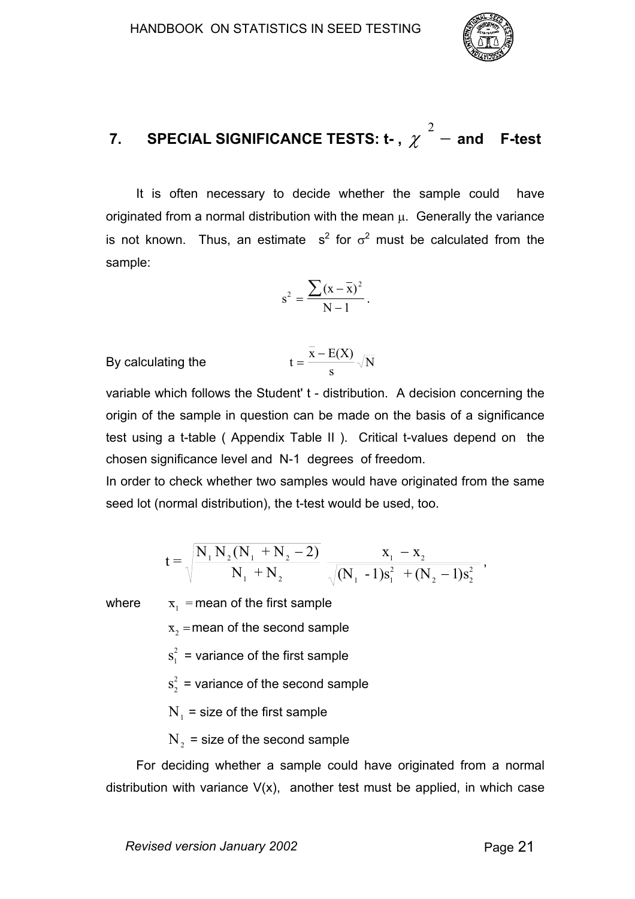## 7. SPECIAL SIGNIFICANCE TESTS: t- , $\chi^2$ – and F-test

It is often necessary to decide whether the sample could have originated from a normal distribution with the mean $\mu$. Generally the variance is not known. Thus, an estimate $s^2$ for $\sigma^2$ must be calculated from the sample:

$$s^2 = \frac{\sum (x - \bar{x})^2}{N - 1}.$$

By calculating the

$$t = \frac{\bar{x} - E(X)}{s}\sqrt{N}$$

variable which follows the Student' t - distribution. A decision concerning the origin of the sample in question can be made on the basis of a significance test using a t-table ( Appendix Table II ). Critical t-values depend on the chosen significance level and N-1 degrees of freedom.

In order to check whether two samples would have originated from the same seed lot (normal distribution), the t-test would be used, too.

$$t = \sqrt{\frac{N_1 N_2 (N_1 + N_2 - 2)}{N_1 + N_2}} \frac{x_1 - x_2}{\sqrt{(N_1 - 1)s_1^2 + (N_2 - 1)s_2^2}},$$

where $x_1$ = mean of the first sample

$x_2$ = mean of the second sample

$s_1^2$ = variance of the first sample

$s_2^2$ = variance of the second sample

$N_1$ = size of the first sample

$N_2$ = size of the second sample

For deciding whether a sample could have originated from a normal distribution with variance V(x), another test must be applied, in which case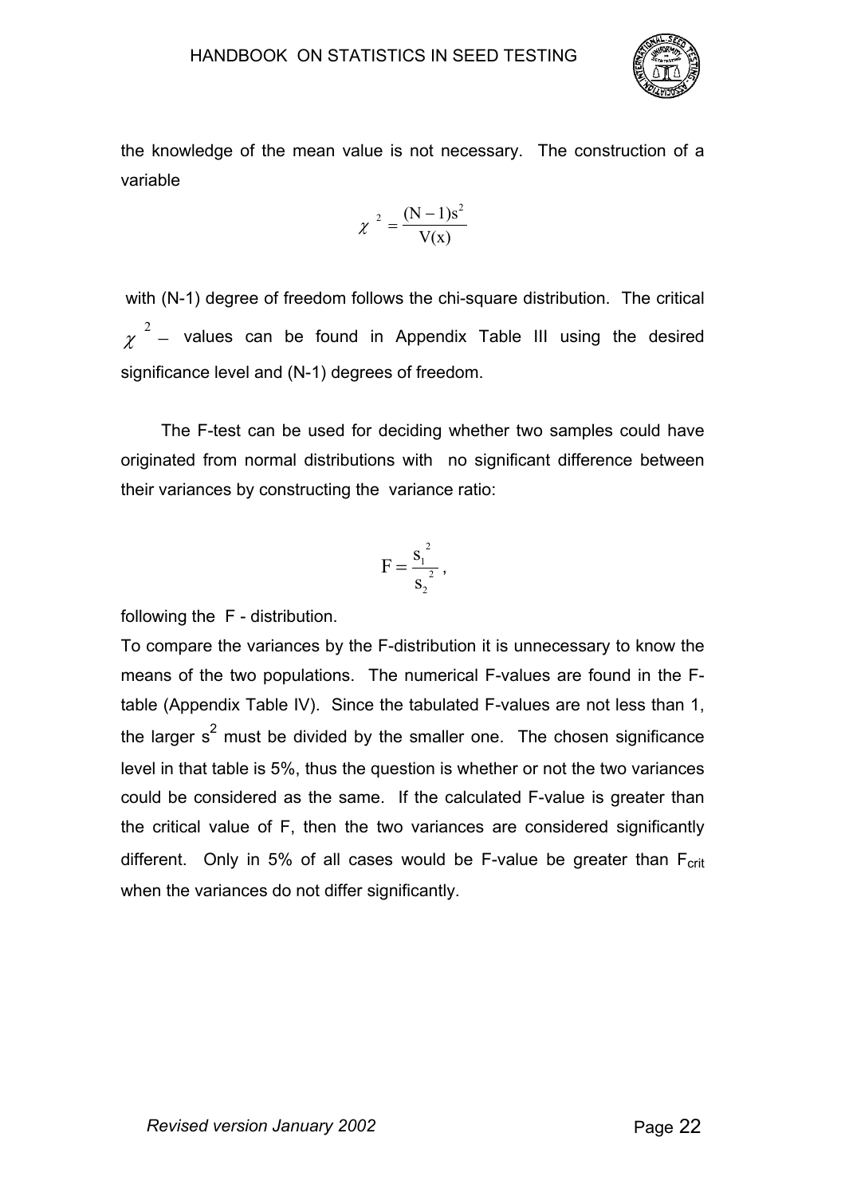the knowledge of the mean value is not necessary. The construction of a variable

$$\chi^2 = \frac{(N-1)s^2}{V(x)}$$

with (N-1) degree of freedom follows the chi-square distribution. The critical $\chi^2$ – values can be found in Appendix Table III using the desired significance level and (N-1) degrees of freedom.

The F-test can be used for deciding whether two samples could have originated from normal distributions with no significant difference between their variances by constructing the variance ratio:

$$F = \frac{s_1^2}{s_2^2},$$

following the F - distribution.

To compare the variances by the F-distribution it is unnecessary to know the means of the two populations. The numerical F-values are found in the F-table (Appendix Table IV). Since the tabulated F-values are not less than 1, the larger $s^2$ must be divided by the smaller one. The chosen significance level in that table is 5%, thus the question is whether or not the two variances could be considered as the same. If the calculated F-value is greater than the critical value of F, then the two variances are considered significantly different. Only in 5% of all cases would be F-value be greater than $F_{crit}$ when the variances do not differ significantly.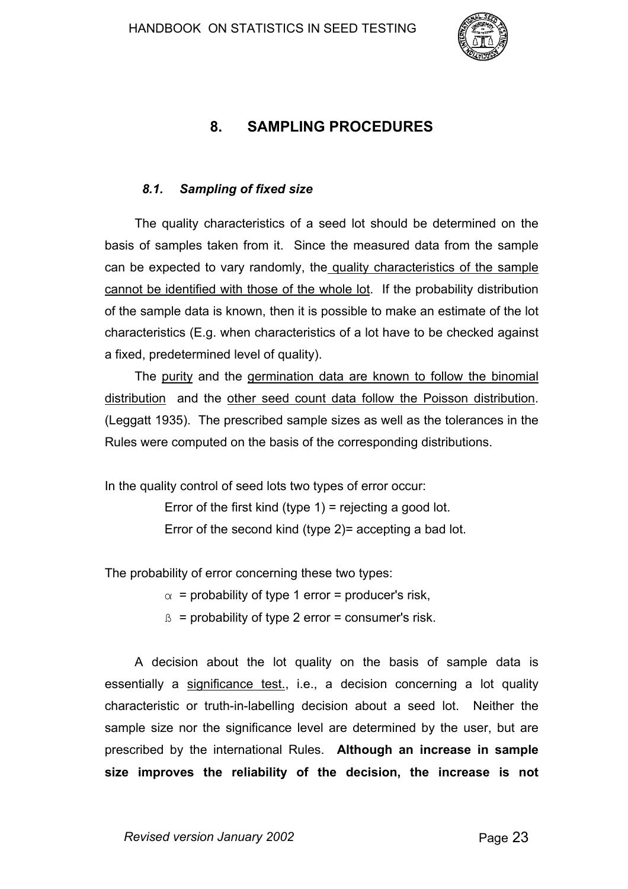# 8. SAMPLING PROCEDURES

### *8.1. Sampling of fixed size*

The quality characteristics of a seed lot should be determined on the basis of samples taken from it. Since the measured data from the sample can be expected to vary randomly, the quality characteristics of the sample cannot be identified with those of the whole lot. If the probability distribution of the sample data is known, then it is possible to make an estimate of the lot characteristics (E.g. when characteristics of a lot have to be checked against a fixed, predetermined level of quality).

The purity and the germination data are known to follow the binomial distribution and the other seed count data follow the Poisson distribution. (Leggatt 1935). The prescribed sample sizes as well as the tolerances in the Rules were computed on the basis of the corresponding distributions.

In the quality control of seed lots two types of error occur:

Error of the first kind (type 1) = rejecting a good lot.
Error of the second kind (type 2)= accepting a bad lot.

The probability of error concerning these two types:

$\alpha$ = probability of type 1 error = producer's risk,
$\beta$ = probability of type 2 error = consumer's risk.

A decision about the lot quality on the basis of sample data is essentially a significance test., i.e., a decision concerning a lot quality characteristic or truth-in-labelling decision about a seed lot. Neither the sample size nor the significance level are determined by the user, but are prescribed by the international Rules. **Although an increase in sample size improves the reliability of the decision, the increase is not**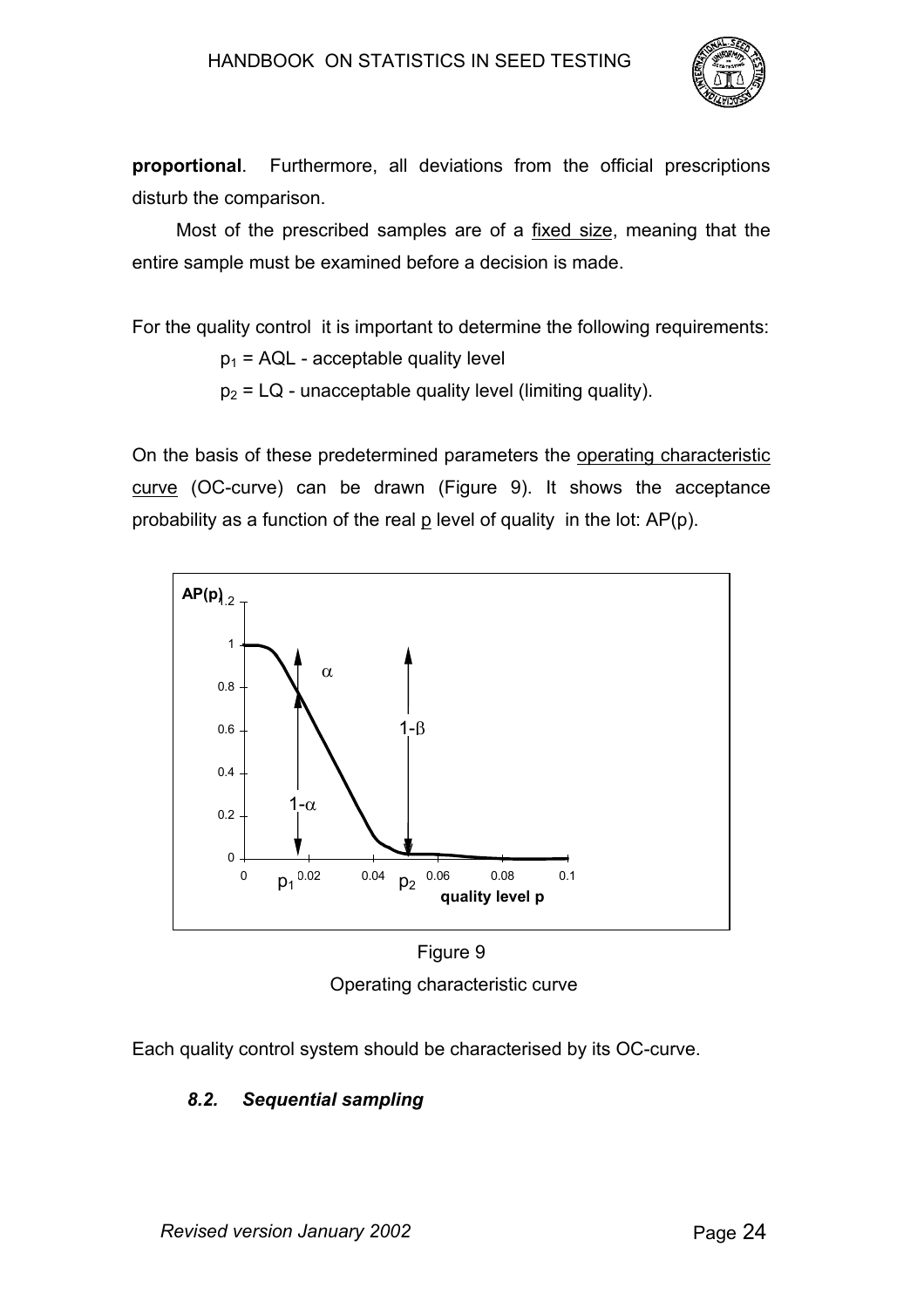**proportional**. Furthermore, all deviations from the official prescriptions disturb the comparison.

Most of the prescribed samples are of a fixed size, meaning that the entire sample must be examined before a decision is made.

For the quality control it is important to determine the following requirements:

$p_1$ = AQL - acceptable quality level

$p_2$ = LQ - unacceptable quality level (limiting quality).

On the basis of these predetermined parameters the operating characteristic curve (OC-curve) can be drawn (Figure 9). It shows the acceptance probability as a function of the real p level of quality in the lot: AP(p).

Figure 9

Operating characteristic curve

Each quality control system should be characterised by its OC-curve.

### *8.2. Sequential sampling*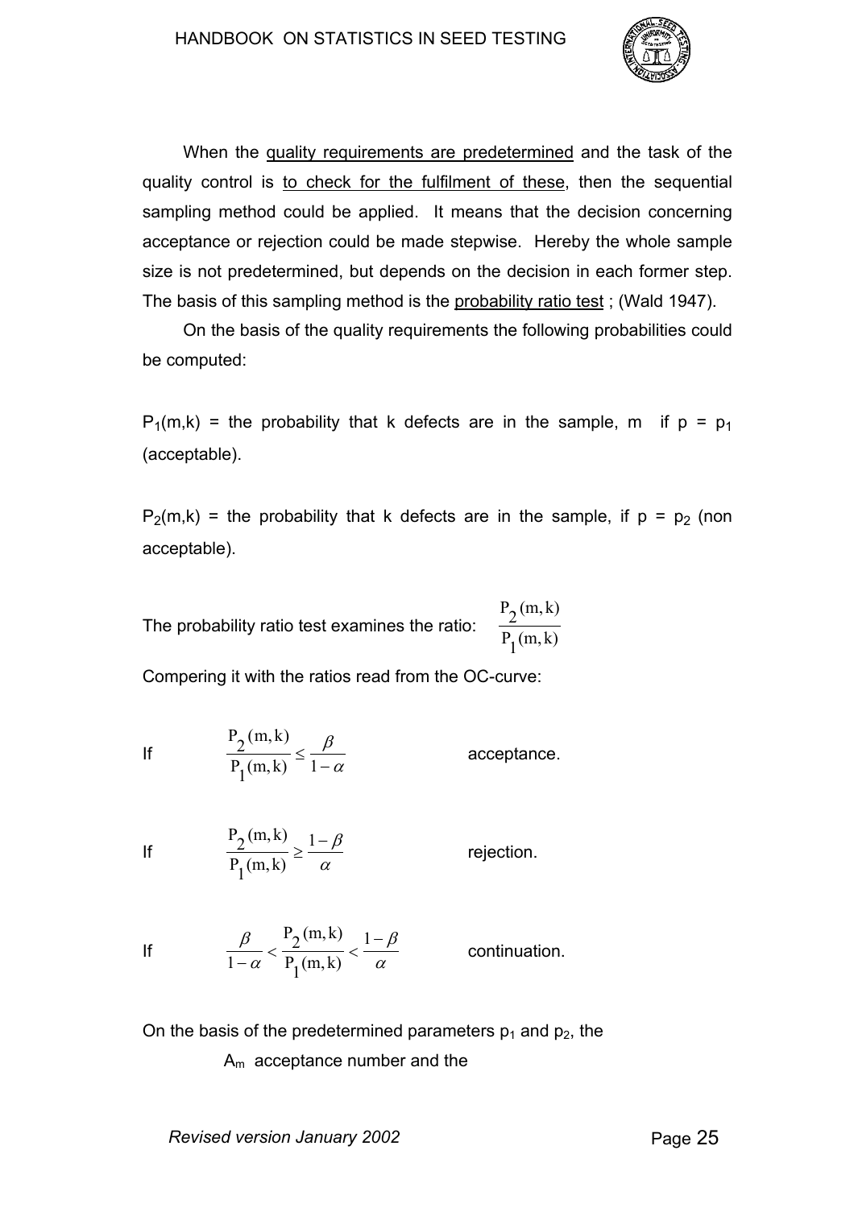When the <u>quality requirements are predetermined</u> and the task of the quality control is <u>to check for the fulfilment of these</u>, then the sequential sampling method could be applied. It means that the decision concerning acceptance or rejection could be made stepwise. Hereby the whole sample size is not predetermined, but depends on the decision in each former step. The basis of this sampling method is the <u>probability ratio test</u> ; (Wald 1947).

On the basis of the quality requirements the following probabilities could be computed:

$P_1(m,k)$ = the probability that k defects are in the sample, m if $p = p_1$ (acceptable).

$P_2(m,k)$ = the probability that k defects are in the sample, if $p = p_2$ (non acceptable).

The probability ratio test examines the ratio: $\frac{P_2(m,k)}{P_1(m,k)}$

Compering it with the ratios read from the OC-curve:

If $$\frac{P_2(m,k)}{P_1(m,k)} \leq \frac{\beta}{1-\alpha}$$ acceptance.

If $$\frac{P_2(m,k)}{P_1(m,k)} \geq \frac{1-\beta}{\alpha}$$ rejection.

If $$\frac{\beta}{1-\alpha} < \frac{P_2(m,k)}{P_1(m,k)} < \frac{1-\beta}{\alpha}$$ continuation.

On the basis of the predetermined parameters $p_1$ and $p_2$, the

$A_m$ acceptance number and the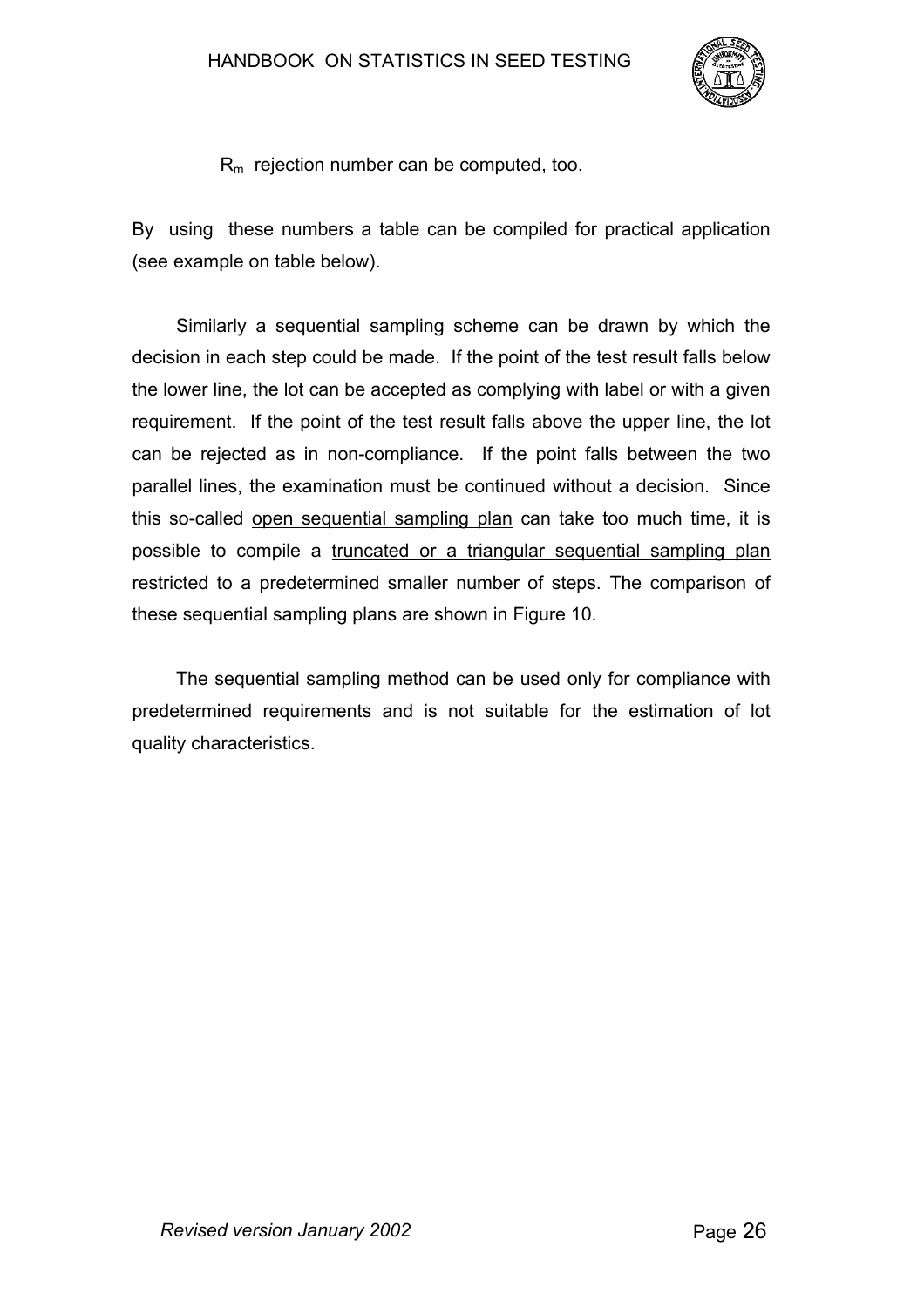$R_m$ rejection number can be computed, too.

By using these numbers a table can be compiled for practical application (see example on table below).

Similarly a sequential sampling scheme can be drawn by which the decision in each step could be made. If the point of the test result falls below the lower line, the lot can be accepted as complying with label or with a given requirement. If the point of the test result falls above the upper line, the lot can be rejected as in non-compliance. If the point falls between the two parallel lines, the examination must be continued without a decision. Since this so-called <u>open sequential sampling plan</u> can take too much time, it is possible to compile a <u>truncated or a triangular sequential sampling plan</u> restricted to a predetermined smaller number of steps. The comparison of these sequential sampling plans are shown in Figure 10.

The sequential sampling method can be used only for compliance with predetermined requirements and is not suitable for the estimation of lot quality characteristics.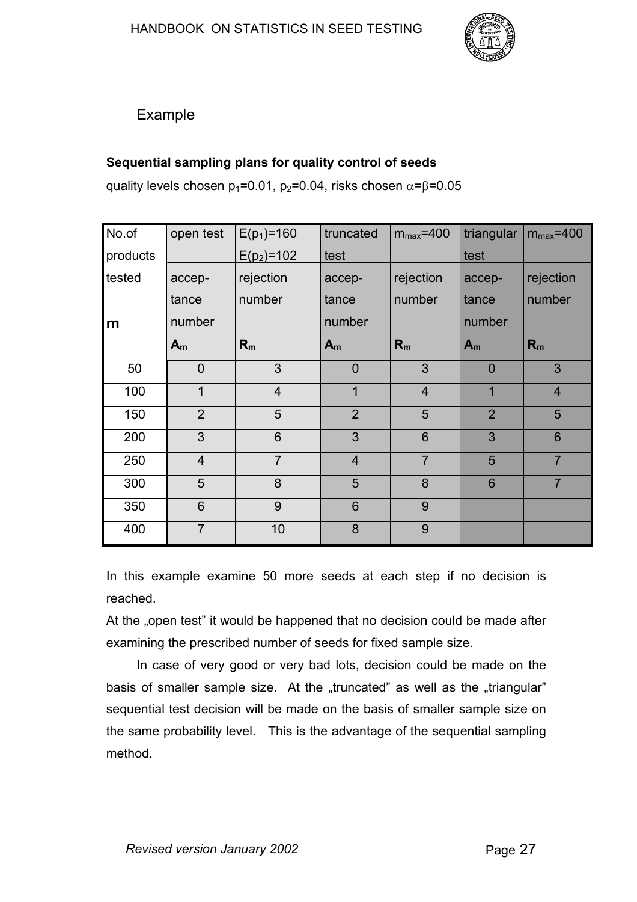## Example

**Sequential sampling plans for quality control of seeds**

quality levels chosen $p_1$=0.01, $p_2$=0.04, risks chosen $\alpha$=$\beta$=0.05

| No.of products tested m | open test acceptance number $A_m$ | $E(p_1)$=160 $E(p_2)$=102 rejection number $R_m$ | truncated test acceptance number $A_m$ | $m_{max}$=400 rejection number $R_m$ | triangular test acceptance number $A_m$ | $m_{max}$=400 rejection number $R_m$ |
|---|---|---|---|---|---|---|
| 50 | 0 | 3 | 0 | 3 | 0 | 3 |
| 100 | 1 | 4 | 1 | 4 | 1 | 4 |
| 150 | 2 | 5 | 2 | 5 | 2 | 5 |
| 200 | 3 | 6 | 3 | 6 | 3 | 6 |
| 250 | 4 | 7 | 4 | 7 | 5 | 7 |
| 300 | 5 | 8 | 5 | 8 | 6 | 7 |
| 350 | 6 | 9 | 6 | 9 | | |
| 400 | 7 | 10 | 8 | 9 | | |

In this example examine 50 more seeds at each step if no decision is reached.

At the „open test" it would be happened that no decision could be made after examining the prescribed number of seeds for fixed sample size.

In case of very good or very bad lots, decision could be made on the basis of smaller sample size. At the „truncated" as well as the „triangular" sequential test decision will be made on the basis of smaller sample size on the same probability level. This is the advantage of the sequential sampling method.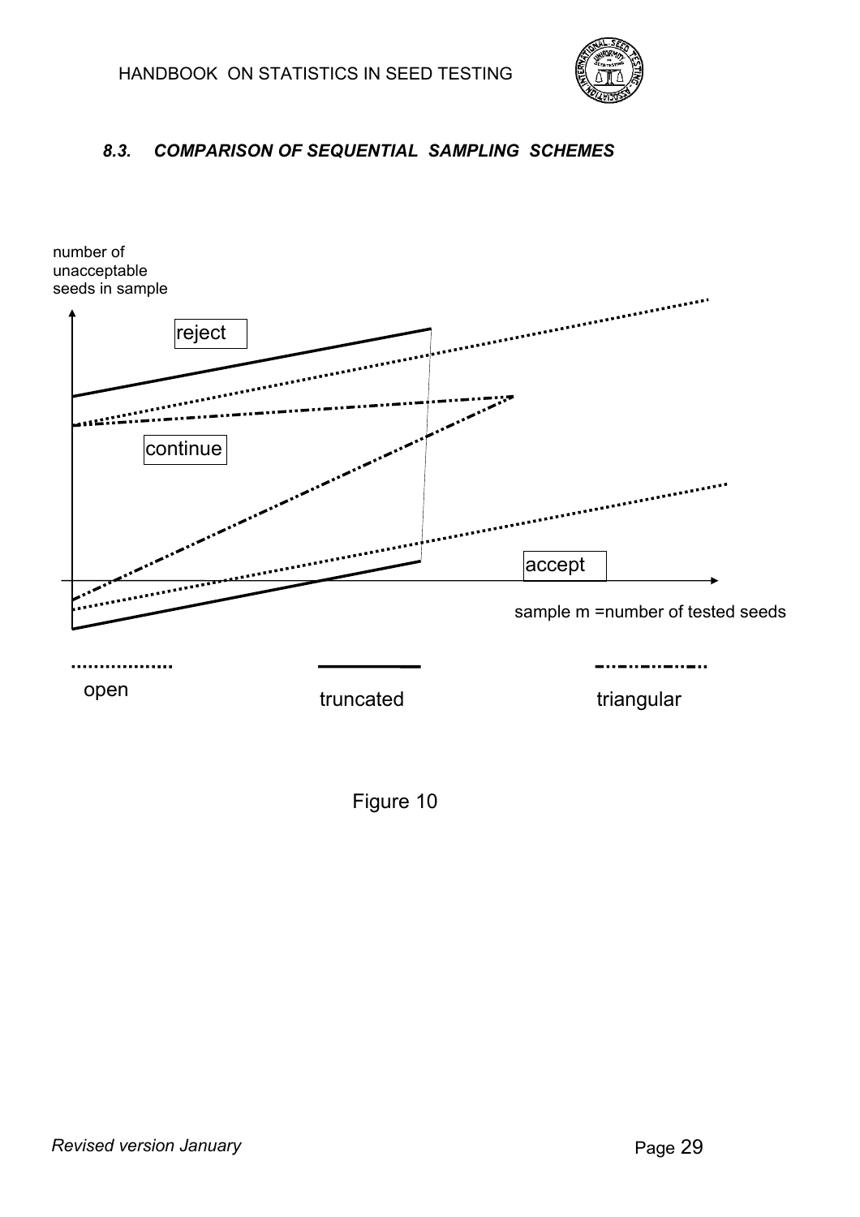### *8.3. COMPARISON OF SEQUENTIAL SAMPLING SCHEMES*

number of unacceptable seeds in sample

reject

continue

accept

sample m =number of tested seeds

open

truncated

triangular

Figure 10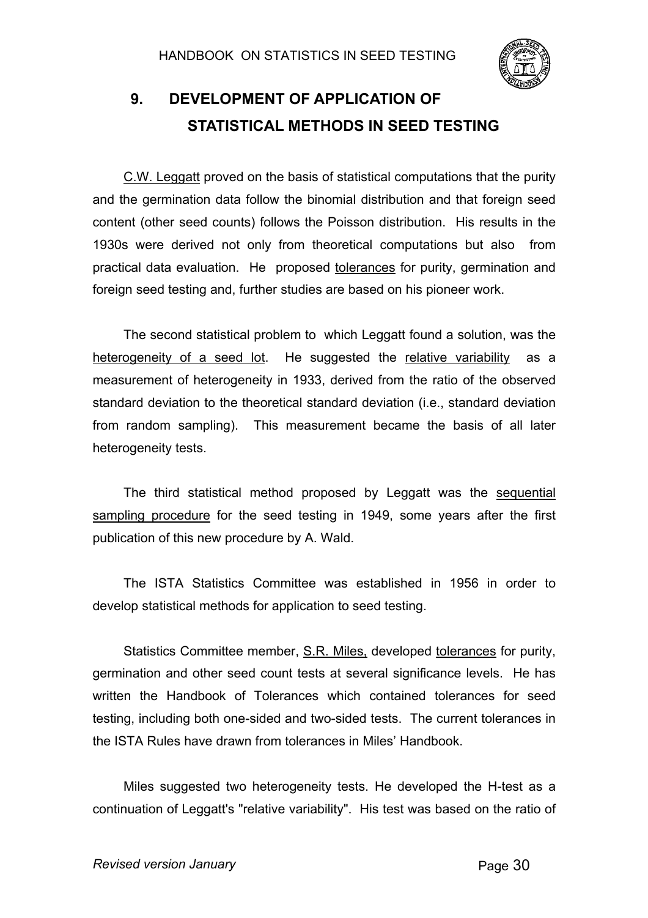# 9. DEVELOPMENT OF APPLICATION OF STATISTICAL METHODS IN SEED TESTING

C.W. Leggatt proved on the basis of statistical computations that the purity and the germination data follow the binomial distribution and that foreign seed content (other seed counts) follows the Poisson distribution. His results in the 1930s were derived not only from theoretical computations but also from practical data evaluation. He proposed tolerances for purity, germination and foreign seed testing and, further studies are based on his pioneer work.

The second statistical problem to which Leggatt found a solution, was the heterogeneity of a seed lot. He suggested the relative variability as a measurement of heterogeneity in 1933, derived from the ratio of the observed standard deviation to the theoretical standard deviation (i.e., standard deviation from random sampling). This measurement became the basis of all later heterogeneity tests.

The third statistical method proposed by Leggatt was the sequential sampling procedure for the seed testing in 1949, some years after the first publication of this new procedure by A. Wald.

The ISTA Statistics Committee was established in 1956 in order to develop statistical methods for application to seed testing.

Statistics Committee member, S.R. Miles, developed tolerances for purity, germination and other seed count tests at several significance levels. He has written the Handbook of Tolerances which contained tolerances for seed testing, including both one-sided and two-sided tests. The current tolerances in the ISTA Rules have drawn from tolerances in Miles' Handbook.

Miles suggested two heterogeneity tests. He developed the H-test as a continuation of Leggatt's "relative variability". His test was based on the ratio of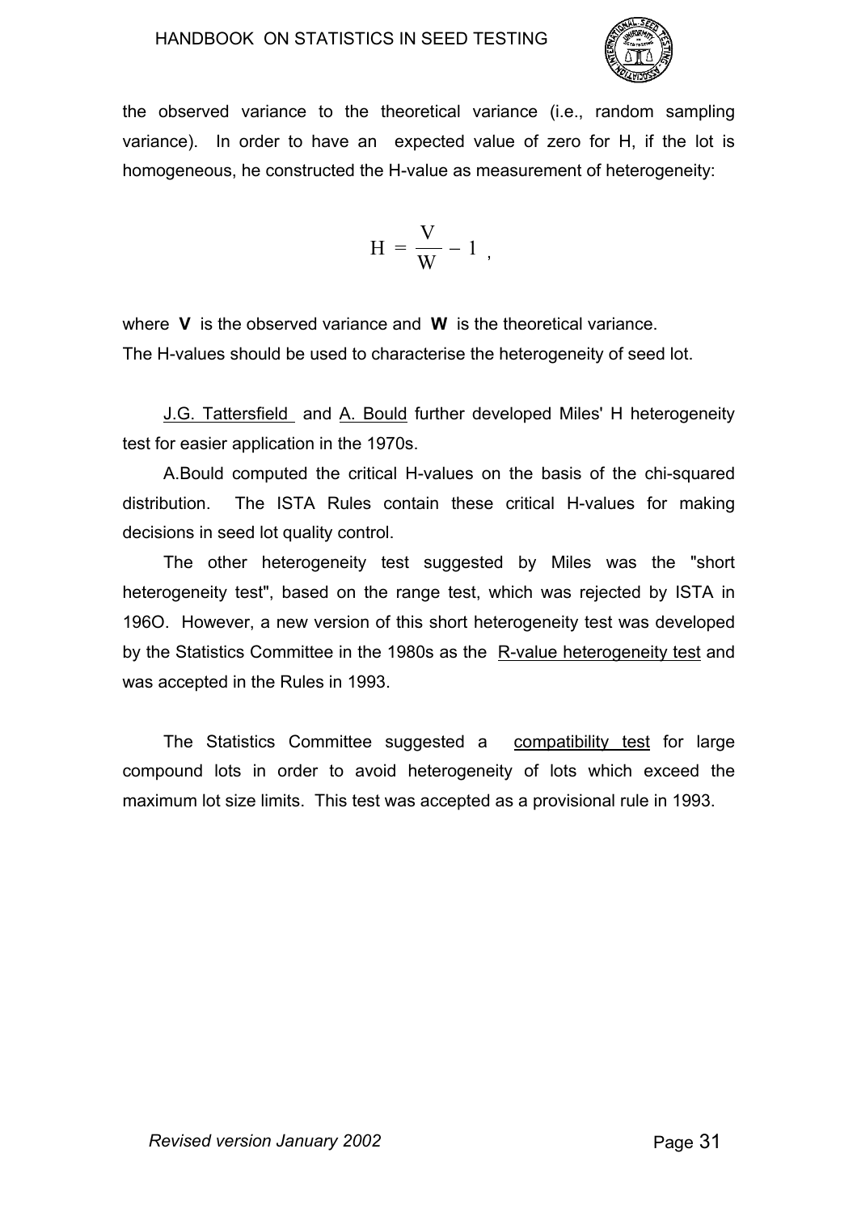the observed variance to the theoretical variance (i.e., random sampling variance). In order to have an expected value of zero for H, if the lot is homogeneous, he constructed the H-value as measurement of heterogeneity:

$$H = \frac{V}{W} - 1 \ ,$$

where **V** is the observed variance and **W** is the theoretical variance.
The H-values should be used to characterise the heterogeneity of seed lot.

J.G. Tattersfield and A. Bould further developed Miles' H heterogeneity test for easier application in the 1970s.

A.Bould computed the critical H-values on the basis of the chi-squared distribution. The ISTA Rules contain these critical H-values for making decisions in seed lot quality control.

The other heterogeneity test suggested by Miles was the "short heterogeneity test", based on the range test, which was rejected by ISTA in 196O. However, a new version of this short heterogeneity test was developed by the Statistics Committee in the 1980s as the R-value heterogeneity test and was accepted in the Rules in 1993.

The Statistics Committee suggested a compatibility test for large compound lots in order to avoid heterogeneity of lots which exceed the maximum lot size limits. This test was accepted as a provisional rule in 1993.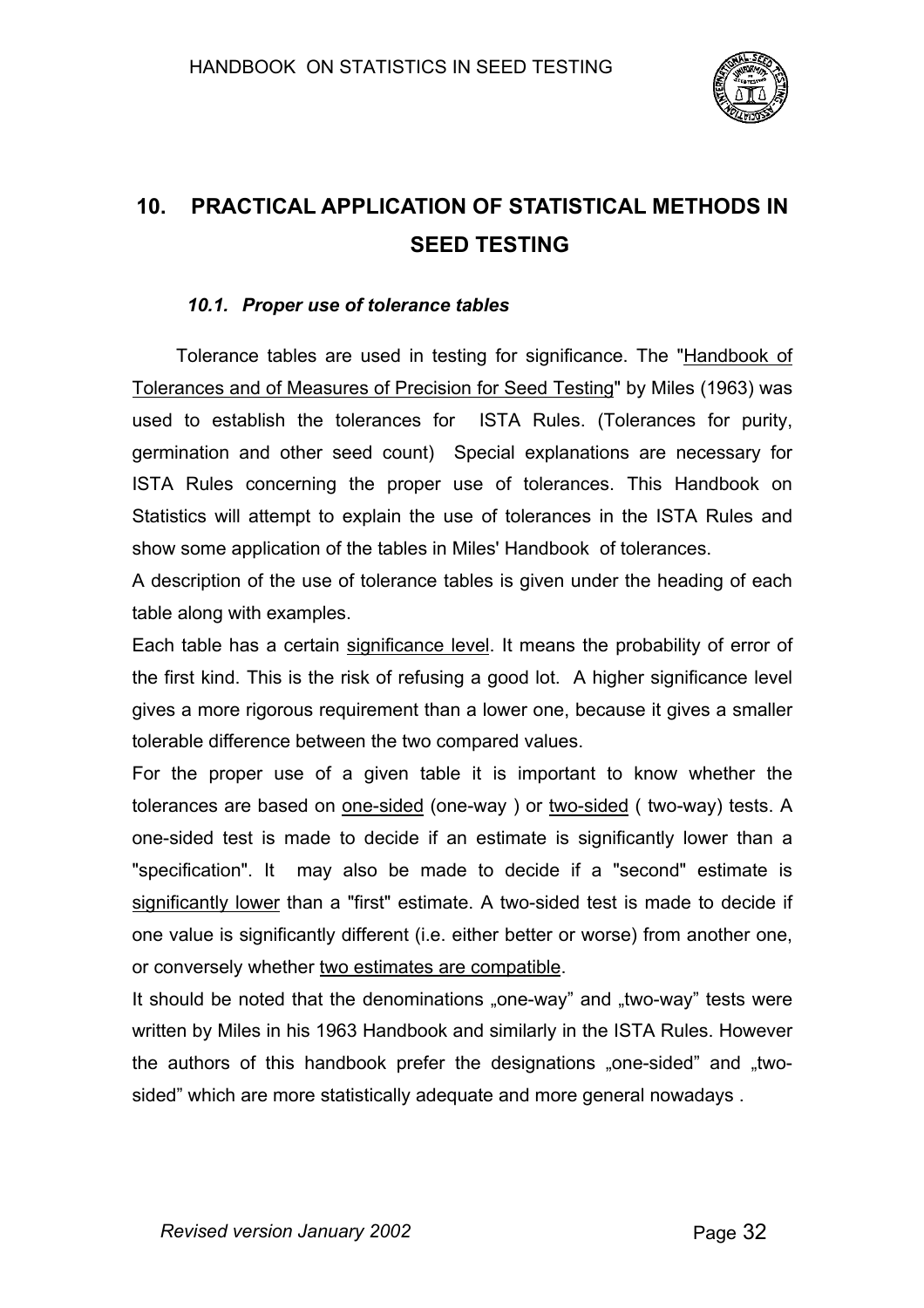# 10. PRACTICAL APPLICATION OF STATISTICAL METHODS IN SEED TESTING

### *10.1. Proper use of tolerance tables*

Tolerance tables are used in testing for significance. The "Handbook of Tolerances and of Measures of Precision for Seed Testing" by Miles (1963) was used to establish the tolerances for ISTA Rules. (Tolerances for purity, germination and other seed count) Special explanations are necessary for ISTA Rules concerning the proper use of tolerances. This Handbook on Statistics will attempt to explain the use of tolerances in the ISTA Rules and show some application of the tables in Miles' Handbook of tolerances.

A description of the use of tolerance tables is given under the heading of each table along with examples.

Each table has a certain significance level. It means the probability of error of the first kind. This is the risk of refusing a good lot. A higher significance level gives a more rigorous requirement than a lower one, because it gives a smaller tolerable difference between the two compared values.

For the proper use of a given table it is important to know whether the tolerances are based on one-sided (one-way ) or two-sided ( two-way) tests. A one-sided test is made to decide if an estimate is significantly lower than a "specification". It may also be made to decide if a "second" estimate is significantly lower than a "first" estimate. A two-sided test is made to decide if one value is significantly different (i.e. either better or worse) from another one, or conversely whether two estimates are compatible.

It should be noted that the denominations „one-way" and „two-way" tests were written by Miles in his 1963 Handbook and similarly in the ISTA Rules. However the authors of this handbook prefer the designations „one-sided" and „two-sided" which are more statistically adequate and more general nowadays .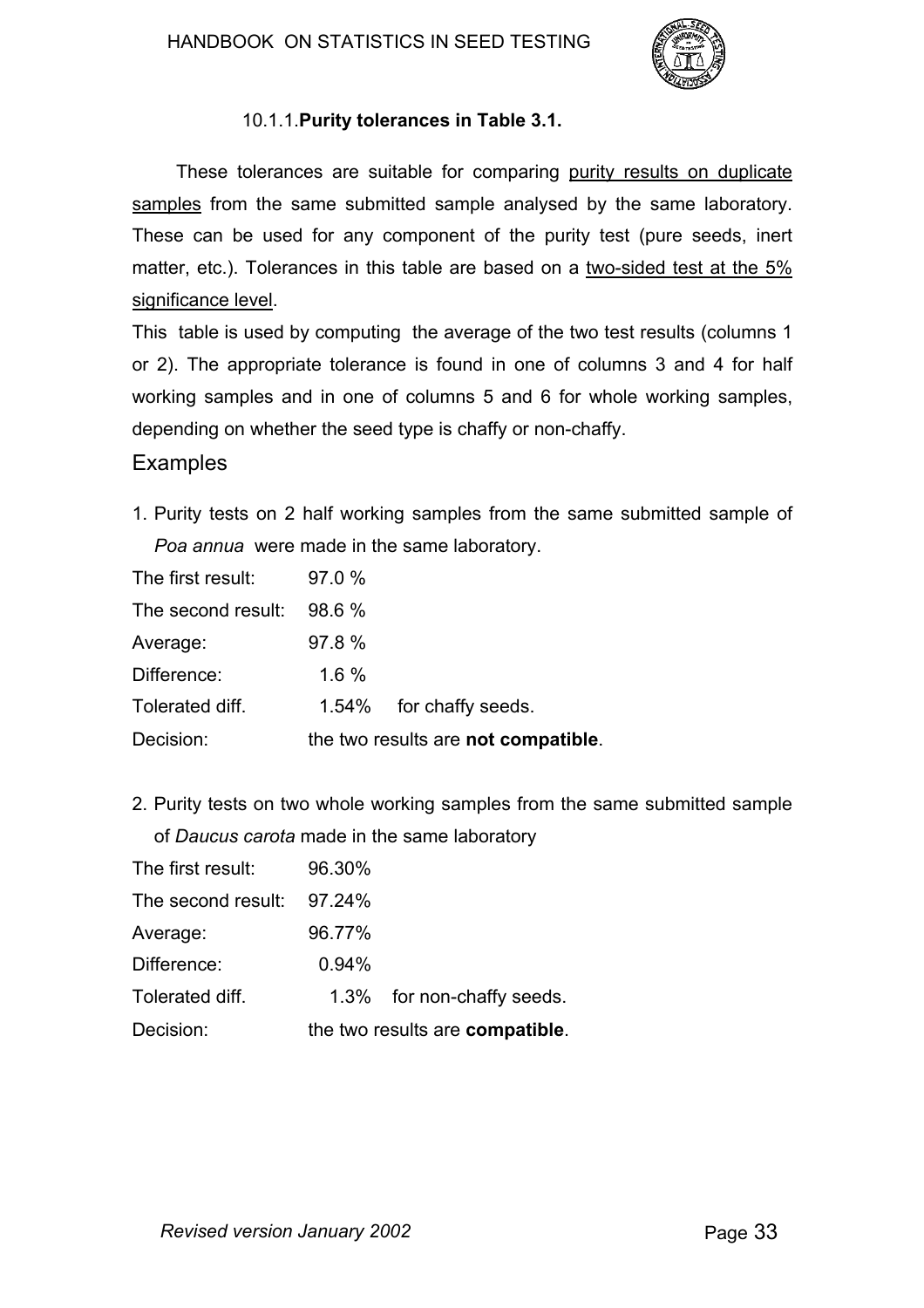### 10.1.1. **Purity tolerances in Table 3.1.**

These tolerances are suitable for comparing purity results on duplicate samples from the same submitted sample analysed by the same laboratory. These can be used for any component of the purity test (pure seeds, inert matter, etc.). Tolerances in this table are based on a two-sided test at the 5% significance level.

This table is used by computing the average of the two test results (columns 1 or 2). The appropriate tolerance is found in one of columns 3 and 4 for half working samples and in one of columns 5 and 6 for whole working samples, depending on whether the seed type is chaffy or non-chaffy.

## Examples

1. Purity tests on 2 half working samples from the same submitted sample of *Poa annua* were made in the same laboratory.

| | |
|---|---|
| The first result: | 97.0 % |
| The second result: | 98.6 % |
| Average: | 97.8 % |
| Difference: | 1.6 % |
| Tolerated diff. | 1.54% for chaffy seeds. |
| Decision: | the two results are **not compatible**. |

2. Purity tests on two whole working samples from the same submitted sample of *Daucus carota* made in the same laboratory

| | |
|---|---|
| The first result: | 96.30% |
| The second result: | 97.24% |
| Average: | 96.77% |
| Difference: | 0.94% |
| Tolerated diff. | 1.3% for non-chaffy seeds. |
| Decision: | the two results are **compatible**. |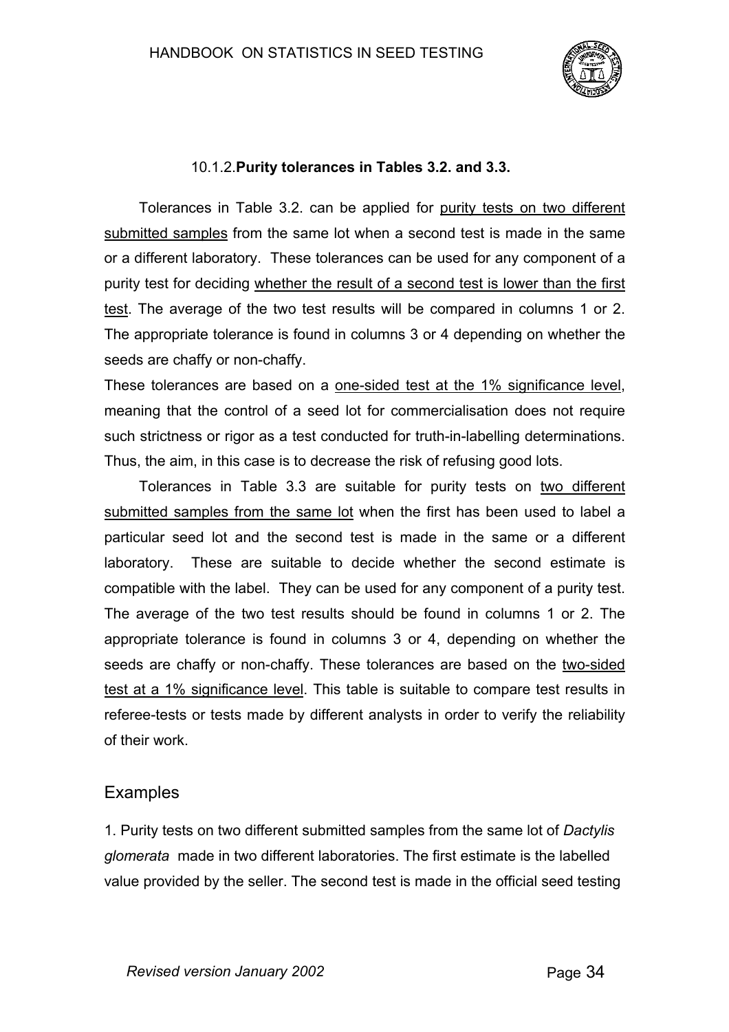### 10.1.2. **Purity tolerances in Tables 3.2. and 3.3.**

Tolerances in Table 3.2. can be applied for purity tests on two different submitted samples from the same lot when a second test is made in the same or a different laboratory. These tolerances can be used for any component of a purity test for deciding whether the result of a second test is lower than the first test. The average of the two test results will be compared in columns 1 or 2. The appropriate tolerance is found in columns 3 or 4 depending on whether the seeds are chaffy or non-chaffy.

These tolerances are based on a one-sided test at the 1% significance level, meaning that the control of a seed lot for commercialisation does not require such strictness or rigor as a test conducted for truth-in-labelling determinations. Thus, the aim, in this case is to decrease the risk of refusing good lots.

Tolerances in Table 3.3 are suitable for purity tests on two different submitted samples from the same lot when the first has been used to label a particular seed lot and the second test is made in the same or a different laboratory. These are suitable to decide whether the second estimate is compatible with the label. They can be used for any component of a purity test. The average of the two test results should be found in columns 1 or 2. The appropriate tolerance is found in columns 3 or 4, depending on whether the seeds are chaffy or non-chaffy. These tolerances are based on the two-sided test at a 1% significance level. This table is suitable to compare test results in referee-tests or tests made by different analysts in order to verify the reliability of their work.

## Examples

1. Purity tests on two different submitted samples from the same lot of *Dactylis glomerata* made in two different laboratories. The first estimate is the labelled value provided by the seller. The second test is made in the official seed testing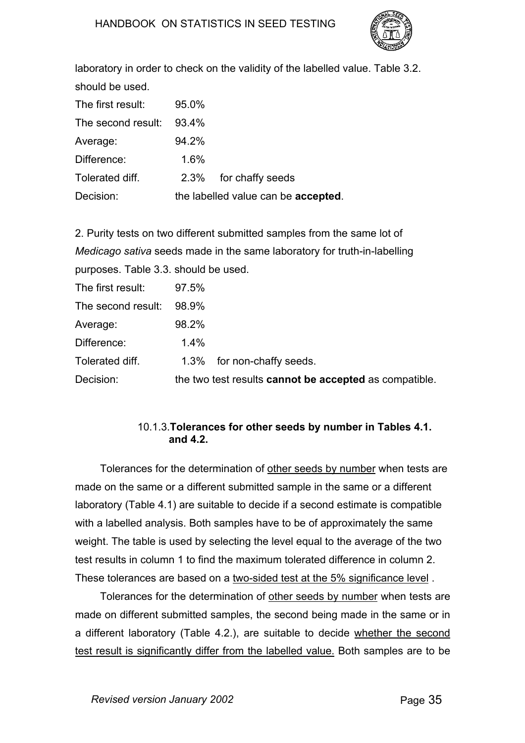laboratory in order to check on the validity of the labelled value. Table 3.2. should be used.

| | | |
|---|---|---|
| The first result: | 95.0% | |
| The second result: | 93.4% | |
| Average: | 94.2% | |
| Difference: | 1.6% | |
| Tolerated diff. | 2.3% | for chaffy seeds |
| Decision: | the labelled value can be **accepted**. | |

2. Purity tests on two different submitted samples from the same lot of *Medicago sativa* seeds made in the same laboratory for truth-in-labelling purposes. Table 3.3. should be used.

| | | |
|---|---|---|
| The first result: | 97.5% | |
| The second result: | 98.9% | |
| Average: | 98.2% | |
| Difference: | 1.4% | |
| Tolerated diff. | 1.3% | for non-chaffy seeds. |
| Decision: | the two test results **cannot be accepted** as compatible. | |

### 10.1.3. Tolerances for other seeds by number in Tables 4.1. and 4.2.

Tolerances for the determination of other seeds by number when tests are made on the same or a different submitted sample in the same or a different laboratory (Table 4.1) are suitable to decide if a second estimate is compatible with a labelled analysis. Both samples have to be of approximately the same weight. The table is used by selecting the level equal to the average of the two test results in column 1 to find the maximum tolerated difference in column 2. These tolerances are based on a two-sided test at the 5% significance level .

Tolerances for the determination of other seeds by number when tests are made on different submitted samples, the second being made in the same or in a different laboratory (Table 4.2.), are suitable to decide whether the second test result is significantly differ from the labelled value. Both samples are to be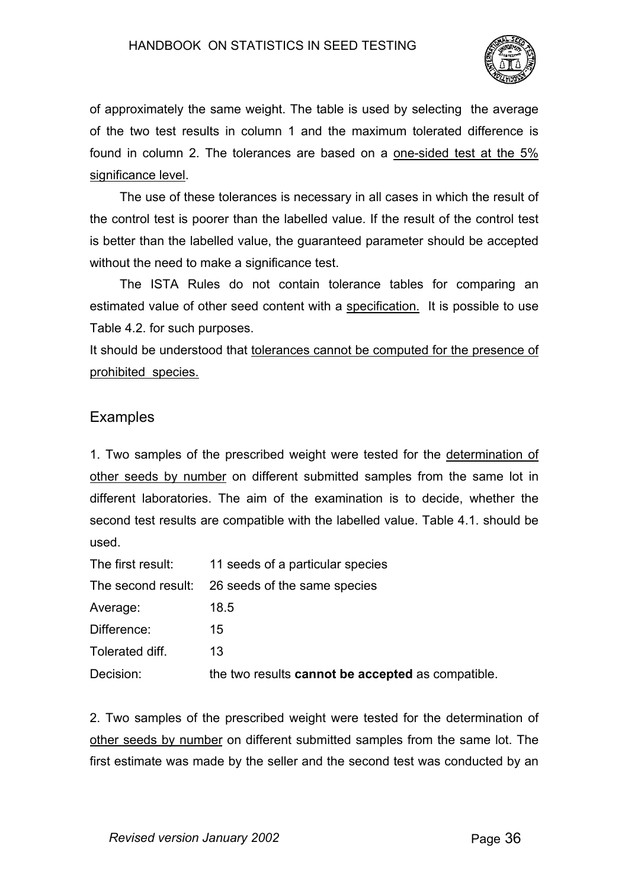of approximately the same weight. The table is used by selecting the average of the two test results in column 1 and the maximum tolerated difference is found in column 2. The tolerances are based on a one-sided test at the 5% significance level.

The use of these tolerances is necessary in all cases in which the result of the control test is poorer than the labelled value. If the result of the control test is better than the labelled value, the guaranteed parameter should be accepted without the need to make a significance test.

The ISTA Rules do not contain tolerance tables for comparing an estimated value of other seed content with a specification. It is possible to use Table 4.2. for such purposes.

It should be understood that tolerances cannot be computed for the presence of prohibited species.

## Examples

1. Two samples of the prescribed weight were tested for the determination of other seeds by number on different submitted samples from the same lot in different laboratories. The aim of the examination is to decide, whether the second test results are compatible with the labelled value. Table 4.1. should be used.

| | |
|---|---|
| The first result: | 11 seeds of a particular species |
| The second result: | 26 seeds of the same species |
| Average: | 18.5 |
| Difference: | 15 |
| Tolerated diff. | 13 |
| Decision: | the two results **cannot be accepted** as compatible. |

2. Two samples of the prescribed weight were tested for the determination of other seeds by number on different submitted samples from the same lot. The first estimate was made by the seller and the second test was conducted by an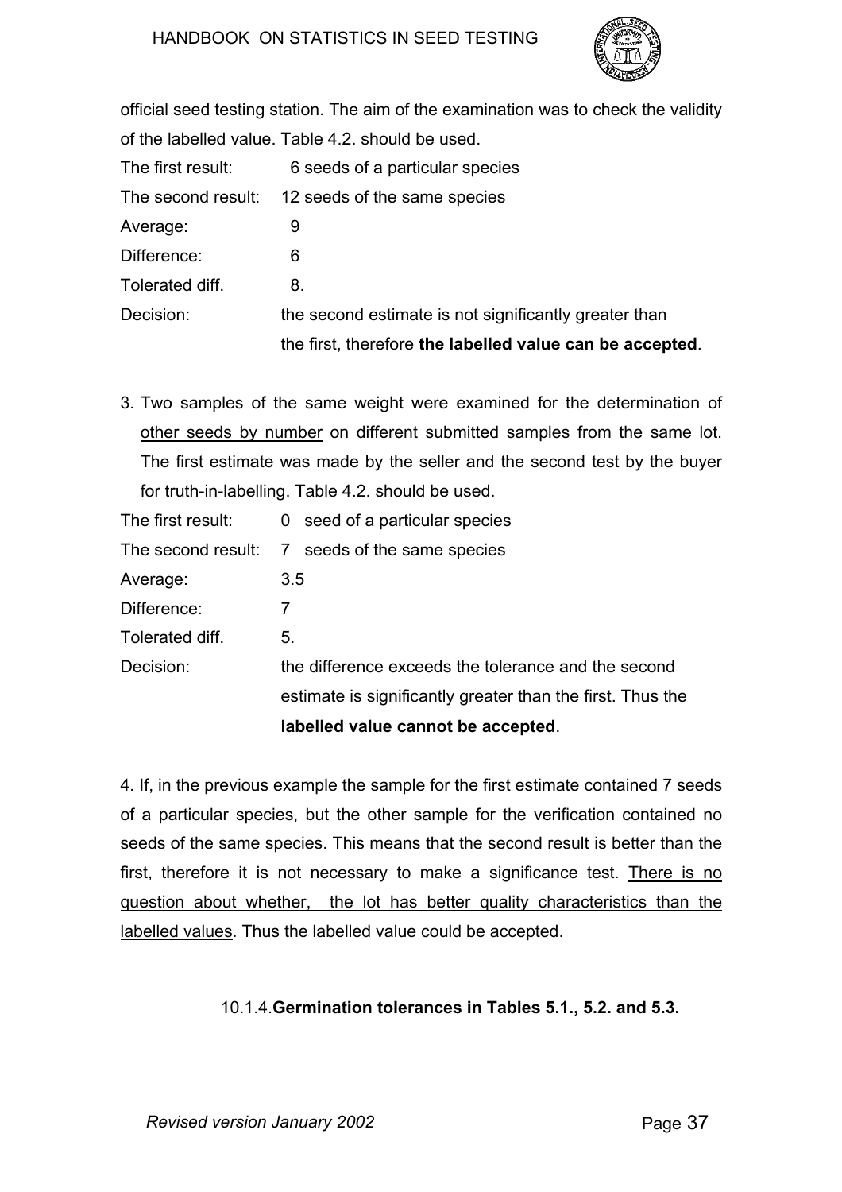official seed testing station. The aim of the examination was to check the validity of the labelled value. Table 4.2. should be used.

| | |
|---|---|
| The first result: | 6 seeds of a particular species |
| The second result: | 12 seeds of the same species |
| Average: | 9 |
| Difference: | 6 |
| Tolerated diff. | 8. |
| Decision: | the second estimate is not significantly greater than the first, therefore **the labelled value can be accepted**. |

3. Two samples of the same weight were examined for the determination of other seeds by number on different submitted samples from the same lot. The first estimate was made by the seller and the second test by the buyer for truth-in-labelling. Table 4.2. should be used.

| | |
|---|---|
| The first result: | 0 seed of a particular species |
| The second result: | 7 seeds of the same species |
| Average: | 3.5 |
| Difference: | 7 |
| Tolerated diff. | 5. |
| Decision: | the difference exceeds the tolerance and the second estimate is significantly greater than the first. Thus the **labelled value cannot be accepted**. |

4. If, in the previous example the sample for the first estimate contained 7 seeds of a particular species, but the other sample for the verification contained no seeds of the same species. This means that the second result is better than the first, therefore it is not necessary to make a significance test. There is no question about whether, the lot has better quality characteristics than the labelled values. Thus the labelled value could be accepted.

#### 10.1.4. Germination tolerances in Tables 5.1., 5.2. and 5.3.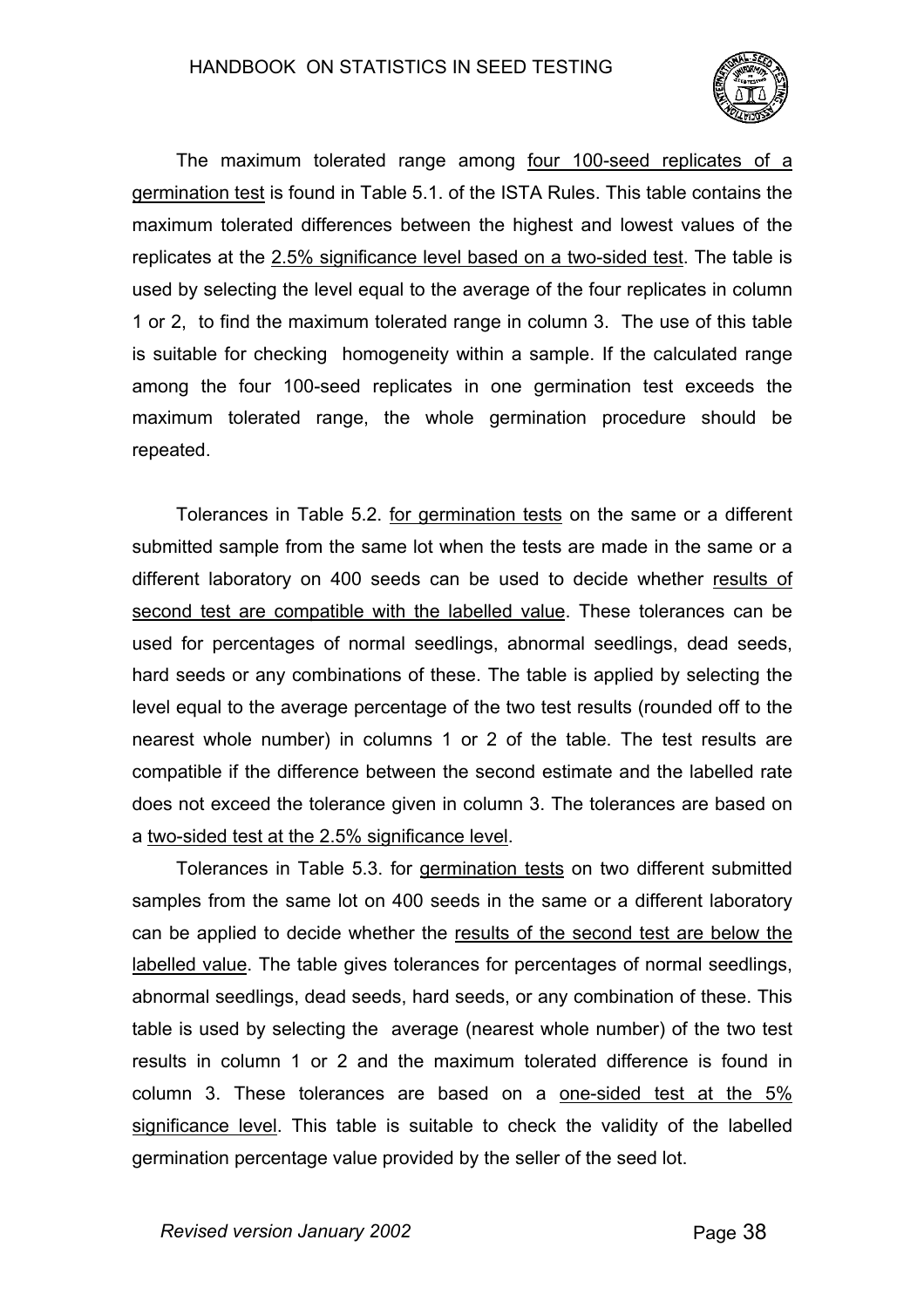The maximum tolerated range among four 100-seed replicates of a germination test is found in Table 5.1. of the ISTA Rules. This table contains the maximum tolerated differences between the highest and lowest values of the replicates at the 2.5% significance level based on a two-sided test. The table is used by selecting the level equal to the average of the four replicates in column 1 or 2, to find the maximum tolerated range in column 3. The use of this table is suitable for checking homogeneity within a sample. If the calculated range among the four 100-seed replicates in one germination test exceeds the maximum tolerated range, the whole germination procedure should be repeated.

Tolerances in Table 5.2. for germination tests on the same or a different submitted sample from the same lot when the tests are made in the same or a different laboratory on 400 seeds can be used to decide whether results of second test are compatible with the labelled value. These tolerances can be used for percentages of normal seedlings, abnormal seedlings, dead seeds, hard seeds or any combinations of these. The table is applied by selecting the level equal to the average percentage of the two test results (rounded off to the nearest whole number) in columns 1 or 2 of the table. The test results are compatible if the difference between the second estimate and the labelled rate does not exceed the tolerance given in column 3. The tolerances are based on a two-sided test at the 2.5% significance level.

Tolerances in Table 5.3. for germination tests on two different submitted samples from the same lot on 400 seeds in the same or a different laboratory can be applied to decide whether the results of the second test are below the labelled value. The table gives tolerances for percentages of normal seedlings, abnormal seedlings, dead seeds, hard seeds, or any combination of these. This table is used by selecting the average (nearest whole number) of the two test results in column 1 or 2 and the maximum tolerated difference is found in column 3. These tolerances are based on a one-sided test at the 5% significance level. This table is suitable to check the validity of the labelled germination percentage value provided by the seller of the seed lot.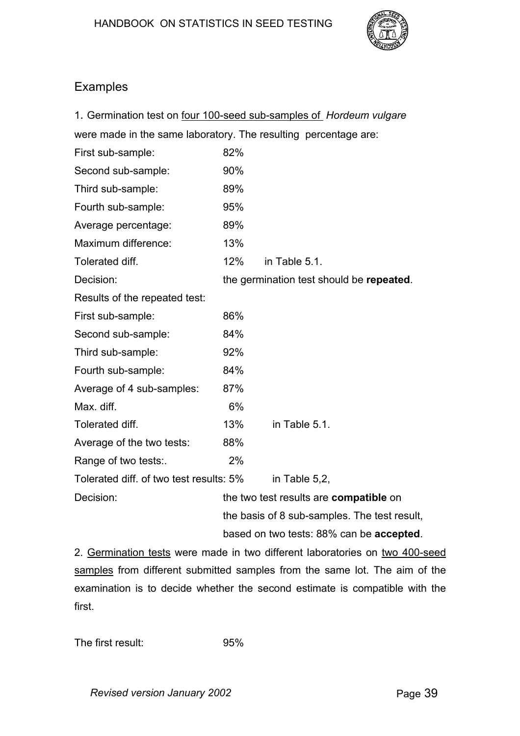## Examples

1. Germination test on <u>four 100-seed sub-samples of</u> *Hordeum vulgare* were made in the same laboratory. The resulting percentage are:

| | | |
|---|---|---|
| First sub-sample: | 82% | |
| Second sub-sample: | 90% | |
| Third sub-sample: | 89% | |
| Fourth sub-sample: | 95% | |
| Average percentage: | 89% | |
| Maximum difference: | 13% | |
| Tolerated diff. | 12% | in Table 5.1. |
| Decision: | the germination test should be **repeated**. | |
| Results of the repeated test: | | |
| First sub-sample: | 86% | |
| Second sub-sample: | 84% | |
| Third sub-sample: | 92% | |
| Fourth sub-sample: | 84% | |
| Average of 4 sub-samples: | 87% | |
| Max. diff. | 6% | |
| Tolerated diff. | 13% | in Table 5.1. |
| Average of the two tests: | 88% | |
| Range of two tests:. | 2% | |
| Tolerated diff. of two test results: | 5% | in Table 5,2, |
| Decision: | the two test results are **compatible** on the basis of 8 sub-samples. The test result, based on two tests: 88% can be **accepted**. | |

2. <u>Germination tests</u> were made in two different laboratories on <u>two 400-seed samples</u> from different submitted samples from the same lot. The aim of the examination is to decide whether the second estimate is compatible with the first.

The first result: 95%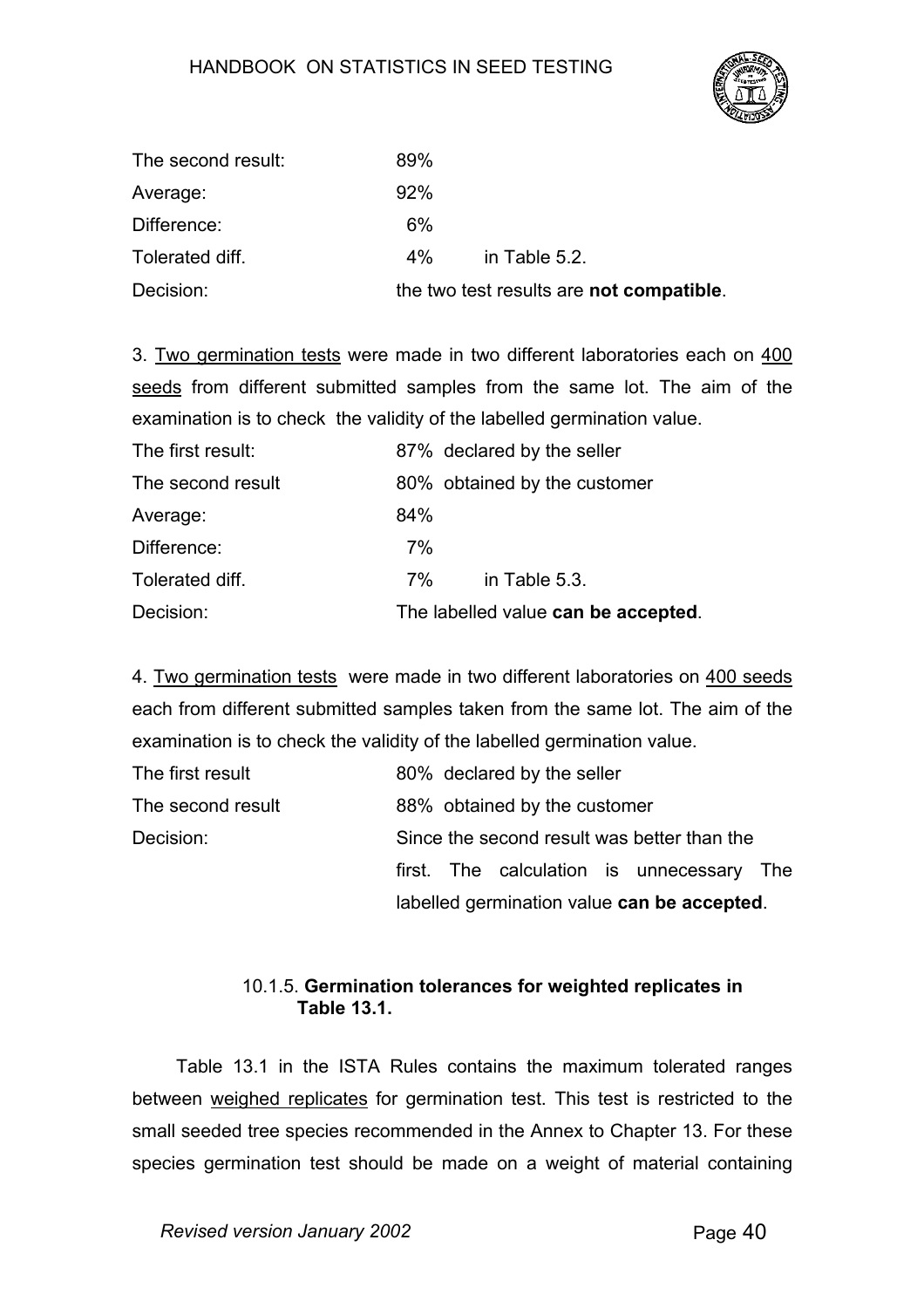| | | |
|---|---|---|
| The second result: | 89% | |
| Average: | 92% | |
| Difference: | 6% | |
| Tolerated diff. | 4% | in Table 5.2. |
| Decision: | the two test results are **not compatible**. | |

3. Two germination tests were made in two different laboratories each on 400 seeds from different submitted samples from the same lot. The aim of the examination is to check the validity of the labelled germination value.

| | | |
|---|---|---|
| The first result: | 87% declared by the seller | |
| The second result | 80% obtained by the customer | |
| Average: | 84% | |
| Difference: | 7% | |
| Tolerated diff. | 7% | in Table 5.3. |
| Decision: | The labelled value **can be accepted**. | |

4. Two germination tests were made in two different laboratories on 400 seeds each from different submitted samples taken from the same lot. The aim of the examination is to check the validity of the labelled germination value.

| | |
|---|---|
| The first result | 80% declared by the seller |
| The second result | 88% obtained by the customer |
| Decision: | Since the second result was better than the first. The calculation is unnecessary The labelled germination value **can be accepted**. |

#### 10.1.5. **Germination tolerances for weighted replicates in Table 13.1.**

Table 13.1 in the ISTA Rules contains the maximum tolerated ranges between weighed replicates for germination test. This test is restricted to the small seeded tree species recommended in the Annex to Chapter 13. For these species germination test should be made on a weight of material containing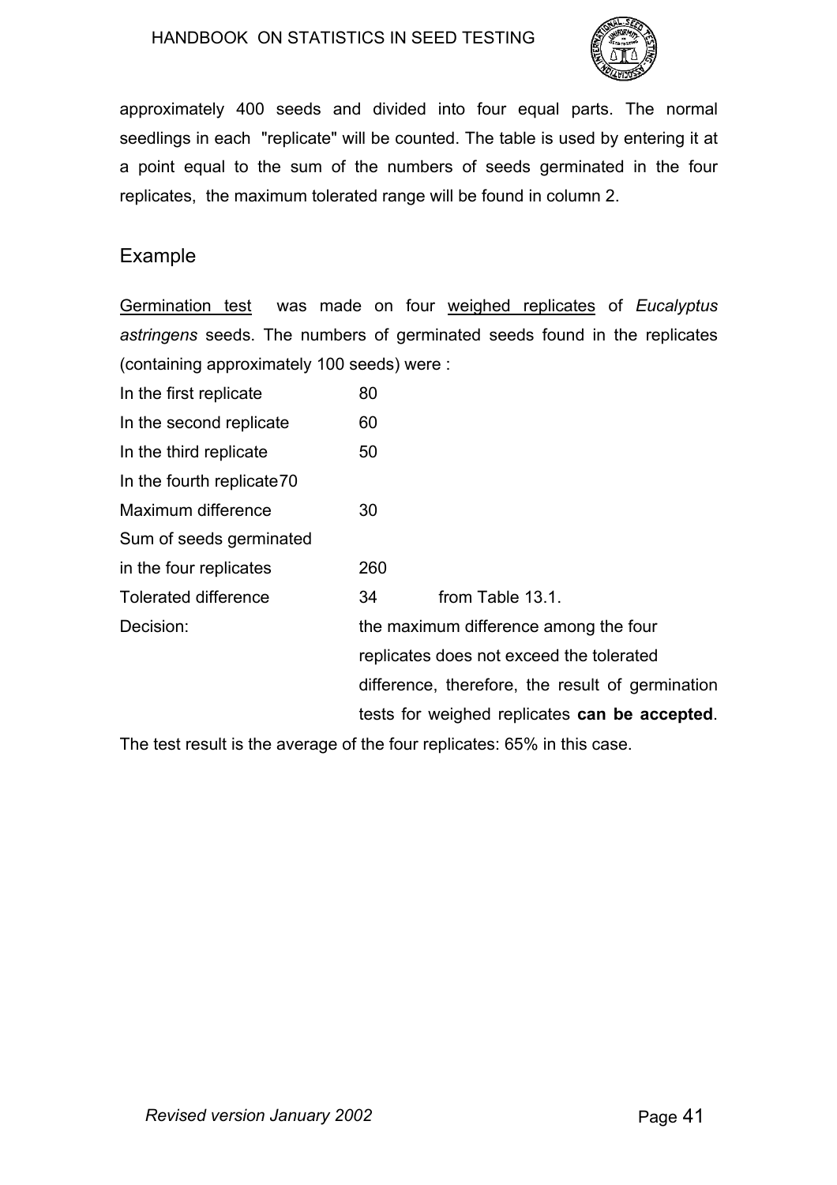approximately 400 seeds and divided into four equal parts. The normal seedlings in each "replicate" will be counted. The table is used by entering it at a point equal to the sum of the numbers of seeds germinated in the four replicates, the maximum tolerated range will be found in column 2.

## Example

<u>Germination test</u> was made on four <u>weighed replicates</u> of *Eucalyptus astringens* seeds. The numbers of germinated seeds found in the replicates (containing approximately 100 seeds) were :

| | | |
|---|---|---|
| In the first replicate | 80 | |
| In the second replicate | 60 | |
| In the third replicate | 50 | |
| In the fourth replicate | 70 | |
| Maximum difference | 30 | |
| Sum of seeds germinated in the four replicates | 260 | |
| Tolerated difference | 34 | from Table 13.1. |
| Decision: | the maximum difference among the four replicates does not exceed the tolerated difference, therefore, the result of germination tests for weighed replicates **can be accepted**. | |

The test result is the average of the four replicates: 65% in this case.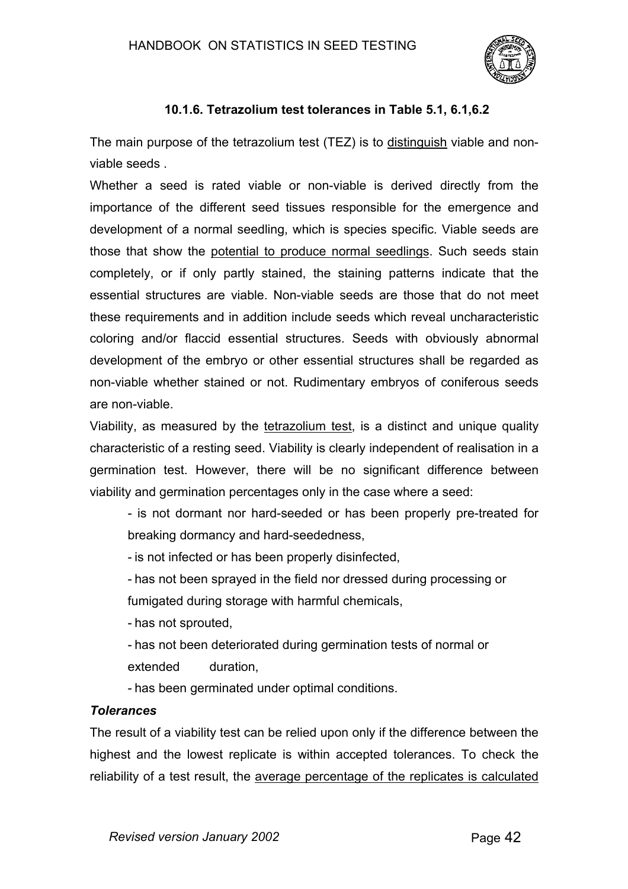### 10.1.6. Tetrazolium test tolerances in Table 5.1, 6.1,6.2

The main purpose of the tetrazolium test (TEZ) is to distinguish viable and non-viable seeds .

Whether a seed is rated viable or non-viable is derived directly from the importance of the different seed tissues responsible for the emergence and development of a normal seedling, which is species specific. Viable seeds are those that show the potential to produce normal seedlings. Such seeds stain completely, or if only partly stained, the staining patterns indicate that the essential structures are viable. Non-viable seeds are those that do not meet these requirements and in addition include seeds which reveal uncharacteristic coloring and/or flaccid essential structures. Seeds with obviously abnormal development of the embryo or other essential structures shall be regarded as non-viable whether stained or not. Rudimentary embryos of coniferous seeds are non-viable.

Viability, as measured by the tetrazolium test, is a distinct and unique quality characteristic of a resting seed. Viability is clearly independent of realisation in a germination test. However, there will be no significant difference between viability and germination percentages only in the case where a seed:

- is not dormant nor hard-seeded or has been properly pre-treated for breaking dormancy and hard-seededness,
- is not infected or has been properly disinfected,
- has not been sprayed in the field nor dressed during processing or fumigated during storage with harmful chemicals,
- has not sprouted,
- has not been deteriorated during germination tests of normal or extended duration,
- has been germinated under optimal conditions.

***Tolerances***

The result of a viability test can be relied upon only if the difference between the highest and the lowest replicate is within accepted tolerances. To check the reliability of a test result, the average percentage of the replicates is calculated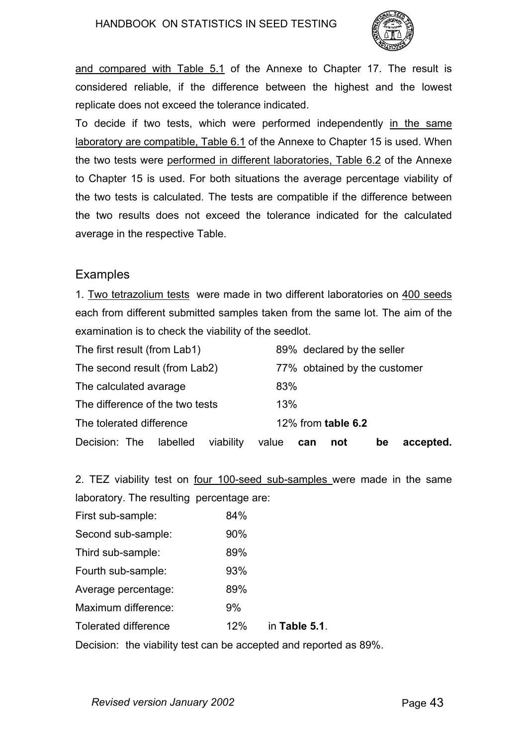and compared with Table 5.1 of the Annexe to Chapter 17. The result is considered reliable, if the difference between the highest and the lowest replicate does not exceed the tolerance indicated.

To decide if two tests, which were performed independently in the same laboratory are compatible, Table 6.1 of the Annexe to Chapter 15 is used. When the two tests were performed in different laboratories, Table 6.2 of the Annexe to Chapter 15 is used. For both situations the average percentage viability of the two tests is calculated. The tests are compatible if the difference between the two results does not exceed the tolerance indicated for the calculated average in the respective Table.

## Examples

1. Two tetrazolium tests were made in two different laboratories on 400 seeds each from different submitted samples taken from the same lot. The aim of the examination is to check the viability of the seedlot.

| | |
|---|---|
| The first result (from Lab1) | 89% declared by the seller |
| The second result (from Lab2) | 77% obtained by the customer |
| The calculated avarage | 83% |
| The difference of the two tests | 13% |
| The tolerated difference | 12% from **table 6.2** |

Decision: The labelled viability value **can not be accepted.**

2. TEZ viability test on four 100-seed sub-samples were made in the same laboratory. The resulting percentage are:

| | | |
|---|---|---|
| First sub-sample: | 84% | |
| Second sub-sample: | 90% | |
| Third sub-sample: | 89% | |
| Fourth sub-sample: | 93% | |
| Average percentage: | 89% | |
| Maximum difference: | 9% | |
| Tolerated difference | 12% | in **Table 5.1**. |

Decision: the viability test can be accepted and reported as 89%.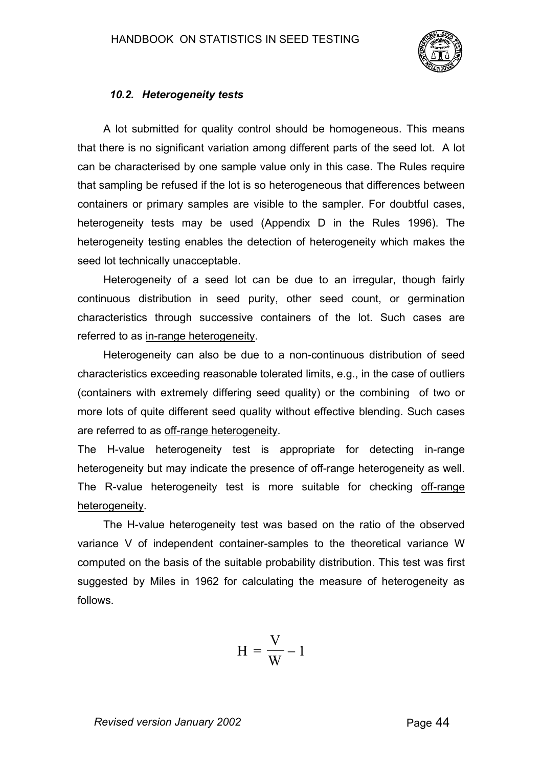### *10.2. Heterogeneity tests*

A lot submitted for quality control should be homogeneous. This means that there is no significant variation among different parts of the seed lot. A lot can be characterised by one sample value only in this case. The Rules require that sampling be refused if the lot is so heterogeneous that differences between containers or primary samples are visible to the sampler. For doubtful cases, heterogeneity tests may be used (Appendix D in the Rules 1996). The heterogeneity testing enables the detection of heterogeneity which makes the seed lot technically unacceptable.

Heterogeneity of a seed lot can be due to an irregular, though fairly continuous distribution in seed purity, other seed count, or germination characteristics through successive containers of the lot. Such cases are referred to as in-range heterogeneity.

Heterogeneity can also be due to a non-continuous distribution of seed characteristics exceeding reasonable tolerated limits, e.g., in the case of outliers (containers with extremely differing seed quality) or the combining of two or more lots of quite different seed quality without effective blending. Such cases are referred to as off-range heterogeneity.

The H-value heterogeneity test is appropriate for detecting in-range heterogeneity but may indicate the presence of off-range heterogeneity as well. The R-value heterogeneity test is more suitable for checking off-range heterogeneity.

The H-value heterogeneity test was based on the ratio of the observed variance V of independent container-samples to the theoretical variance W computed on the basis of the suitable probability distribution. This test was first suggested by Miles in 1962 for calculating the measure of heterogeneity as follows.

$$H = \frac{V}{W} - 1$$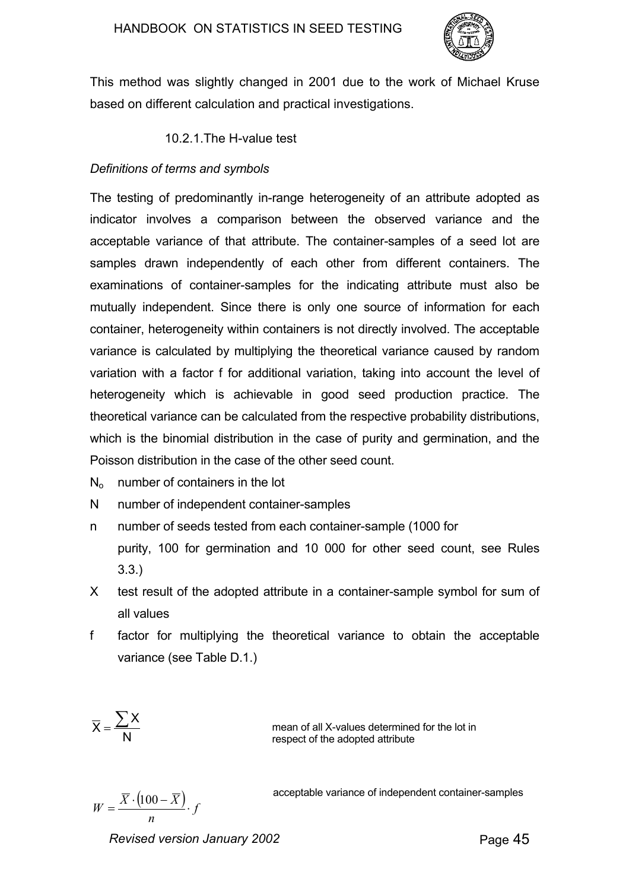This method was slightly changed in 2001 due to the work of Michael Kruse based on different calculation and practical investigations.

### 10.2.1. The H-value test

*Definitions of terms and symbols*

The testing of predominantly in-range heterogeneity of an attribute adopted as indicator involves a comparison between the observed variance and the acceptable variance of that attribute. The container-samples of a seed lot are samples drawn independently of each other from different containers. The examinations of container-samples for the indicating attribute must also be mutually independent. Since there is only one source of information for each container, heterogeneity within containers is not directly involved. The acceptable variance is calculated by multiplying the theoretical variance caused by random variation with a factor f for additional variation, taking into account the level of heterogeneity which is achievable in good seed production practice. The theoretical variance can be calculated from the respective probability distributions, which is the binomial distribution in the case of purity and germination, and the Poisson distribution in the case of the other seed count.

- $N_o$ number of containers in the lot
- N number of independent container-samples
- n number of seeds tested from each container-sample (1000 for purity, 100 for germination and 10 000 for other seed count, see Rules 3.3.)
- X test result of the adopted attribute in a container-sample symbol for sum of all values
- f factor for multiplying the theoretical variance to obtain the acceptable variance (see Table D.1.)

$$\overline{X} = \frac{\sum X}{N}$$

mean of all X-values determined for the lot in respect of the adopted attribute

$$W = \frac{\overline{X} \cdot \left(100 - \overline{X}\right)}{n} \cdot f$$

acceptable variance of independent container-samples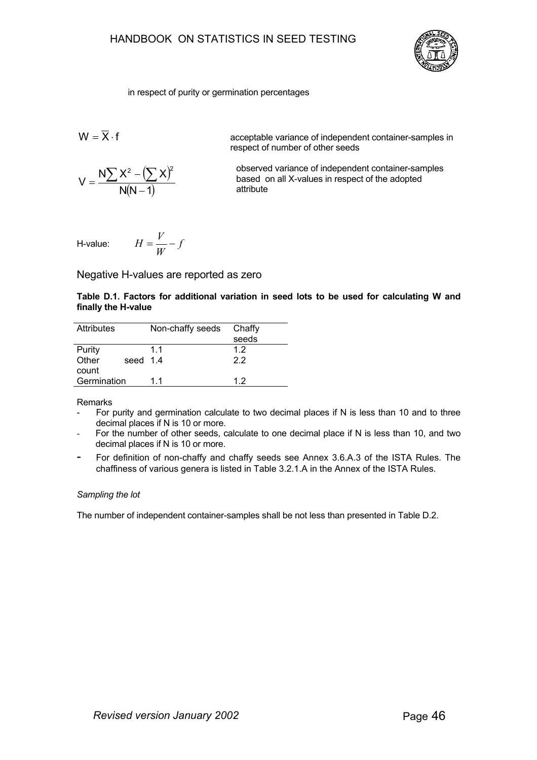in respect of purity or germination percentages

$W = \overline{X} \cdot f$ acceptable variance of independent container-samples in respect of number of other seeds

$$V = \frac{N\sum X^2 - \left(\sum X\right)^2}{N(N-1)}$$

observed variance of independent container-samples based on all X-values in respect of the adopted attribute

H-value: $H = \frac{V}{W} - f$

Negative H-values are reported as zero

**Table D.1. Factors for additional variation in seed lots to be used for calculating W and finally the H-value**

| Attributes | Non-chaffy seeds | Chaffy seeds |
|---|---|---|
| Purity | 1.1 | 1.2 |
| Other seed count | 1.4 | 2.2 |
| Germination | 1.1 | 1.2 |

Remarks

- For purity and germination calculate to two decimal places if N is less than 10 and to three decimal places if N is 10 or more.
- For the number of other seeds, calculate to one decimal place if N is less than 10, and two decimal places if N is 10 or more.
- For definition of non-chaffy and chaffy seeds see Annex 3.6.A.3 of the ISTA Rules. The chaffiness of various genera is listed in Table 3.2.1.A in the Annex of the ISTA Rules.

*Sampling the lot*

The number of independent container-samples shall be not less than presented in Table D.2.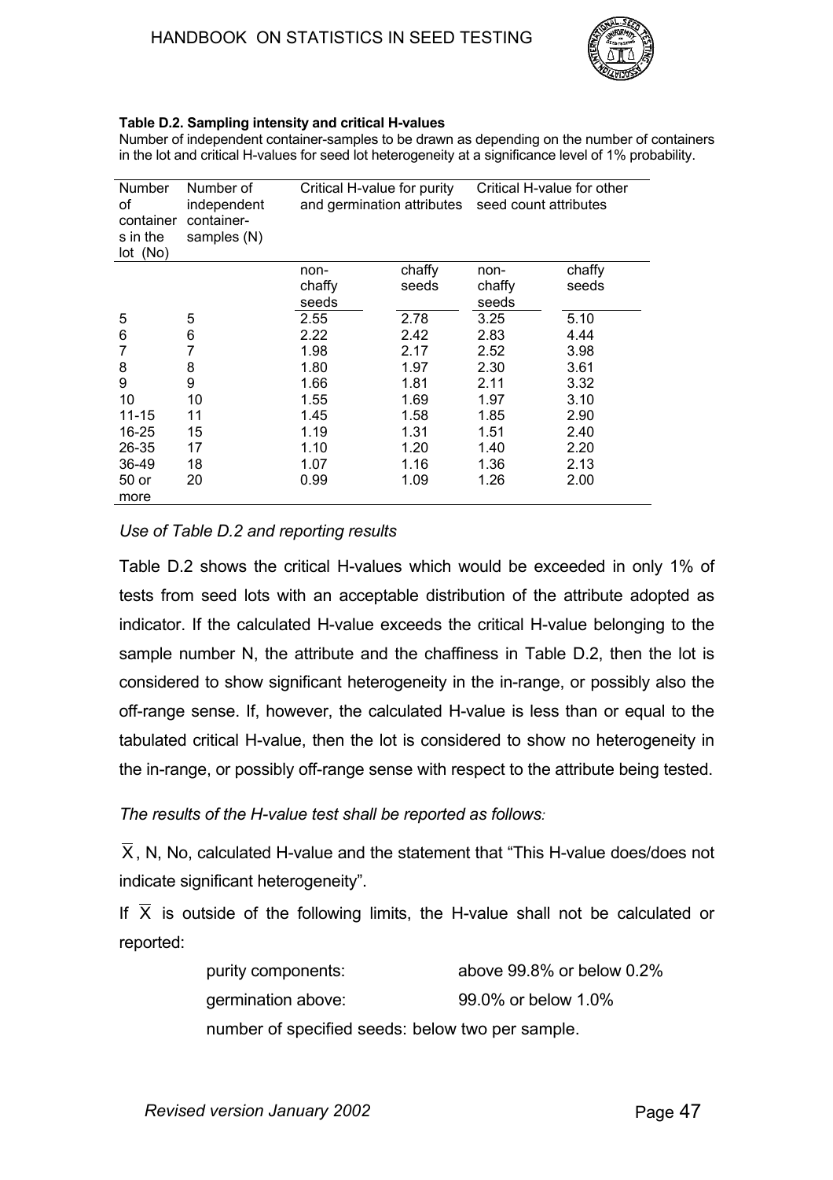**Table D.2. Sampling intensity and critical H-values**

Number of independent container-samples to be drawn as depending on the number of containers in the lot and critical H-values for seed lot heterogeneity at a significance level of 1% probability.

| Number of containers in the lot (No) | Number of independent container-samples (N) | Critical H-value for purity and germination attributes | | Critical H-value for other seed count attributes | |
|---|---|---|---|---|---|
| | | non-chaffy seeds | chaffy seeds | non-chaffy seeds | chaffy seeds |
| 5 | 5 | 2.55 | 2.78 | 3.25 | 5.10 |
| 6 | 6 | 2.22 | 2.42 | 2.83 | 4.44 |
| 7 | 7 | 1.98 | 2.17 | 2.52 | 3.98 |
| 8 | 8 | 1.80 | 1.97 | 2.30 | 3.61 |
| 9 | 9 | 1.66 | 1.81 | 2.11 | 3.32 |
| 10 | 10 | 1.55 | 1.69 | 1.97 | 3.10 |
| 11-15 | 11 | 1.45 | 1.58 | 1.85 | 2.90 |
| 16-25 | 15 | 1.19 | 1.31 | 1.51 | 2.40 |
| 26-35 | 17 | 1.10 | 1.20 | 1.40 | 2.20 |
| 36-49 | 18 | 1.07 | 1.16 | 1.36 | 2.13 |
| 50 or more | 20 | 0.99 | 1.09 | 1.26 | 2.00 |

*Use of Table D.2 and reporting results*

Table D.2 shows the critical H-values which would be exceeded in only 1% of tests from seed lots with an acceptable distribution of the attribute adopted as indicator. If the calculated H-value exceeds the critical H-value belonging to the sample number N, the attribute and the chaffiness in Table D.2, then the lot is considered to show significant heterogeneity in the in-range, or possibly also the off-range sense. If, however, the calculated H-value is less than or equal to the tabulated critical H-value, then the lot is considered to show no heterogeneity in the in-range, or possibly off-range sense with respect to the attribute being tested.

*The results of the H-value test shall be reported as follows:*

$\overline{X}$, N, No, calculated H-value and the statement that "This H-value does/does not indicate significant heterogeneity".

If $\overline{X}$ is outside of the following limits, the H-value shall not be calculated or reported:

purity components: above 99.8% or below 0.2%

germination above: 99.0% or below 1.0%

number of specified seeds: below two per sample.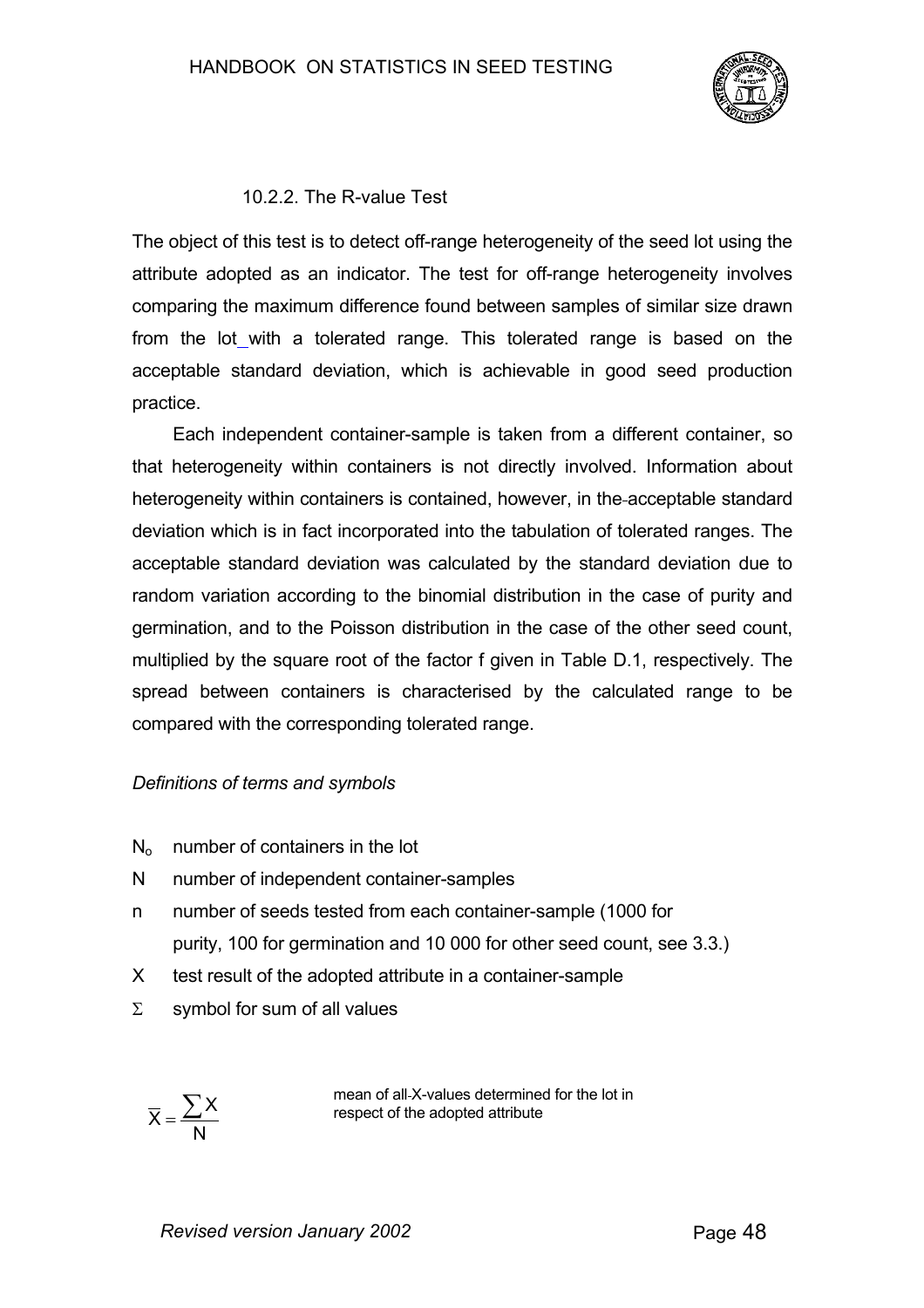### 10.2.2. The R-value Test

The object of this test is to detect off-range heterogeneity of the seed lot using the attribute adopted as an indicator. The test for off-range heterogeneity involves comparing the maximum difference found between samples of similar size drawn from the lot with a tolerated range. This tolerated range is based on the acceptable standard deviation, which is achievable in good seed production practice.

Each independent container-sample is taken from a different container, so that heterogeneity within containers is not directly involved. Information about heterogeneity within containers is contained, however, in the acceptable standard deviation which is in fact incorporated into the tabulation of tolerated ranges. The acceptable standard deviation was calculated by the standard deviation due to random variation according to the binomial distribution in the case of purity and germination, and to the Poisson distribution in the case of the other seed count, multiplied by the square root of the factor f given in Table D.1, respectively. The spread between containers is characterised by the calculated range to be compared with the corresponding tolerated range.

*Definitions of terms and symbols*

- $N_o$ number of containers in the lot
- $N$ number of independent container-samples
- $n$ number of seeds tested from each container-sample (1000 for purity, 100 for germination and 10 000 for other seed count, see 3.3.)
- $X$ test result of the adopted attribute in a container-sample
- $\Sigma$ symbol for sum of all values

$$\overline{X} = \frac{\sum X}{N}$$ mean of all X-values determined for the lot in respect of the adopted attribute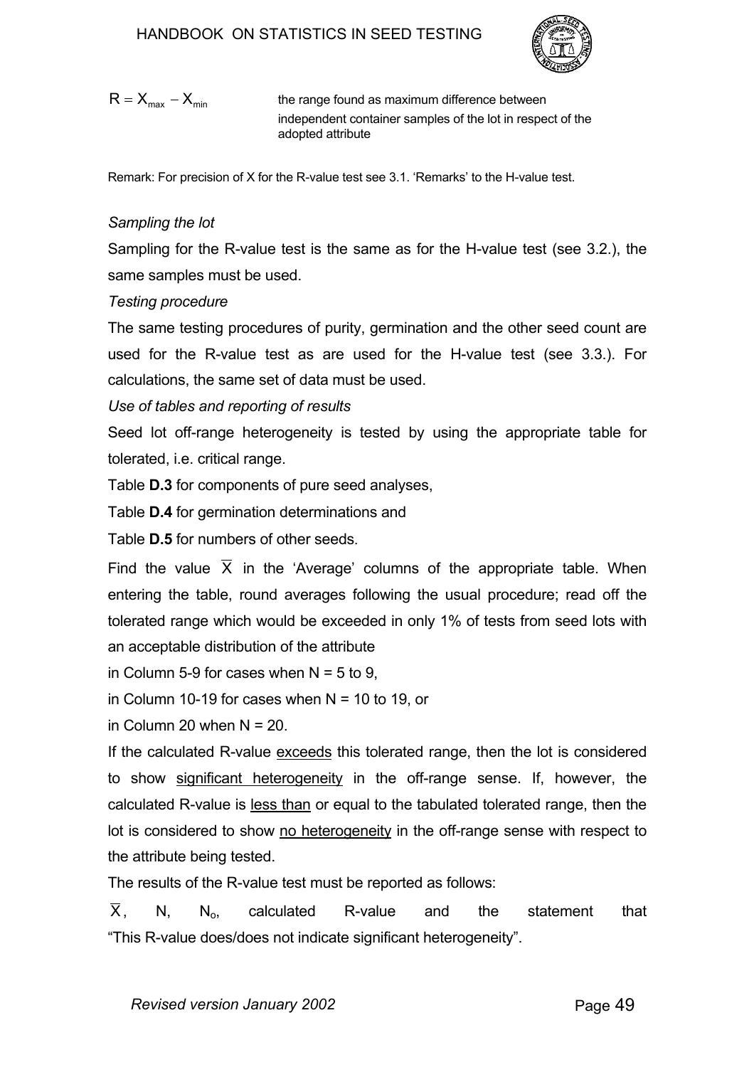$R = X_{max} - X_{min}$ the range found as maximum difference between independent container samples of the lot in respect of the adopted attribute

Remark: For precision of X for the R-value test see 3.1. 'Remarks' to the H-value test.

*Sampling the lot*

Sampling for the R-value test is the same as for the H-value test (see 3.2.), the same samples must be used.

*Testing procedure*

The same testing procedures of purity, germination and the other seed count are used for the R-value test as are used for the H-value test (see 3.3.). For calculations, the same set of data must be used.

*Use of tables and reporting of results*

Seed lot off-range heterogeneity is tested by using the appropriate table for tolerated, i.e. critical range.

Table **D.3** for components of pure seed analyses,

Table **D.4** for germination determinations and

Table **D.5** for numbers of other seeds.

Find the value $\overline{X}$ in the 'Average' columns of the appropriate table. When entering the table, round averages following the usual procedure; read off the tolerated range which would be exceeded in only 1% of tests from seed lots with an acceptable distribution of the attribute

in Column 5-9 for cases when N = 5 to 9,

in Column 10-19 for cases when N = 10 to 19, or

in Column 20 when N = 20.

If the calculated R-value exceeds this tolerated range, then the lot is considered to show significant heterogeneity in the off-range sense. If, however, the calculated R-value is less than or equal to the tabulated tolerated range, then the lot is considered to show no heterogeneity in the off-range sense with respect to the attribute being tested.

The results of the R-value test must be reported as follows:

$\overline{X}$, N, $N_o$, calculated R-value and the statement that "This R-value does/does not indicate significant heterogeneity".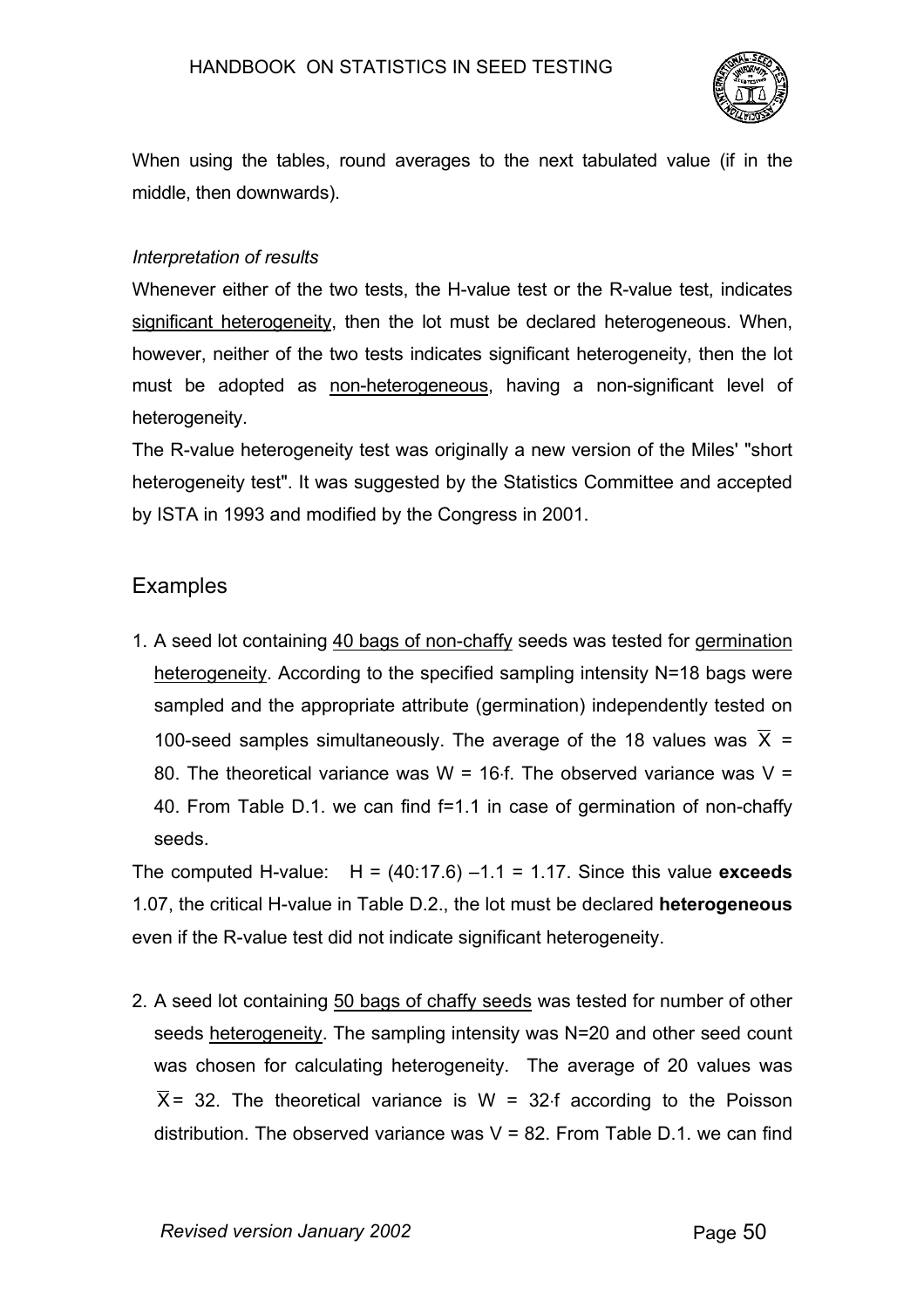When using the tables, round averages to the next tabulated value (if in the middle, then downwards).

*Interpretation of results*

Whenever either of the two tests, the H-value test or the R-value test, indicates significant heterogeneity, then the lot must be declared heterogeneous. When, however, neither of the two tests indicates significant heterogeneity, then the lot must be adopted as non-heterogeneous, having a non-significant level of heterogeneity.

The R-value heterogeneity test was originally a new version of the Miles' "short heterogeneity test". It was suggested by the Statistics Committee and accepted by ISTA in 1993 and modified by the Congress in 2001.

## Examples

1. A seed lot containing 40 bags of non-chaffy seeds was tested for germination heterogeneity. According to the specified sampling intensity N=18 bags were sampled and the appropriate attribute (germination) independently tested on 100-seed samples simultaneously. The average of the 18 values was $\overline{X}$ = 80. The theoretical variance was W = 16·f. The observed variance was V = 40. From Table D.1. we can find f=1.1 in case of germination of non-chaffy seeds.

The computed H-value: H = (40:17.6) –1.1 = 1.17. Since this value **exceeds** 1.07, the critical H-value in Table D.2., the lot must be declared **heterogeneous** even if the R-value test did not indicate significant heterogeneity.

2. A seed lot containing 50 bags of chaffy seeds was tested for number of other seeds heterogeneity. The sampling intensity was N=20 and other seed count was chosen for calculating heterogeneity. The average of 20 values was $\overline{X}$ = 32. The theoretical variance is W = 32·f according to the Poisson distribution. The observed variance was V = 82. From Table D.1. we can find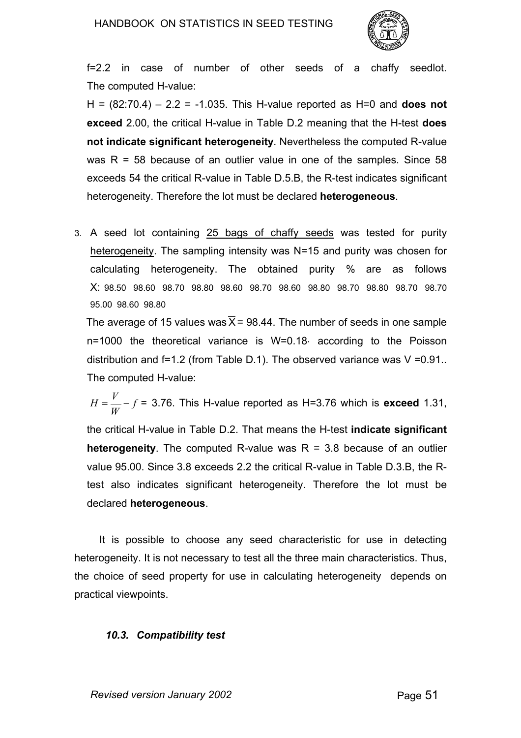f=2.2 in case of number of other seeds of a chaffy seedlot. The computed H-value:

H = (82:70.4) – 2.2 = -1.035. This H-value reported as H=0 and **does not exceed** 2.00, the critical H-value in Table D.2 meaning that the H-test **does not indicate significant heterogeneity**. Nevertheless the computed R-value was R = 58 because of an outlier value in one of the samples. Since 58 exceeds 54 the critical R-value in Table D.5.B, the R-test indicates significant heterogeneity. Therefore the lot must be declared **heterogeneous**.

3. A seed lot containing 25 bags of chaffy seeds was tested for purity heterogeneity. The sampling intensity was N=15 and purity was chosen for calculating heterogeneity. The obtained purity % are as follows X: 98.50 98.60 98.70 98.80 98.60 98.70 98.60 98.80 98.70 98.80 98.70 98.70 95.00 98.60 98.80

   The average of 15 values was $\overline{X}$ = 98.44. The number of seeds in one sample n=1000 the theoretical variance is W=0.18· according to the Poisson distribution and f=1.2 (from Table D.1). The observed variance was V =0.91.. The computed H-value:

   $H = \frac{V}{W} - f$ = 3.76. This H-value reported as H=3.76 which is **exceed** 1.31, the critical H-value in Table D.2. That means the H-test **indicate significant heterogeneity**. The computed R-value was R = 3.8 because of an outlier value 95.00. Since 3.8 exceeds 2.2 the critical R-value in Table D.3.B, the R-test also indicates significant heterogeneity. Therefore the lot must be declared **heterogeneous**.

It is possible to choose any seed characteristic for use in detecting heterogeneity. It is not necessary to test all the three main characteristics. Thus, the choice of seed property for use in calculating heterogeneity depends on practical viewpoints.

### *10.3. Compatibility test*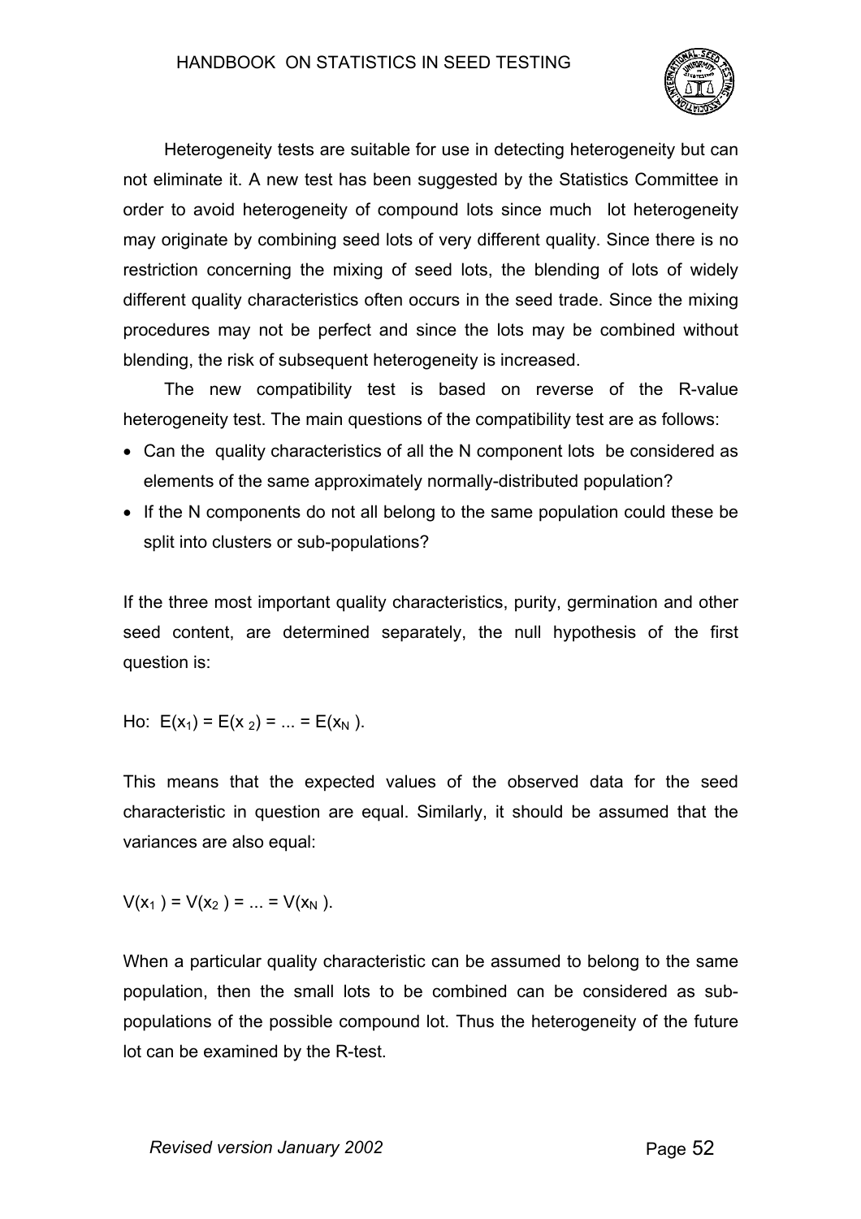Heterogeneity tests are suitable for use in detecting heterogeneity but can not eliminate it. A new test has been suggested by the Statistics Committee in order to avoid heterogeneity of compound lots since much lot heterogeneity may originate by combining seed lots of very different quality. Since there is no restriction concerning the mixing of seed lots, the blending of lots of widely different quality characteristics often occurs in the seed trade. Since the mixing procedures may not be perfect and since the lots may be combined without blending, the risk of subsequent heterogeneity is increased.

The new compatibility test is based on reverse of the R-value heterogeneity test. The main questions of the compatibility test are as follows:

- Can the quality characteristics of all the N component lots be considered as elements of the same approximately normally-distributed population?
- If the N components do not all belong to the same population could these be split into clusters or sub-populations?

If the three most important quality characteristics, purity, germination and other seed content, are determined separately, the null hypothesis of the first question is:

$$H_o: \; E(x_1) = E(x_2) = \ldots = E(x_N).$$

This means that the expected values of the observed data for the seed characteristic in question are equal. Similarly, it should be assumed that the variances are also equal:

$$V(x_1) = V(x_2) = \ldots = V(x_N).$$

When a particular quality characteristic can be assumed to belong to the same population, then the small lots to be combined can be considered as sub-populations of the possible compound lot. Thus the heterogeneity of the future lot can be examined by the R-test.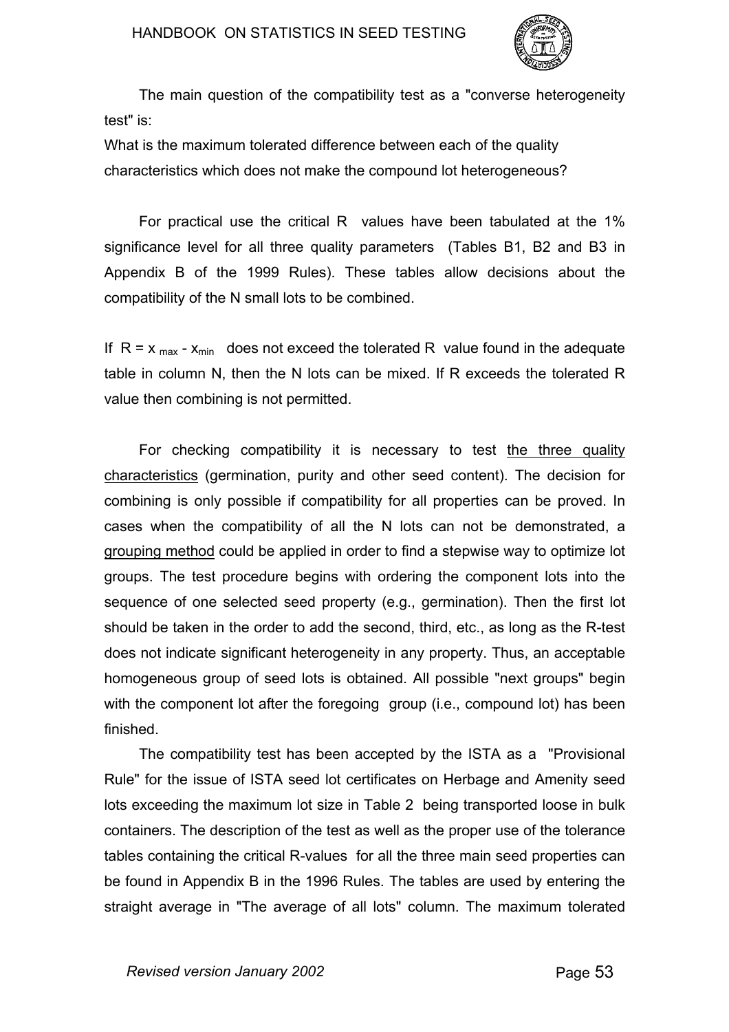The main question of the compatibility test as a "converse heterogeneity test" is:

What is the maximum tolerated difference between each of the quality characteristics which does not make the compound lot heterogeneous?

For practical use the critical R values have been tabulated at the 1% significance level for all three quality parameters (Tables B1, B2 and B3 in Appendix B of the 1999 Rules). These tables allow decisions about the compatibility of the N small lots to be combined.

If $R = x_{max} - x_{min}$ does not exceed the tolerated R value found in the adequate table in column N, then the N lots can be mixed. If R exceeds the tolerated R value then combining is not permitted.

For checking compatibility it is necessary to test <u>the three quality characteristics</u> (germination, purity and other seed content). The decision for combining is only possible if compatibility for all properties can be proved. In cases when the compatibility of all the N lots can not be demonstrated, a <u>grouping method</u> could be applied in order to find a stepwise way to optimize lot groups. The test procedure begins with ordering the component lots into the sequence of one selected seed property (e.g., germination). Then the first lot should be taken in the order to add the second, third, etc., as long as the R-test does not indicate significant heterogeneity in any property. Thus, an acceptable homogeneous group of seed lots is obtained. All possible "next groups" begin with the component lot after the foregoing group (i.e., compound lot) has been finished.

The compatibility test has been accepted by the ISTA as a "Provisional Rule" for the issue of ISTA seed lot certificates on Herbage and Amenity seed lots exceeding the maximum lot size in Table 2 being transported loose in bulk containers. The description of the test as well as the proper use of the tolerance tables containing the critical R-values for all the three main seed properties can be found in Appendix B in the 1996 Rules. The tables are used by entering the straight average in "The average of all lots" column. The maximum tolerated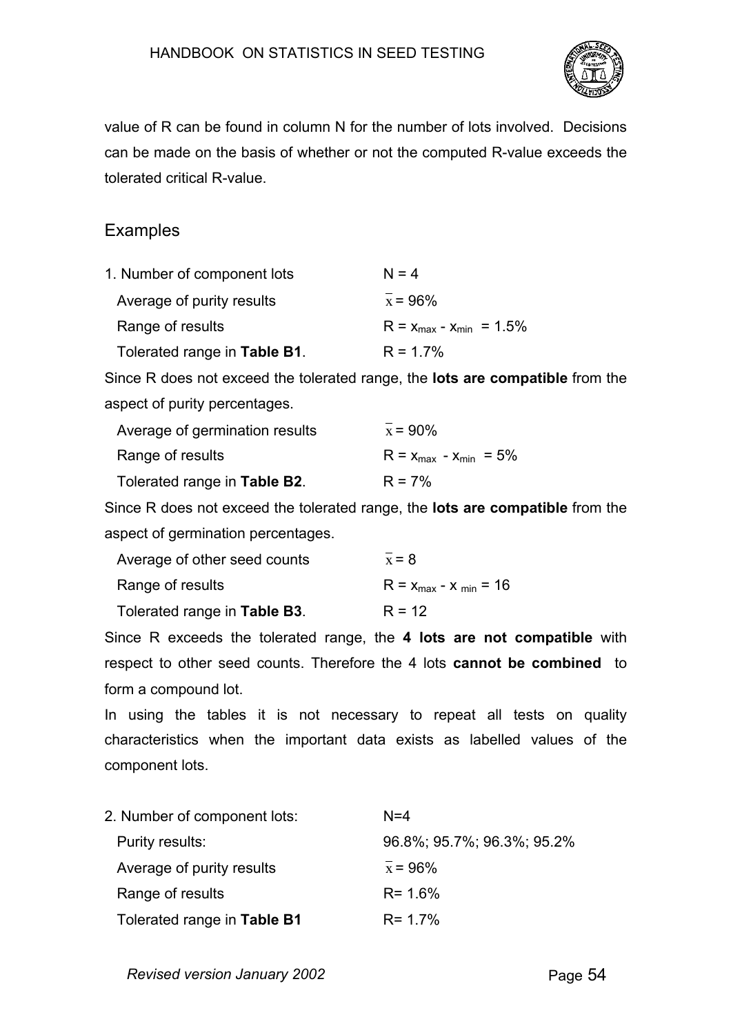value of R can be found in column N for the number of lots involved. Decisions can be made on the basis of whether or not the computed R-value exceeds the tolerated critical R-value.

## Examples

1. Number of component lots — $N = 4$

   Average of purity results — $\bar{x} = 96\%$

   Range of results — $R = x_{max} - x_{min} = 1.5\%$

   Tolerated range in **Table B1**. — $R = 1.7\%$

Since R does not exceed the tolerated range, the **lots are compatible** from the aspect of purity percentages.

   Average of germination results — $\bar{x} = 90\%$

   Range of results — $R = x_{max} - x_{min} = 5\%$

   Tolerated range in **Table B2**. — $R = 7\%$

Since R does not exceed the tolerated range, the **lots are compatible** from the aspect of germination percentages.

   Average of other seed counts — $\bar{x} = 8$

   Range of results — $R = x_{max} - x_{min} = 16$

   Tolerated range in **Table B3**. — $R = 12$

Since R exceeds the tolerated range, the **4 lots are not compatible** with respect to other seed counts. Therefore the 4 lots **cannot be combined** to form a compound lot.

In using the tables it is not necessary to repeat all tests on quality characteristics when the important data exists as labelled values of the component lots.

2. Number of component lots: — $N=4$

   Purity results: — 96.8%; 95.7%; 96.3%; 95.2%

   Average of purity results — $\bar{x} = 96\%$

   Range of results — $R = 1.6\%$

   Tolerated range in **Table B1** — $R = 1.7\%$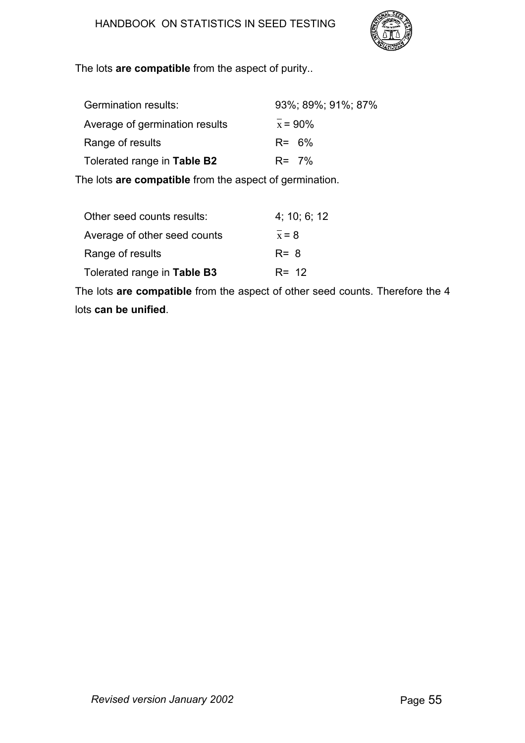The lots **are compatible** from the aspect of purity..

| | |
|---|---|
| Germination results: | 93%; 89%; 91%; 87% |
| Average of germination results | $\bar{x}$ = 90% |
| Range of results | R= 6% |
| Tolerated range in **Table B2** | R= 7% |

The lots **are compatible** from the aspect of germination.

| | |
|---|---|
| Other seed counts results: | 4; 10; 6; 12 |
| Average of other seed counts | $\bar{x}$ = 8 |
| Range of results | R= 8 |
| Tolerated range in **Table B3** | R= 12 |

The lots **are compatible** from the aspect of other seed counts. Therefore the 4 lots **can be unified**.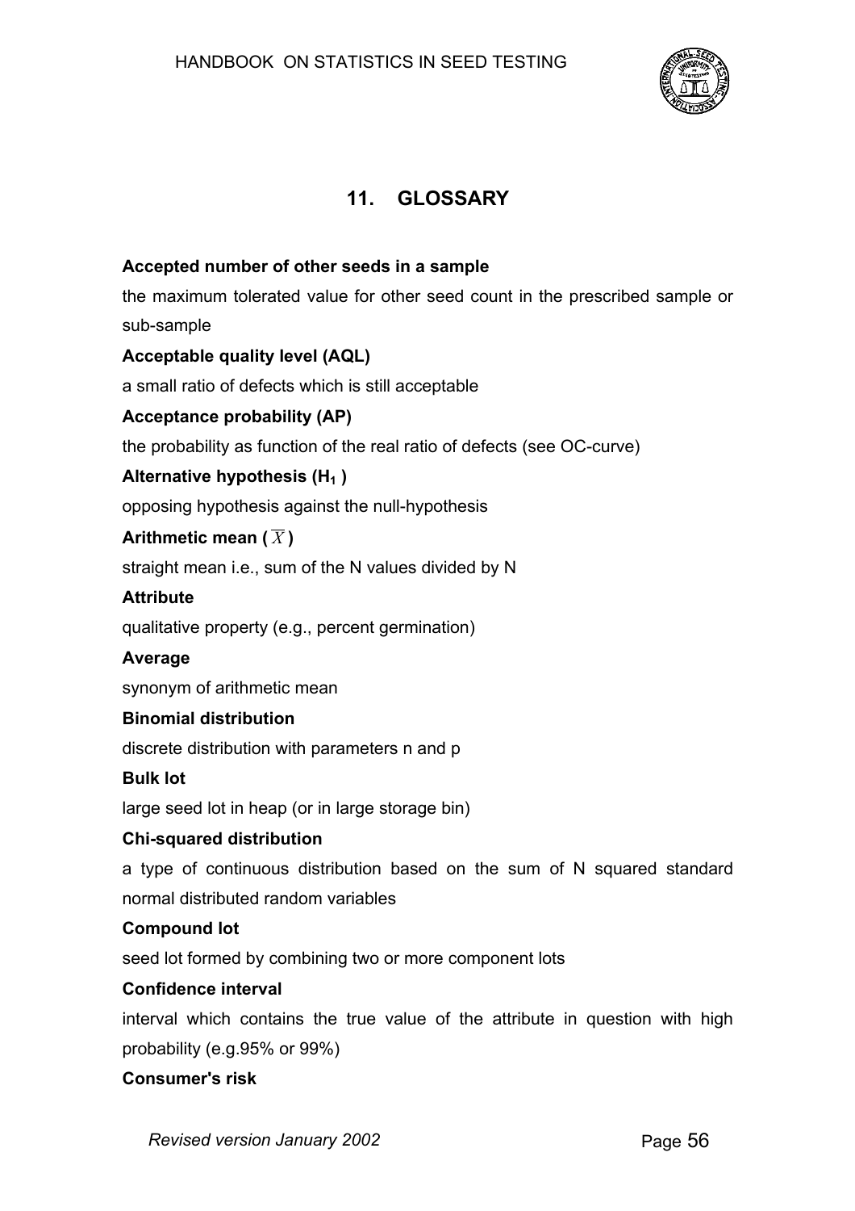# 11. GLOSSARY

**Accepted number of other seeds in a sample**

the maximum tolerated value for other seed count in the prescribed sample or sub-sample

**Acceptable quality level (AQL)**

a small ratio of defects which is still acceptable

**Acceptance probability (AP)**

the probability as function of the real ratio of defects (see OC-curve)

**Alternative hypothesis ($H_1$)**

opposing hypothesis against the null-hypothesis

**Arithmetic mean ($\overline{X}$)**

straight mean i.e., sum of the N values divided by N

**Attribute**

qualitative property (e.g., percent germination)

**Average**

synonym of arithmetic mean

**Binomial distribution**

discrete distribution with parameters n and p

**Bulk lot**

large seed lot in heap (or in large storage bin)

**Chi-squared distribution**

a type of continuous distribution based on the sum of N squared standard normal distributed random variables

**Compound lot**

seed lot formed by combining two or more component lots

**Confidence interval**

interval which contains the true value of the attribute in question with high probability (e.g.95% or 99%)

**Consumer's risk**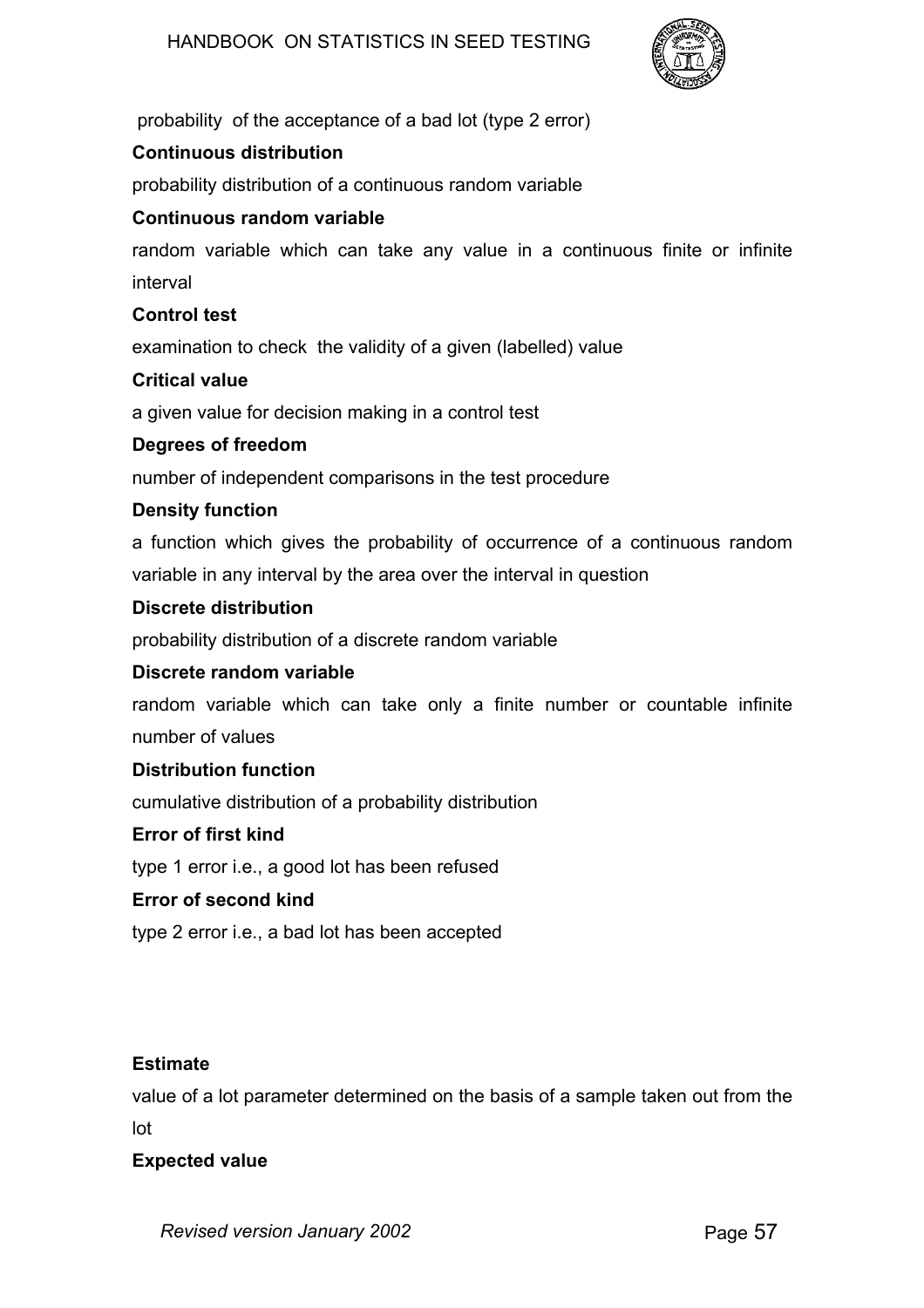probability of the acceptance of a bad lot (type 2 error)

**Continuous distribution**

probability distribution of a continuous random variable

**Continuous random variable**

random variable which can take any value in a continuous finite or infinite interval

**Control test**

examination to check the validity of a given (labelled) value

**Critical value**

a given value for decision making in a control test

**Degrees of freedom**

number of independent comparisons in the test procedure

**Density function**

a function which gives the probability of occurrence of a continuous random variable in any interval by the area over the interval in question

**Discrete distribution**

probability distribution of a discrete random variable

**Discrete random variable**

random variable which can take only a finite number or countable infinite number of values

**Distribution function**

cumulative distribution of a probability distribution

**Error of first kind**

type 1 error i.e., a good lot has been refused

**Error of second kind**

type 2 error i.e., a bad lot has been accepted

**Estimate**

value of a lot parameter determined on the basis of a sample taken out from the lot

**Expected value**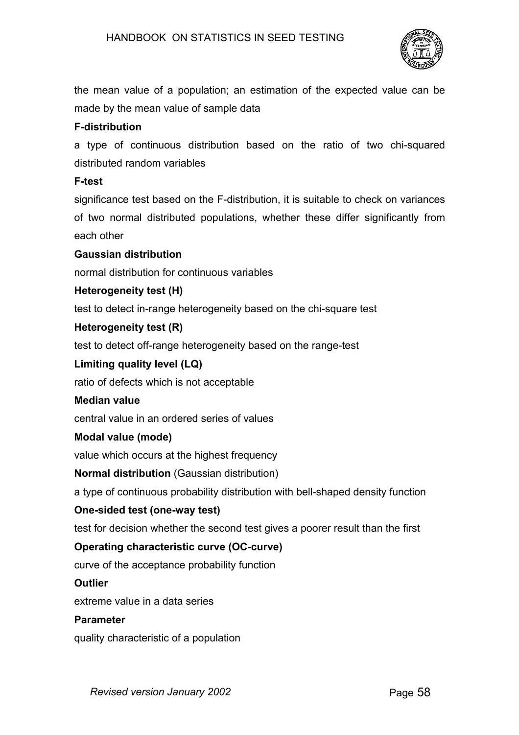the mean value of a population; an estimation of the expected value can be made by the mean value of sample data

**F-distribution**

a type of continuous distribution based on the ratio of two chi-squared distributed random variables

**F-test**

significance test based on the F-distribution, it is suitable to check on variances of two normal distributed populations, whether these differ significantly from each other

**Gaussian distribution**

normal distribution for continuous variables

**Heterogeneity test (H)**

test to detect in-range heterogeneity based on the chi-square test

**Heterogeneity test (R)**

test to detect off-range heterogeneity based on the range-test

**Limiting quality level (LQ)**

ratio of defects which is not acceptable

**Median value**

central value in an ordered series of values

**Modal value (mode)**

value which occurs at the highest frequency

**Normal distribution** (Gaussian distribution)

a type of continuous probability distribution with bell-shaped density function

**One-sided test (one-way test)**

test for decision whether the second test gives a poorer result than the first

**Operating characteristic curve (OC-curve)**

curve of the acceptance probability function

**Outlier**

extreme value in a data series

**Parameter**

quality characteristic of a population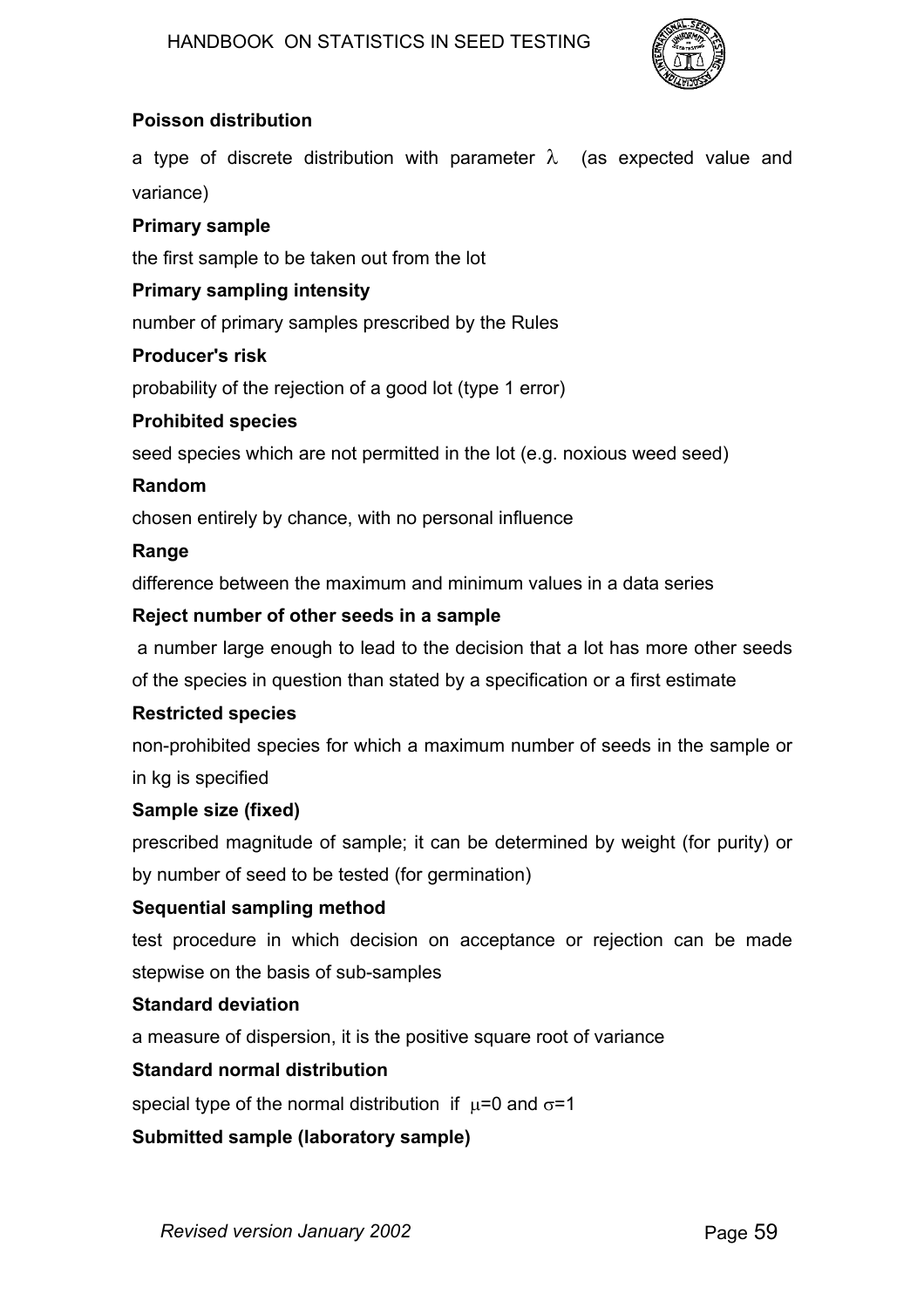**Poisson distribution**

a type of discrete distribution with parameter $\lambda$ (as expected value and variance)

**Primary sample**

the first sample to be taken out from the lot

**Primary sampling intensity**

number of primary samples prescribed by the Rules

**Producer's risk**

probability of the rejection of a good lot (type 1 error)

**Prohibited species**

seed species which are not permitted in the lot (e.g. noxious weed seed)

**Random**

chosen entirely by chance, with no personal influence

**Range**

difference between the maximum and minimum values in a data series

**Reject number of other seeds in a sample**

a number large enough to lead to the decision that a lot has more other seeds of the species in question than stated by a specification or a first estimate

**Restricted species**

non-prohibited species for which a maximum number of seeds in the sample or in kg is specified

**Sample size (fixed)**

prescribed magnitude of sample; it can be determined by weight (for purity) or by number of seed to be tested (for germination)

**Sequential sampling method**

test procedure in which decision on acceptance or rejection can be made stepwise on the basis of sub-samples

**Standard deviation**

a measure of dispersion, it is the positive square root of variance

**Standard normal distribution**

special type of the normal distribution if $\mu$=0 and $\sigma$=1

**Submitted sample (laboratory sample)**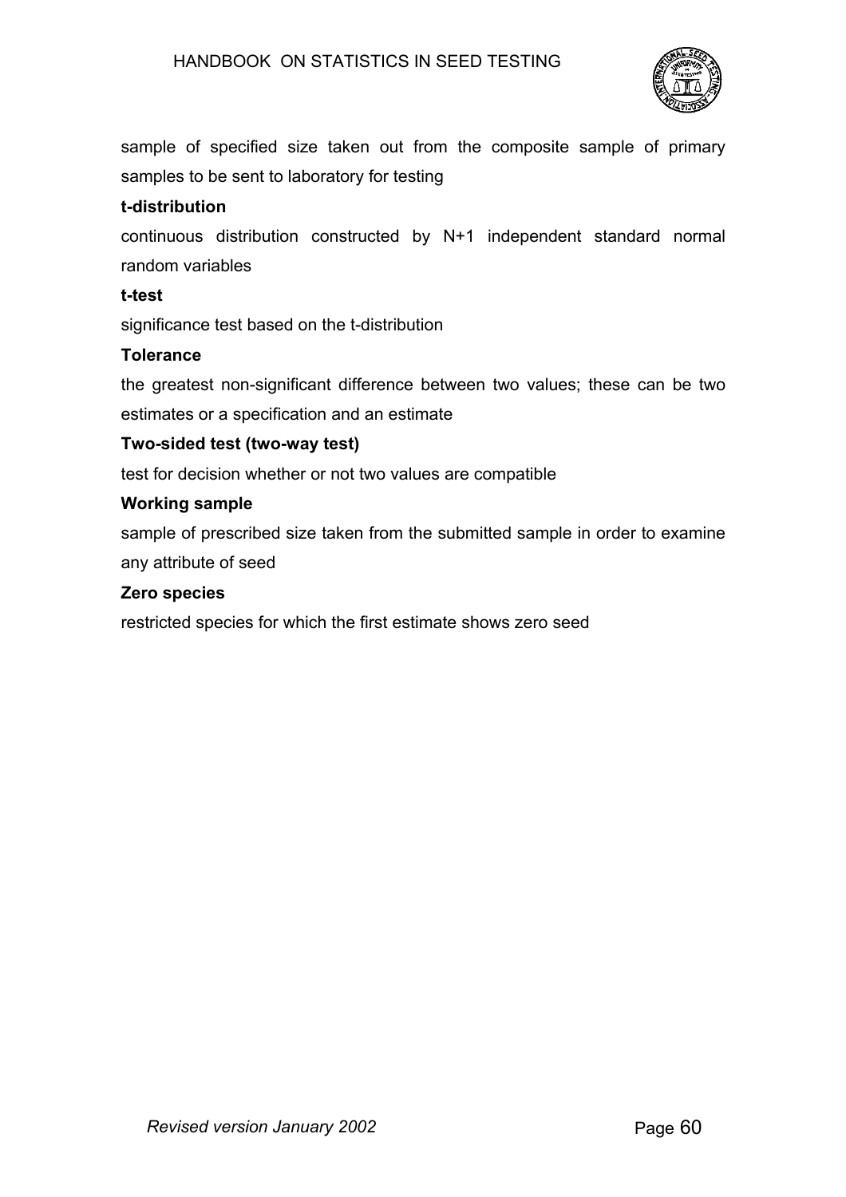sample of specified size taken out from the composite sample of primary samples to be sent to laboratory for testing

**t-distribution**

continuous distribution constructed by N+1 independent standard normal random variables

**t-test**

significance test based on the t-distribution

**Tolerance**

the greatest non-significant difference between two values; these can be two estimates or a specification and an estimate

**Two-sided test (two-way test)**

test for decision whether or not two values are compatible

**Working sample**

sample of prescribed size taken from the submitted sample in order to examine any attribute of seed

**Zero species**

restricted species for which the first estimate shows zero seed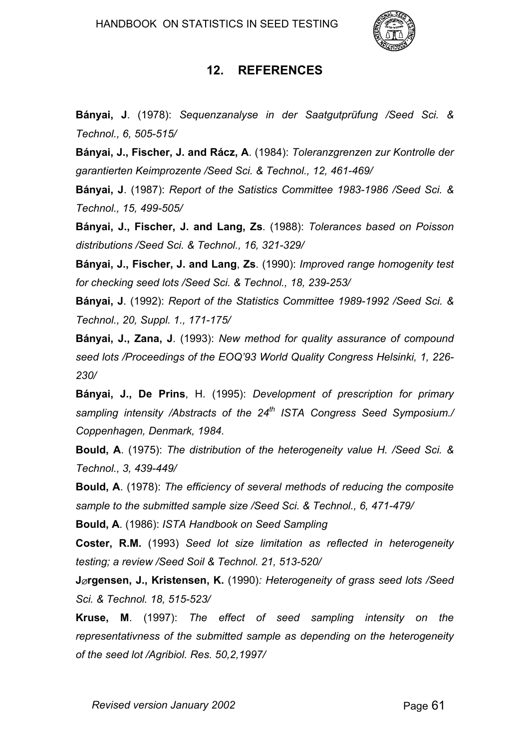## 12. REFERENCES

**Bányai, J**. (1978): *Sequenzanalyse in der Saatgutprüfung /Seed Sci. & Technol., 6, 505-515/*

**Bányai, J., Fischer, J. and Rácz, A**. (1984): *Toleranzgrenzen zur Kontrolle der garantierten Keimprozente /Seed Sci. & Technol., 12, 461-469/*

**Bányai, J**. (1987): *Report of the Satistics Committee 1983-1986 /Seed Sci. & Technol., 15, 499-505/*

**Bányai, J., Fischer, J. and Lang, Zs**. (1988): *Tolerances based on Poisson distributions /Seed Sci. & Technol., 16, 321-329/*

**Bányai, J., Fischer, J. and Lang**, **Zs**. (1990): *Improved range homogenity test for checking seed lots /Seed Sci. & Technol., 18, 239-253/*

**Bányai, J**. (1992): *Report of the Statistics Committee 1989-1992 /Seed Sci. & Technol., 20, Suppl. 1., 171-175/*

**Bányai, J., Zana, J**. (1993): *New method for quality assurance of compound seed lots /Proceedings of the EOQ'93 World Quality Congress Helsinki, 1, 226-230/*

**Bányai, J., De Prins**, H. (1995): *Development of prescription for primary sampling intensity /Abstracts of the 24th ISTA Congress Seed Symposium./ Coppenhagen, Denmark, 1984.*

**Bould, A**. (1975): *The distribution of the heterogeneity value H. /Seed Sci. & Technol., 3, 439-449/*

**Bould, A**. (1978): *The efficiency of several methods of reducing the composite sample to the submitted sample size /Seed Sci. & Technol., 6, 471-479/*

**Bould, A**. (1986): *ISTA Handbook on Seed Sampling*

**Coster, R.M.** (1993) *Seed lot size limitation as reflected in heterogeneity testing; a review /Seed Soil & Technol. 21, 513-520/*

**J∅rgensen, J., Kristensen, K.** (1990)*: Heterogeneity of grass seed lots /Seed Sci. & Technol. 18, 515-523/*

**Kruse, M**. (1997): *The effect of seed sampling intensity on the representativness of the submitted sample as depending on the heterogeneity of the seed lot /Agribiol. Res. 50,2,1997/*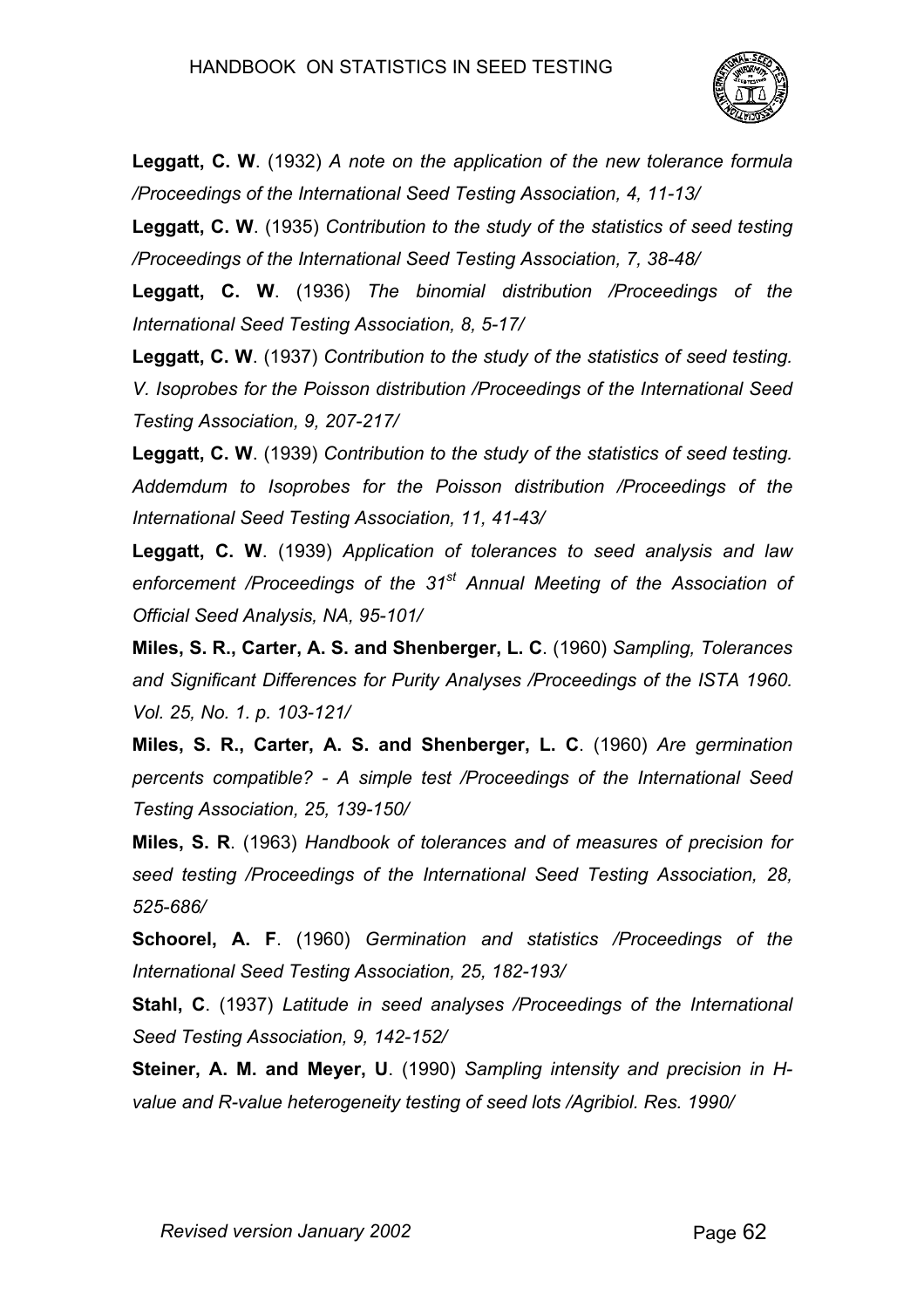**Leggatt, C. W**. (1932) *A note on the application of the new tolerance formula /Proceedings of the International Seed Testing Association, 4, 11-13/*

**Leggatt, C. W**. (1935) *Contribution to the study of the statistics of seed testing /Proceedings of the International Seed Testing Association, 7, 38-48/*

**Leggatt, C. W**. (1936) *The binomial distribution /Proceedings of the International Seed Testing Association, 8, 5-17/*

**Leggatt, C. W**. (1937) *Contribution to the study of the statistics of seed testing. V. Isoprobes for the Poisson distribution /Proceedings of the International Seed Testing Association, 9, 207-217/*

**Leggatt, C. W**. (1939) *Contribution to the study of the statistics of seed testing. Addemdum to Isoprobes for the Poisson distribution /Proceedings of the International Seed Testing Association, 11, 41-43/*

**Leggatt, C. W**. (1939) *Application of tolerances to seed analysis and law enforcement /Proceedings of the 31st Annual Meeting of the Association of Official Seed Analysis, NA, 95-101/*

**Miles, S. R., Carter, A. S. and Shenberger, L. C**. (1960) *Sampling, Tolerances and Significant Differences for Purity Analyses /Proceedings of the ISTA 1960. Vol. 25, No. 1. p. 103-121/*

**Miles, S. R., Carter, A. S. and Shenberger, L. C**. (1960) *Are germination percents compatible? - A simple test /Proceedings of the International Seed Testing Association, 25, 139-150/*

**Miles, S. R**. (1963) *Handbook of tolerances and of measures of precision for seed testing /Proceedings of the International Seed Testing Association, 28, 525-686/*

**Schoorel, A. F**. (1960) *Germination and statistics /Proceedings of the International Seed Testing Association, 25, 182-193/*

**Stahl, C**. (1937) *Latitude in seed analyses /Proceedings of the International Seed Testing Association, 9, 142-152/*

**Steiner, A. M. and Meyer, U**. (1990) *Sampling intensity and precision in H-value and R-value heterogeneity testing of seed lots /Agribiol. Res. 1990/*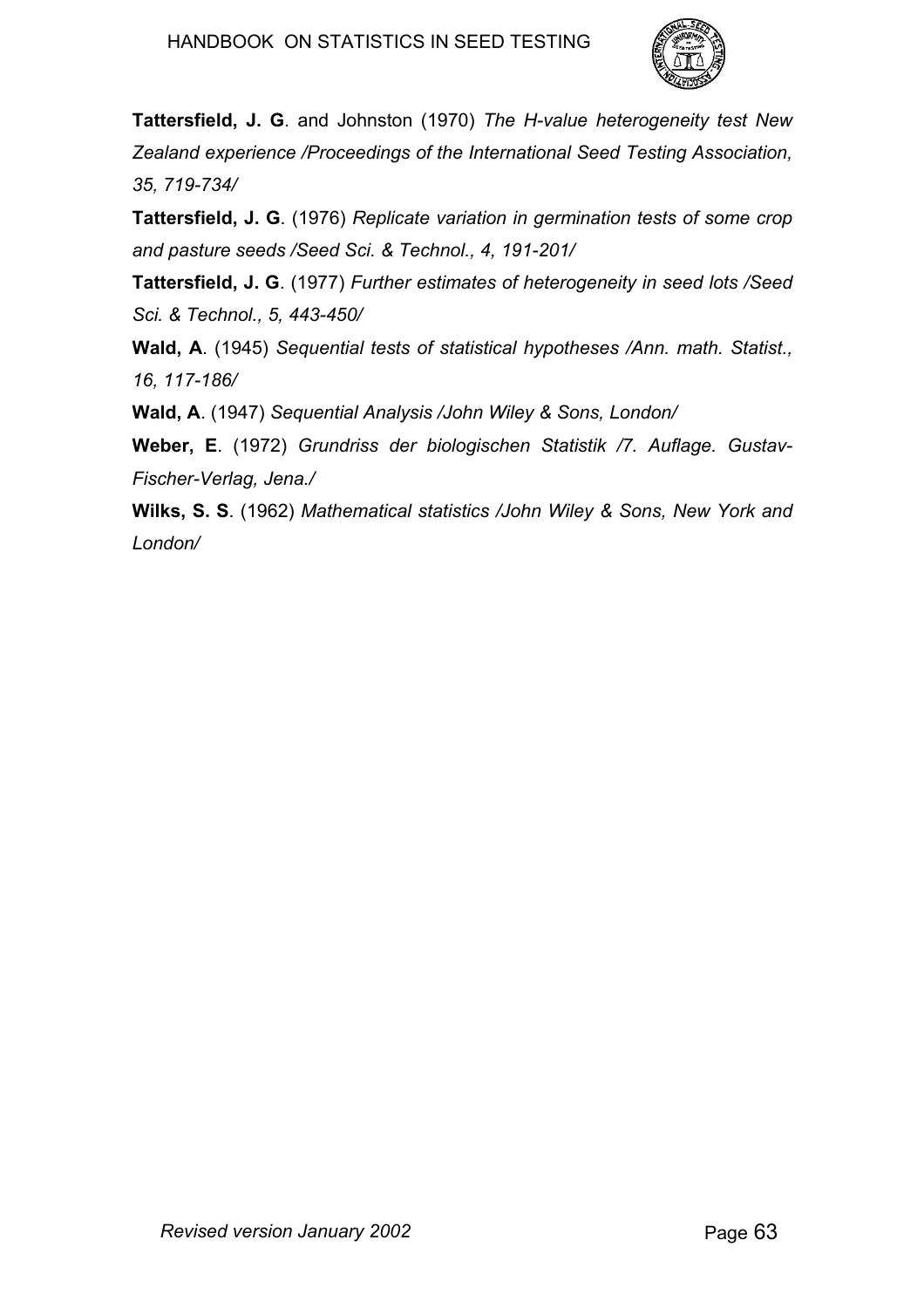**Tattersfield, J. G**. and Johnston (1970) *The H-value heterogeneity test New Zealand experience /Proceedings of the International Seed Testing Association, 35, 719-734/*

**Tattersfield, J. G**. (1976) *Replicate variation in germination tests of some crop and pasture seeds /Seed Sci. & Technol., 4, 191-201/*

**Tattersfield, J. G**. (1977) *Further estimates of heterogeneity in seed lots /Seed Sci. & Technol., 5, 443-450/*

**Wald, A**. (1945) *Sequential tests of statistical hypotheses /Ann. math. Statist., 16, 117-186/*

**Wald, A**. (1947) *Sequential Analysis /John Wiley & Sons, London/*

**Weber, E**. (1972) *Grundriss der biologischen Statistik /7. Auflage. Gustav-Fischer-Verlag, Jena./*

**Wilks, S. S**. (1962) *Mathematical statistics /John Wiley & Sons, New York and London/*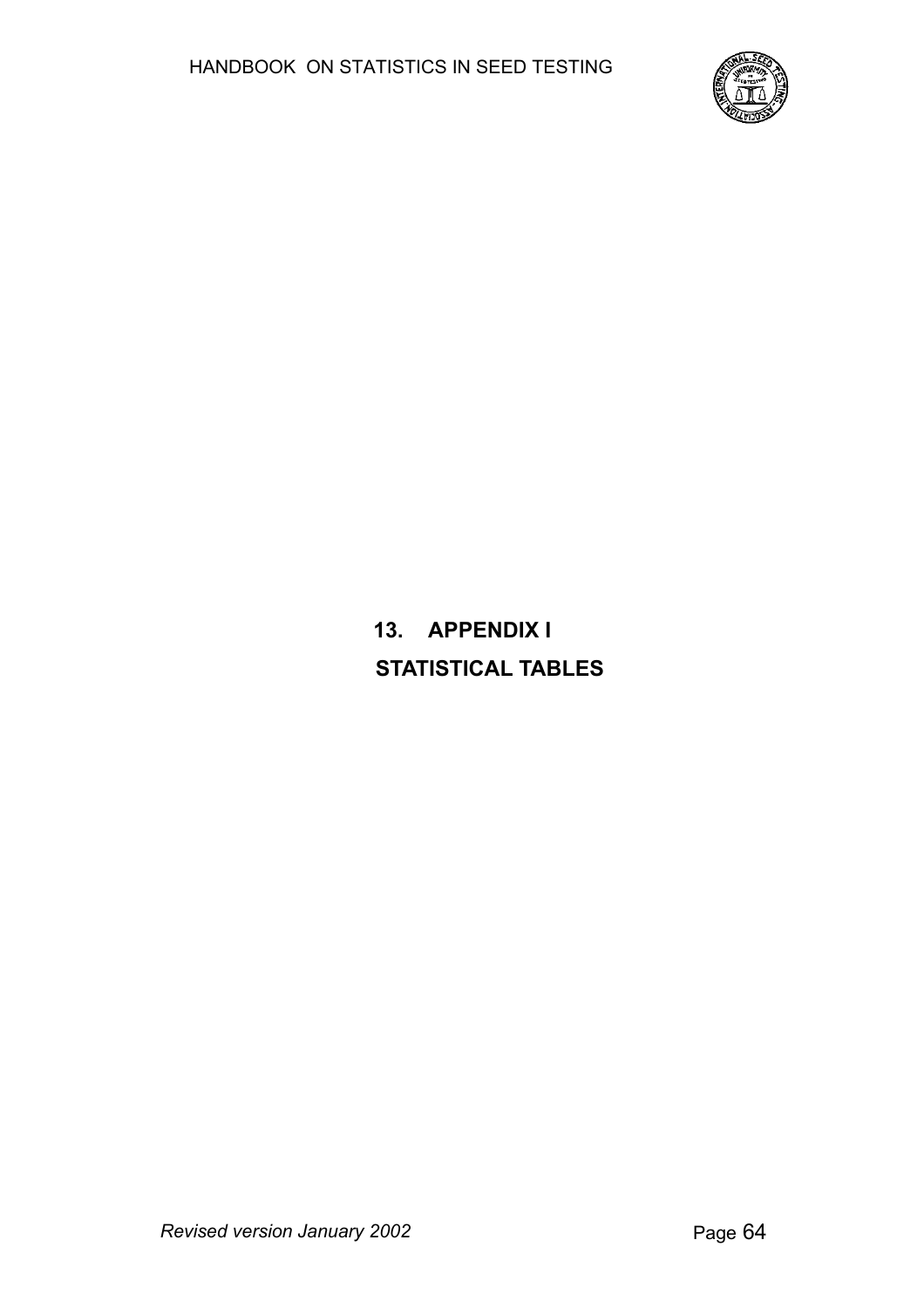# 13. APPENDIX I

## STATISTICAL TABLES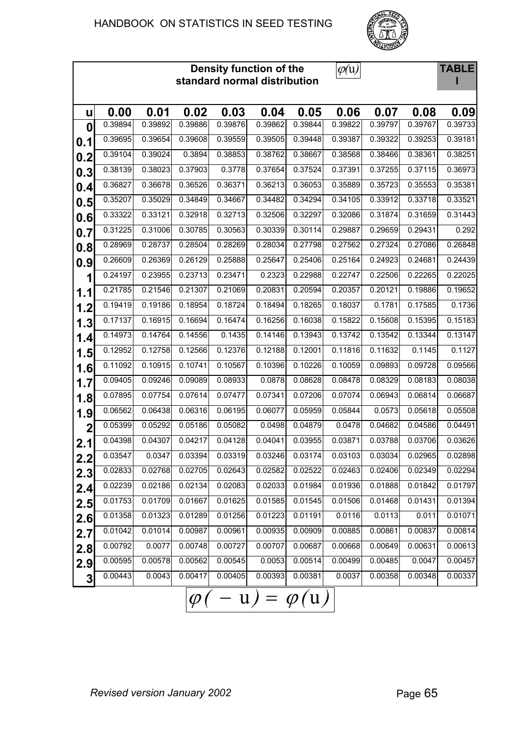## Density function of the standard normal distribution $\varphi(u)$

**TABLE I**

| u | 0.00 | 0.01 | 0.02 | 0.03 | 0.04 | 0.05 | 0.06 | 0.07 | 0.08 | 0.09 |
|---|---|---|---|---|---|---|---|---|---|---|
| 0 | 0.39894 | 0.39892 | 0.39886 | 0.39876 | 0.39862 | 0.39844 | 0.39822 | 0.39797 | 0.39767 | 0.39733 |
| 0.1 | 0.39695 | 0.39654 | 0.39608 | 0.39559 | 0.39505 | 0.39448 | 0.39387 | 0.39322 | 0.39253 | 0.39181 |
| 0.2 | 0.39104 | 0.39024 | 0.3894 | 0.38853 | 0.38762 | 0.38667 | 0.38568 | 0.38466 | 0.38361 | 0.38251 |
| 0.3 | 0.38139 | 0.38023 | 0.37903 | 0.3778 | 0.37654 | 0.37524 | 0.37391 | 0.37255 | 0.37115 | 0.36973 |
| 0.4 | 0.36827 | 0.36678 | 0.36526 | 0.36371 | 0.36213 | 0.36053 | 0.35889 | 0.35723 | 0.35553 | 0.35381 |
| 0.5 | 0.35207 | 0.35029 | 0.34849 | 0.34667 | 0.34482 | 0.34294 | 0.34105 | 0.33912 | 0.33718 | 0.33521 |
| 0.6 | 0.33322 | 0.33121 | 0.32918 | 0.32713 | 0.32506 | 0.32297 | 0.32086 | 0.31874 | 0.31659 | 0.31443 |
| 0.7 | 0.31225 | 0.31006 | 0.30785 | 0.30563 | 0.30339 | 0.30114 | 0.29887 | 0.29659 | 0.29431 | 0.292 |
| 0.8 | 0.28969 | 0.28737 | 0.28504 | 0.28269 | 0.28034 | 0.27798 | 0.27562 | 0.27324 | 0.27086 | 0.26848 |
| 0.9 | 0.26609 | 0.26369 | 0.26129 | 0.25888 | 0.25647 | 0.25406 | 0.25164 | 0.24923 | 0.24681 | 0.24439 |
| 1 | 0.24197 | 0.23955 | 0.23713 | 0.23471 | 0.2323 | 0.22988 | 0.22747 | 0.22506 | 0.22265 | 0.22025 |
| 1.1 | 0.21785 | 0.21546 | 0.21307 | 0.21069 | 0.20831 | 0.20594 | 0.20357 | 0.20121 | 0.19886 | 0.19652 |
| 1.2 | 0.19419 | 0.19186 | 0.18954 | 0.18724 | 0.18494 | 0.18265 | 0.18037 | 0.1781 | 0.17585 | 0.1736 |
| 1.3 | 0.17137 | 0.16915 | 0.16694 | 0.16474 | 0.16256 | 0.16038 | 0.15822 | 0.15608 | 0.15395 | 0.15183 |
| 1.4 | 0.14973 | 0.14764 | 0.14556 | 0.1435 | 0.14146 | 0.13943 | 0.13742 | 0.13542 | 0.13344 | 0.13147 |
| 1.5 | 0.12952 | 0.12758 | 0.12566 | 0.12376 | 0.12188 | 0.12001 | 0.11816 | 0.11632 | 0.1145 | 0.1127 |
| 1.6 | 0.11092 | 0.10915 | 0.10741 | 0.10567 | 0.10396 | 0.10226 | 0.10059 | 0.09893 | 0.09728 | 0.09566 |
| 1.7 | 0.09405 | 0.09246 | 0.09089 | 0.08933 | 0.0878 | 0.08628 | 0.08478 | 0.08329 | 0.08183 | 0.08038 |
| 1.8 | 0.07895 | 0.07754 | 0.07614 | 0.07477 | 0.07341 | 0.07206 | 0.07074 | 0.06943 | 0.06814 | 0.06687 |
| 1.9 | 0.06562 | 0.06438 | 0.06316 | 0.06195 | 0.06077 | 0.05959 | 0.05844 | 0.0573 | 0.05618 | 0.05508 |
| 2 | 0.05399 | 0.05292 | 0.05186 | 0.05082 | 0.0498 | 0.04879 | 0.0478 | 0.04682 | 0.04586 | 0.04491 |
| 2.1 | 0.04398 | 0.04307 | 0.04217 | 0.04128 | 0.04041 | 0.03955 | 0.03871 | 0.03788 | 0.03706 | 0.03626 |
| 2.2 | 0.03547 | 0.0347 | 0.03394 | 0.03319 | 0.03246 | 0.03174 | 0.03103 | 0.03034 | 0.02965 | 0.02898 |
| 2.3 | 0.02833 | 0.02768 | 0.02705 | 0.02643 | 0.02582 | 0.02522 | 0.02463 | 0.02406 | 0.02349 | 0.02294 |
| 2.4 | 0.02239 | 0.02186 | 0.02134 | 0.02083 | 0.02033 | 0.01984 | 0.01936 | 0.01888 | 0.01842 | 0.01797 |
| 2.5 | 0.01753 | 0.01709 | 0.01667 | 0.01625 | 0.01585 | 0.01545 | 0.01506 | 0.01468 | 0.01431 | 0.01394 |
| 2.6 | 0.01358 | 0.01323 | 0.01289 | 0.01256 | 0.01223 | 0.01191 | 0.0116 | 0.0113 | 0.011 | 0.01071 |
| 2.7 | 0.01042 | 0.01014 | 0.00987 | 0.00961 | 0.00935 | 0.00909 | 0.00885 | 0.00861 | 0.00837 | 0.00814 |
| 2.8 | 0.00792 | 0.0077 | 0.00748 | 0.00727 | 0.00707 | 0.00687 | 0.00668 | 0.00649 | 0.00631 | 0.00613 |
| 2.9 | 0.00595 | 0.00578 | 0.00562 | 0.00545 | 0.0053 | 0.00514 | 0.00499 | 0.00485 | 0.0047 | 0.00457 |
| 3 | 0.00443 | 0.0043 | 0.00417 | 0.00405 | 0.00393 | 0.00381 | 0.0037 | 0.00358 | 0.00348 | 0.00337 |

$$\varphi(-u) = \varphi(u)$$

*Revised version January 2002*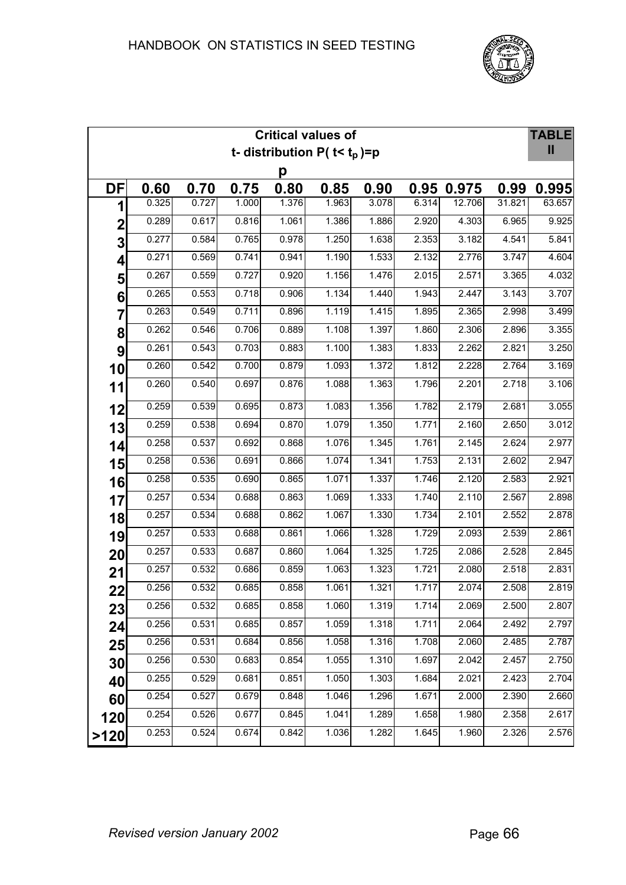## Critical values of t- distribution $P(t < t_p) = p$

**TABLE II**

| DF | 0.60 | 0.70 | 0.75 | 0.80 | 0.85 | 0.90 | 0.95 | 0.975 | 0.99 | 0.995 |
|---|---|---|---|---|---|---|---|---|---|---|
| 1 | 0.325 | 0.727 | 1.000 | 1.376 | 1.963 | 3.078 | 6.314 | 12.706 | 31.821 | 63.657 |
| 2 | 0.289 | 0.617 | 0.816 | 1.061 | 1.386 | 1.886 | 2.920 | 4.303 | 6.965 | 9.925 |
| 3 | 0.277 | 0.584 | 0.765 | 0.978 | 1.250 | 1.638 | 2.353 | 3.182 | 4.541 | 5.841 |
| 4 | 0.271 | 0.569 | 0.741 | 0.941 | 1.190 | 1.533 | 2.132 | 2.776 | 3.747 | 4.604 |
| 5 | 0.267 | 0.559 | 0.727 | 0.920 | 1.156 | 1.476 | 2.015 | 2.571 | 3.365 | 4.032 |
| 6 | 0.265 | 0.553 | 0.718 | 0.906 | 1.134 | 1.440 | 1.943 | 2.447 | 3.143 | 3.707 |
| 7 | 0.263 | 0.549 | 0.711 | 0.896 | 1.119 | 1.415 | 1.895 | 2.365 | 2.998 | 3.499 |
| 8 | 0.262 | 0.546 | 0.706 | 0.889 | 1.108 | 1.397 | 1.860 | 2.306 | 2.896 | 3.355 |
| 9 | 0.261 | 0.543 | 0.703 | 0.883 | 1.100 | 1.383 | 1.833 | 2.262 | 2.821 | 3.250 |
| 10 | 0.260 | 0.542 | 0.700 | 0.879 | 1.093 | 1.372 | 1.812 | 2.228 | 2.764 | 3.169 |
| 11 | 0.260 | 0.540 | 0.697 | 0.876 | 1.088 | 1.363 | 1.796 | 2.201 | 2.718 | 3.106 |
| 12 | 0.259 | 0.539 | 0.695 | 0.873 | 1.083 | 1.356 | 1.782 | 2.179 | 2.681 | 3.055 |
| 13 | 0.259 | 0.538 | 0.694 | 0.870 | 1.079 | 1.350 | 1.771 | 2.160 | 2.650 | 3.012 |
| 14 | 0.258 | 0.537 | 0.692 | 0.868 | 1.076 | 1.345 | 1.761 | 2.145 | 2.624 | 2.977 |
| 15 | 0.258 | 0.536 | 0.691 | 0.866 | 1.074 | 1.341 | 1.753 | 2.131 | 2.602 | 2.947 |
| 16 | 0.258 | 0.535 | 0.690 | 0.865 | 1.071 | 1.337 | 1.746 | 2.120 | 2.583 | 2.921 |
| 17 | 0.257 | 0.534 | 0.688 | 0.863 | 1.069 | 1.333 | 1.740 | 2.110 | 2.567 | 2.898 |
| 18 | 0.257 | 0.534 | 0.688 | 0.862 | 1.067 | 1.330 | 1.734 | 2.101 | 2.552 | 2.878 |
| 19 | 0.257 | 0.533 | 0.688 | 0.861 | 1.066 | 1.328 | 1.729 | 2.093 | 2.539 | 2.861 |
| 20 | 0.257 | 0.533 | 0.687 | 0.860 | 1.064 | 1.325 | 1.725 | 2.086 | 2.528 | 2.845 |
| 21 | 0.257 | 0.532 | 0.686 | 0.859 | 1.063 | 1.323 | 1.721 | 2.080 | 2.518 | 2.831 |
| 22 | 0.256 | 0.532 | 0.685 | 0.858 | 1.061 | 1.321 | 1.717 | 2.074 | 2.508 | 2.819 |
| 23 | 0.256 | 0.532 | 0.685 | 0.858 | 1.060 | 1.319 | 1.714 | 2.069 | 2.500 | 2.807 |
| 24 | 0.256 | 0.531 | 0.685 | 0.857 | 1.059 | 1.318 | 1.711 | 2.064 | 2.492 | 2.797 |
| 25 | 0.256 | 0.531 | 0.684 | 0.856 | 1.058 | 1.316 | 1.708 | 2.060 | 2.485 | 2.787 |
| 30 | 0.256 | 0.530 | 0.683 | 0.854 | 1.055 | 1.310 | 1.697 | 2.042 | 2.457 | 2.750 |
| 40 | 0.255 | 0.529 | 0.681 | 0.851 | 1.050 | 1.303 | 1.684 | 2.021 | 2.423 | 2.704 |
| 60 | 0.254 | 0.527 | 0.679 | 0.848 | 1.046 | 1.296 | 1.671 | 2.000 | 2.390 | 2.660 |
| 120 | 0.254 | 0.526 | 0.677 | 0.845 | 1.041 | 1.289 | 1.658 | 1.980 | 2.358 | 2.617 |
| >120 | 0.253 | 0.524 | 0.674 | 0.842 | 1.036 | 1.282 | 1.645 | 1.960 | 2.326 | 2.576 |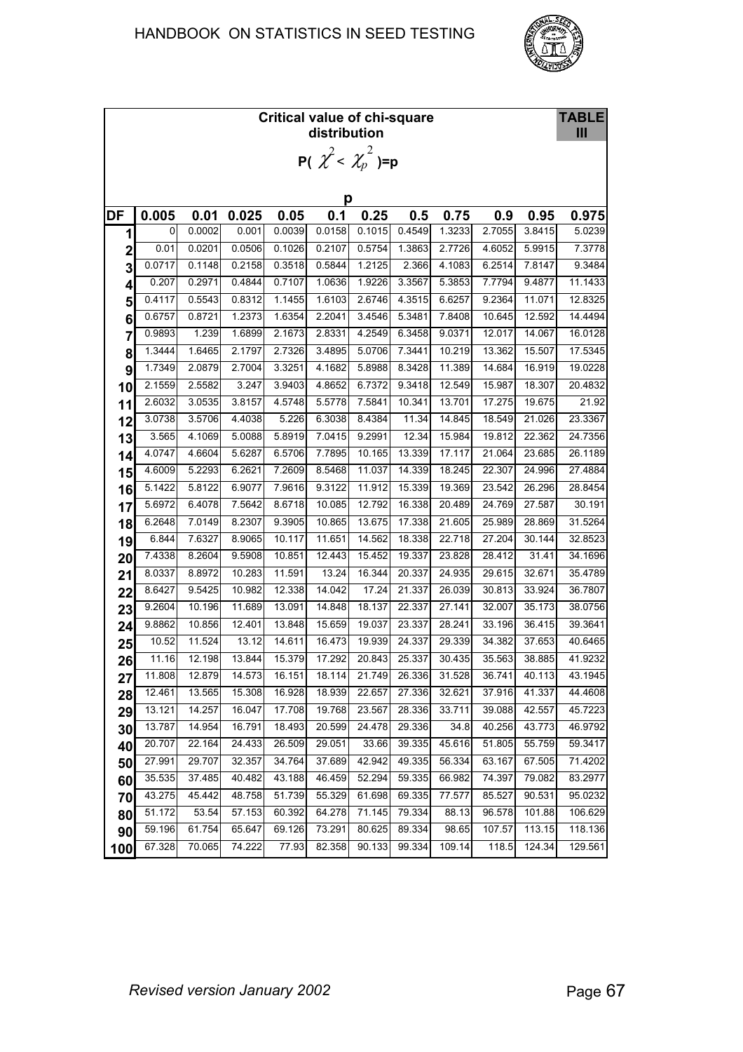## Critical value of chi-square distribution — TABLE III

$$P(\chi^2 < \chi_p^2) = p$$

| DF | 0.005 | 0.01 | 0.025 | 0.05 | 0.1 | 0.25 | 0.5 | 0.75 | 0.9 | 0.95 | 0.975 |
|---|---|---|---|---|---|---|---|---|---|---|---|
| 1 | 0 | 0.0002 | 0.001 | 0.0039 | 0.0158 | 0.1015 | 0.4549 | 1.3233 | 2.7055 | 3.8415 | 5.0239 |
| 2 | 0.01 | 0.0201 | 0.0506 | 0.1026 | 0.2107 | 0.5754 | 1.3863 | 2.7726 | 4.6052 | 5.9915 | 7.3778 |
| 3 | 0.0717 | 0.1148 | 0.2158 | 0.3518 | 0.5844 | 1.2125 | 2.366 | 4.1083 | 6.2514 | 7.8147 | 9.3484 |
| 4 | 0.207 | 0.2971 | 0.4844 | 0.7107 | 1.0636 | 1.9226 | 3.3567 | 5.3853 | 7.7794 | 9.4877 | 11.1433 |
| 5 | 0.4117 | 0.5543 | 0.8312 | 1.1455 | 1.6103 | 2.6746 | 4.3515 | 6.6257 | 9.2364 | 11.071 | 12.8325 |
| 6 | 0.6757 | 0.8721 | 1.2373 | 1.6354 | 2.2041 | 3.4546 | 5.3481 | 7.8408 | 10.645 | 12.592 | 14.4494 |
| 7 | 0.9893 | 1.239 | 1.6899 | 2.1673 | 2.8331 | 4.2549 | 6.3458 | 9.0371 | 12.017 | 14.067 | 16.0128 |
| 8 | 1.3444 | 1.6465 | 2.1797 | 2.7326 | 3.4895 | 5.0706 | 7.3441 | 10.219 | 13.362 | 15.507 | 17.5345 |
| 9 | 1.7349 | 2.0879 | 2.7004 | 3.3251 | 4.1682 | 5.8988 | 8.3428 | 11.389 | 14.684 | 16.919 | 19.0228 |
| 10 | 2.1559 | 2.5582 | 3.247 | 3.9403 | 4.8652 | 6.7372 | 9.3418 | 12.549 | 15.987 | 18.307 | 20.4832 |
| 11 | 2.6032 | 3.0535 | 3.8157 | 4.5748 | 5.5778 | 7.5841 | 10.341 | 13.701 | 17.275 | 19.675 | 21.92 |
| 12 | 3.0738 | 3.5706 | 4.4038 | 5.226 | 6.3038 | 8.4384 | 11.34 | 14.845 | 18.549 | 21.026 | 23.3367 |
| 13 | 3.565 | 4.1069 | 5.0088 | 5.8919 | 7.0415 | 9.2991 | 12.34 | 15.984 | 19.812 | 22.362 | 24.7356 |
| 14 | 4.0747 | 4.6604 | 5.6287 | 6.5706 | 7.7895 | 10.165 | 13.339 | 17.117 | 21.064 | 23.685 | 26.1189 |
| 15 | 4.6009 | 5.2293 | 6.2621 | 7.2609 | 8.5468 | 11.037 | 14.339 | 18.245 | 22.307 | 24.996 | 27.4884 |
| 16 | 5.1422 | 5.8122 | 6.9077 | 7.9616 | 9.3122 | 11.912 | 15.339 | 19.369 | 23.542 | 26.296 | 28.8454 |
| 17 | 5.6972 | 6.4078 | 7.5642 | 8.6718 | 10.085 | 12.792 | 16.338 | 20.489 | 24.769 | 27.587 | 30.191 |
| 18 | 6.2648 | 7.0149 | 8.2307 | 9.3905 | 10.865 | 13.675 | 17.338 | 21.605 | 25.989 | 28.869 | 31.5264 |
| 19 | 6.844 | 7.6327 | 8.9065 | 10.117 | 11.651 | 14.562 | 18.338 | 22.718 | 27.204 | 30.144 | 32.8523 |
| 20 | 7.4338 | 8.2604 | 9.5908 | 10.851 | 12.443 | 15.452 | 19.337 | 23.828 | 28.412 | 31.41 | 34.1696 |
| 21 | 8.0337 | 8.8972 | 10.283 | 11.591 | 13.24 | 16.344 | 20.337 | 24.935 | 29.615 | 32.671 | 35.4789 |
| 22 | 8.6427 | 9.5425 | 10.982 | 12.338 | 14.042 | 17.24 | 21.337 | 26.039 | 30.813 | 33.924 | 36.7807 |
| 23 | 9.2604 | 10.196 | 11.689 | 13.091 | 14.848 | 18.137 | 22.337 | 27.141 | 32.007 | 35.173 | 38.0756 |
| 24 | 9.8862 | 10.856 | 12.401 | 13.848 | 15.659 | 19.037 | 23.337 | 28.241 | 33.196 | 36.415 | 39.3641 |
| 25 | 10.52 | 11.524 | 13.12 | 14.611 | 16.473 | 19.939 | 24.337 | 29.339 | 34.382 | 37.653 | 40.6465 |
| 26 | 11.16 | 12.198 | 13.844 | 15.379 | 17.292 | 20.843 | 25.337 | 30.435 | 35.563 | 38.885 | 41.9232 |
| 27 | 11.808 | 12.879 | 14.573 | 16.151 | 18.114 | 21.749 | 26.336 | 31.528 | 36.741 | 40.113 | 43.1945 |
| 28 | 12.461 | 13.565 | 15.308 | 16.928 | 18.939 | 22.657 | 27.336 | 32.621 | 37.916 | 41.337 | 44.4608 |
| 29 | 13.121 | 14.257 | 16.047 | 17.708 | 19.768 | 23.567 | 28.336 | 33.711 | 39.088 | 42.557 | 45.7223 |
| 30 | 13.787 | 14.954 | 16.791 | 18.493 | 20.599 | 24.478 | 29.336 | 34.8 | 40.256 | 43.773 | 46.9792 |
| 40 | 20.707 | 22.164 | 24.433 | 26.509 | 29.051 | 33.66 | 39.335 | 45.616 | 51.805 | 55.759 | 59.3417 |
| 50 | 27.991 | 29.707 | 32.357 | 34.764 | 37.689 | 42.942 | 49.335 | 56.334 | 63.167 | 67.505 | 71.4202 |
| 60 | 35.535 | 37.485 | 40.482 | 43.188 | 46.459 | 52.294 | 59.335 | 66.982 | 74.397 | 79.082 | 83.2977 |
| 70 | 43.275 | 45.442 | 48.758 | 51.739 | 55.329 | 61.698 | 69.335 | 77.577 | 85.527 | 90.531 | 95.0232 |
| 80 | 51.172 | 53.54 | 57.153 | 60.392 | 64.278 | 71.145 | 79.334 | 88.13 | 96.578 | 101.88 | 106.629 |
| 90 | 59.196 | 61.754 | 65.647 | 69.126 | 73.291 | 80.625 | 89.334 | 98.65 | 107.57 | 113.15 | 118.136 |
| 100 | 67.328 | 70.065 | 74.222 | 77.93 | 82.358 | 90.133 | 99.334 | 109.14 | 118.5 | 124.34 | 129.561 |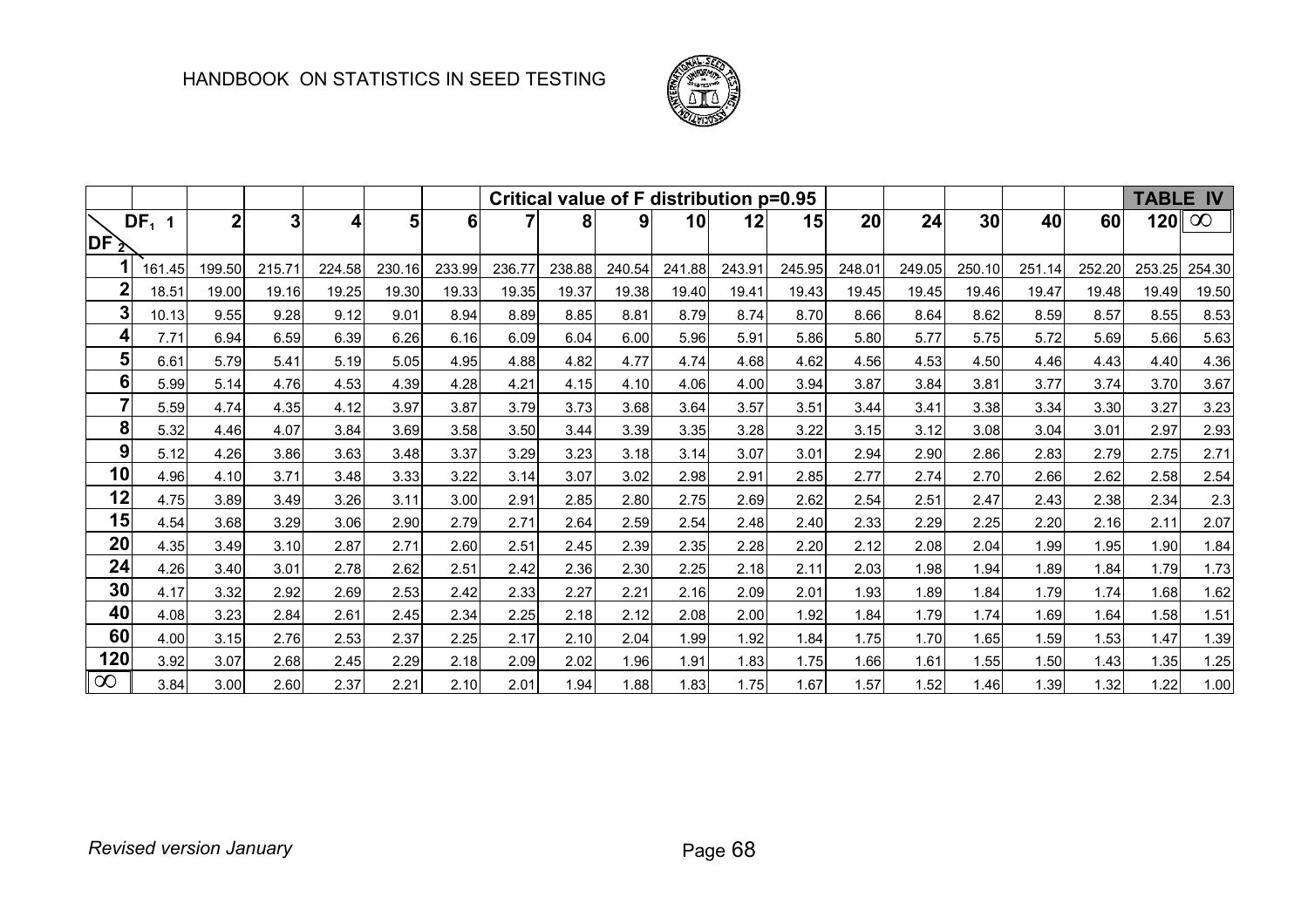| | | | | | | Critical value of F distribution p=0.95 | | | | | | | | | | | | TABLE IV |
|---|---|---|---|---|---|---|---|---|---|---|---|---|---|---|---|---|---|---|
| $DF_2$ \ $DF_1$ 1 | 2 | 3 | 4 | 5 | 6 | 7 | 8 | 9 | 10 | 12 | 15 | 20 | 24 | 30 | 40 | 60 | 120 | $\infty$ |
| **1** 161.45 | 199.50 | 215.71 | 224.58 | 230.16 | 233.99 | 236.77 | 238.88 | 240.54 | 241.88 | 243.91 | 245.95 | 248.01 | 249.05 | 250.10 | 251.14 | 252.20 | 253.25 | 254.30 |
| **2** 18.51 | 19.00 | 19.16 | 19.25 | 19.30 | 19.33 | 19.35 | 19.37 | 19.38 | 19.40 | 19.41 | 19.43 | 19.45 | 19.45 | 19.46 | 19.47 | 19.48 | 19.49 | 19.50 |
| **3** 10.13 | 9.55 | 9.28 | 9.12 | 9.01 | 8.94 | 8.89 | 8.85 | 8.81 | 8.79 | 8.74 | 8.70 | 8.66 | 8.64 | 8.62 | 8.59 | 8.57 | 8.55 | 8.53 |
| **4** 7.71 | 6.94 | 6.59 | 6.39 | 6.26 | 6.16 | 6.09 | 6.04 | 6.00 | 5.96 | 5.91 | 5.86 | 5.80 | 5.77 | 5.75 | 5.72 | 5.69 | 5.66 | 5.63 |
| **5** 6.61 | 5.79 | 5.41 | 5.19 | 5.05 | 4.95 | 4.88 | 4.82 | 4.77 | 4.74 | 4.68 | 4.62 | 4.56 | 4.53 | 4.50 | 4.46 | 4.43 | 4.40 | 4.36 |
| **6** 5.99 | 5.14 | 4.76 | 4.53 | 4.39 | 4.28 | 4.21 | 4.15 | 4.10 | 4.06 | 4.00 | 3.94 | 3.87 | 3.84 | 3.81 | 3.77 | 3.74 | 3.70 | 3.67 |
| **7** 5.59 | 4.74 | 4.35 | 4.12 | 3.97 | 3.87 | 3.79 | 3.73 | 3.68 | 3.64 | 3.57 | 3.51 | 3.44 | 3.41 | 3.38 | 3.34 | 3.30 | 3.27 | 3.23 |
| **8** 5.32 | 4.46 | 4.07 | 3.84 | 3.69 | 3.58 | 3.50 | 3.44 | 3.39 | 3.35 | 3.28 | 3.22 | 3.15 | 3.12 | 3.08 | 3.04 | 3.01 | 2.97 | 2.93 |
| **9** 5.12 | 4.26 | 3.86 | 3.63 | 3.48 | 3.37 | 3.29 | 3.23 | 3.18 | 3.14 | 3.07 | 3.01 | 2.94 | 2.90 | 2.86 | 2.83 | 2.79 | 2.75 | 2.71 |
| **10** 4.96 | 4.10 | 3.71 | 3.48 | 3.33 | 3.22 | 3.14 | 3.07 | 3.02 | 2.98 | 2.91 | 2.85 | 2.77 | 2.74 | 2.70 | 2.66 | 2.62 | 2.58 | 2.54 |
| **12** 4.75 | 3.89 | 3.49 | 3.26 | 3.11 | 3.00 | 2.91 | 2.85 | 2.80 | 2.75 | 2.69 | 2.62 | 2.54 | 2.51 | 2.47 | 2.43 | 2.38 | 2.34 | 2.3 |
| **15** 4.54 | 3.68 | 3.29 | 3.06 | 2.90 | 2.79 | 2.71 | 2.64 | 2.59 | 2.54 | 2.48 | 2.40 | 2.33 | 2.29 | 2.25 | 2.20 | 2.16 | 2.11 | 2.07 |
| **20** 4.35 | 3.49 | 3.10 | 2.87 | 2.71 | 2.60 | 2.51 | 2.45 | 2.39 | 2.35 | 2.28 | 2.20 | 2.12 | 2.08 | 2.04 | 1.99 | 1.95 | 1.90 | 1.84 |
| **24** 4.26 | 3.40 | 3.01 | 2.78 | 2.62 | 2.51 | 2.42 | 2.36 | 2.30 | 2.25 | 2.18 | 2.11 | 2.03 | 1.98 | 1.94 | 1.89 | 1.84 | 1.79 | 1.73 |
| **30** 4.17 | 3.32 | 2.92 | 2.69 | 2.53 | 2.42 | 2.33 | 2.27 | 2.21 | 2.16 | 2.09 | 2.01 | 1.93 | 1.89 | 1.84 | 1.79 | 1.74 | 1.68 | 1.62 |
| **40** 4.08 | 3.23 | 2.84 | 2.61 | 2.45 | 2.34 | 2.25 | 2.18 | 2.12 | 2.08 | 2.00 | 1.92 | 1.84 | 1.79 | 1.74 | 1.69 | 1.64 | 1.58 | 1.51 |
| **60** 4.00 | 3.15 | 2.76 | 2.53 | 2.37 | 2.25 | 2.17 | 2.10 | 2.04 | 1.99 | 1.92 | 1.84 | 1.75 | 1.70 | 1.65 | 1.59 | 1.53 | 1.47 | 1.39 |
| **120** 3.92 | 3.07 | 2.68 | 2.45 | 2.29 | 2.18 | 2.09 | 2.02 | 1.96 | 1.91 | 1.83 | 1.75 | 1.66 | 1.61 | 1.55 | 1.50 | 1.43 | 1.35 | 1.25 |
| **$\infty$** 3.84 | 3.00 | 2.60 | 2.37 | 2.21 | 2.10 | 2.01 | 1.94 | 1.88 | 1.83 | 1.75 | 1.67 | 1.57 | 1.52 | 1.46 | 1.39 | 1.32 | 1.22 | 1.00 |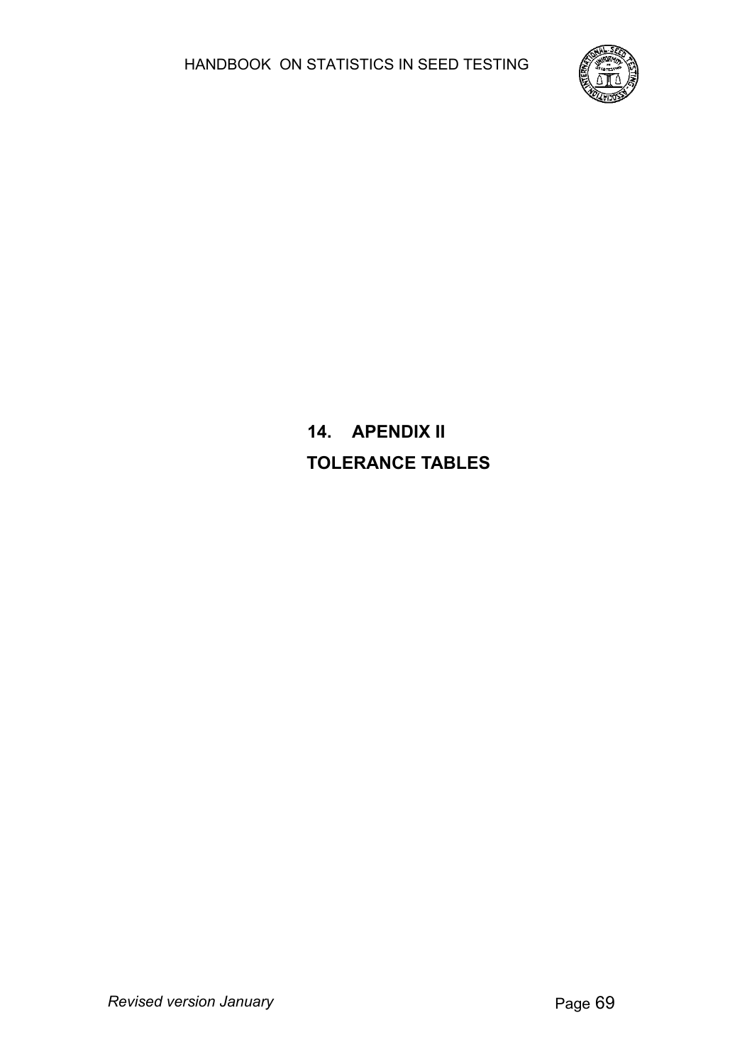# 14. APENDIX II

# TOLERANCE TABLES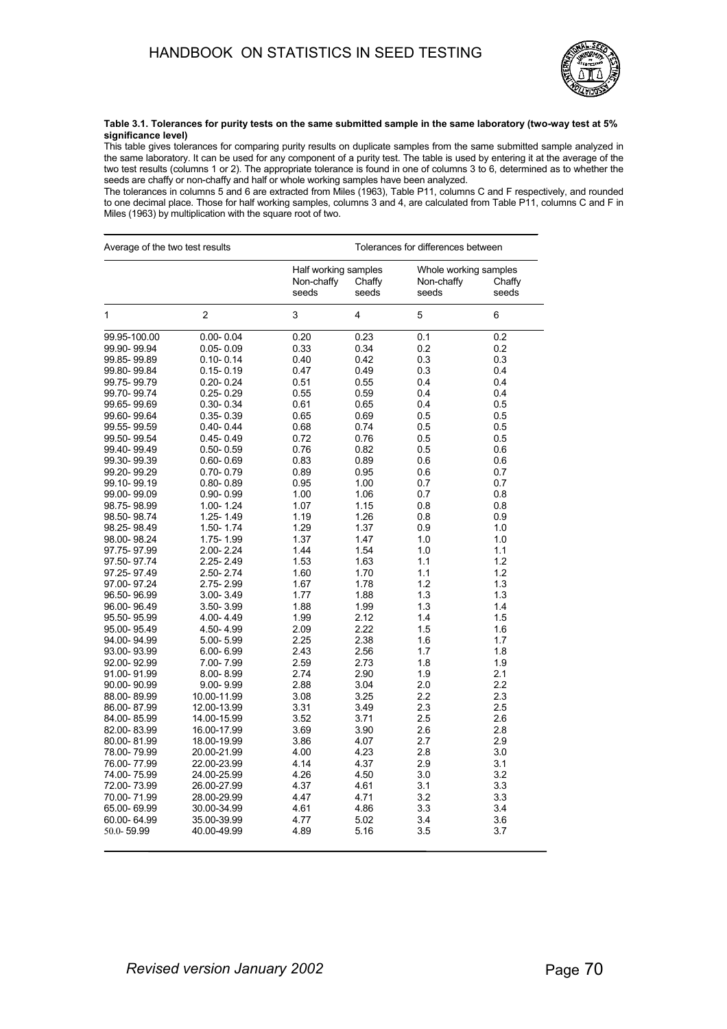**Table 3.1. Tolerances for purity tests on the same submitted sample in the same laboratory (two-way test at 5% significance level)**

This table gives tolerances for comparing purity results on duplicate samples from the same submitted sample analyzed in the same laboratory. It can be used for any component of a purity test. The table is used by entering it at the average of the two test results (columns 1 or 2). The appropriate tolerance is found in one of columns 3 to 6, determined as to whether the seeds are chaffy or non-chaffy and half or whole working samples have been analyzed.

The tolerances in columns 5 and 6 are extracted from Miles (1963), Table P11, columns C and F respectively, and rounded to one decimal place. Those for half working samples, columns 3 and 4, are calculated from Table P11, columns C and F in Miles (1963) by multiplication with the square root of two.

| Average of the two test results | | Tolerances for differences between | | | |
|---|---|---|---|---|---|
| | | Half working samples | | Whole working samples | |
| | | Non-chaffy seeds | Chaffy seeds | Non-chaffy seeds | Chaffy seeds |
| 1 | 2 | 3 | 4 | 5 | 6 |
| 99.95-100.00 | 0.00- 0.04 | 0.20 | 0.23 | 0.1 | 0.2 |
| 99.90- 99.94 | 0.05- 0.09 | 0.33 | 0.34 | 0.2 | 0.2 |
| 99.85- 99.89 | 0.10- 0.14 | 0.40 | 0.42 | 0.3 | 0.3 |
| 99.80- 99.84 | 0.15- 0.19 | 0.47 | 0.49 | 0.3 | 0.4 |
| 99.75- 99.79 | 0.20- 0.24 | 0.51 | 0.55 | 0.4 | 0.4 |
| 99.70- 99.74 | 0.25- 0.29 | 0.55 | 0.59 | 0.4 | 0.4 |
| 99.65- 99.69 | 0.30- 0.34 | 0.61 | 0.65 | 0.4 | 0.5 |
| 99.60- 99.64 | 0.35- 0.39 | 0.65 | 0.69 | 0.5 | 0.5 |
| 99.55- 99.59 | 0.40- 0.44 | 0.68 | 0.74 | 0.5 | 0.5 |
| 99.50- 99.54 | 0.45- 0.49 | 0.72 | 0.76 | 0.5 | 0.5 |
| 99.40- 99.49 | 0.50- 0.59 | 0.76 | 0.82 | 0.5 | 0.6 |
| 99.30- 99.39 | 0.60- 0.69 | 0.83 | 0.89 | 0.6 | 0.6 |
| 99.20- 99.29 | 0.70- 0.79 | 0.89 | 0.95 | 0.6 | 0.7 |
| 99.10- 99.19 | 0.80- 0.89 | 0.95 | 1.00 | 0.7 | 0.7 |
| 99.00- 99.09 | 0.90- 0.99 | 1.00 | 1.06 | 0.7 | 0.8 |
| 98.75- 98.99 | 1.00- 1.24 | 1.07 | 1.15 | 0.8 | 0.8 |
| 98.50- 98.74 | 1.25- 1.49 | 1.19 | 1.26 | 0.8 | 0.9 |
| 98.25- 98.49 | 1.50- 1.74 | 1.29 | 1.37 | 0.9 | 1.0 |
| 98.00- 98.24 | 1.75- 1.99 | 1.37 | 1.47 | 1.0 | 1.0 |
| 97.75- 97.99 | 2.00- 2.24 | 1.44 | 1.54 | 1.0 | 1.1 |
| 97.50- 97.74 | 2.25- 2.49 | 1.53 | 1.63 | 1.1 | 1.2 |
| 97.25- 97.49 | 2.50- 2.74 | 1.60 | 1.70 | 1.1 | 1.2 |
| 97.00- 97.24 | 2.75- 2.99 | 1.67 | 1.78 | 1.2 | 1.3 |
| 96.50- 96.99 | 3.00- 3.49 | 1.77 | 1.88 | 1.3 | 1.3 |
| 96.00- 96.49 | 3.50- 3.99 | 1.88 | 1.99 | 1.3 | 1.4 |
| 95.50- 95.99 | 4.00- 4.49 | 1.99 | 2.12 | 1.4 | 1.5 |
| 95.00- 95.49 | 4.50- 4.99 | 2.09 | 2.22 | 1.5 | 1.6 |
| 94.00- 94.99 | 5.00- 5.99 | 2.25 | 2.38 | 1.6 | 1.7 |
| 93.00- 93.99 | 6.00- 6.99 | 2.43 | 2.56 | 1.7 | 1.8 |
| 92.00- 92.99 | 7.00- 7.99 | 2.59 | 2.73 | 1.8 | 1.9 |
| 91.00- 91.99 | 8.00- 8.99 | 2.74 | 2.90 | 1.9 | 2.1 |
| 90.00- 90.99 | 9.00- 9.99 | 2.88 | 3.04 | 2.0 | 2.2 |
| 88.00- 89.99 | 10.00-11.99 | 3.08 | 3.25 | 2.2 | 2.3 |
| 86.00- 87.99 | 12.00-13.99 | 3.31 | 3.49 | 2.3 | 2.5 |
| 84.00- 85.99 | 14.00-15.99 | 3.52 | 3.71 | 2.5 | 2.6 |
| 82.00- 83.99 | 16.00-17.99 | 3.69 | 3.90 | 2.6 | 2.8 |
| 80.00- 81.99 | 18.00-19.99 | 3.86 | 4.07 | 2.7 | 2.9 |
| 78.00- 79.99 | 20.00-21.99 | 4.00 | 4.23 | 2.8 | 3.0 |
| 76.00- 77.99 | 22.00-23.99 | 4.14 | 4.37 | 2.9 | 3.1 |
| 74.00- 75.99 | 24.00-25.99 | 4.26 | 4.50 | 3.0 | 3.2 |
| 72.00- 73.99 | 26.00-27.99 | 4.37 | 4.61 | 3.1 | 3.3 |
| 70.00- 71.99 | 28.00-29.99 | 4.47 | 4.71 | 3.2 | 3.3 |
| 65.00- 69.99 | 30.00-34.99 | 4.61 | 4.86 | 3.3 | 3.4 |
| 60.00- 64.99 | 35.00-39.99 | 4.77 | 5.02 | 3.4 | 3.6 |
| 50.0- 59.99 | 40.00-49.99 | 4.89 | 5.16 | 3.5 | 3.7 |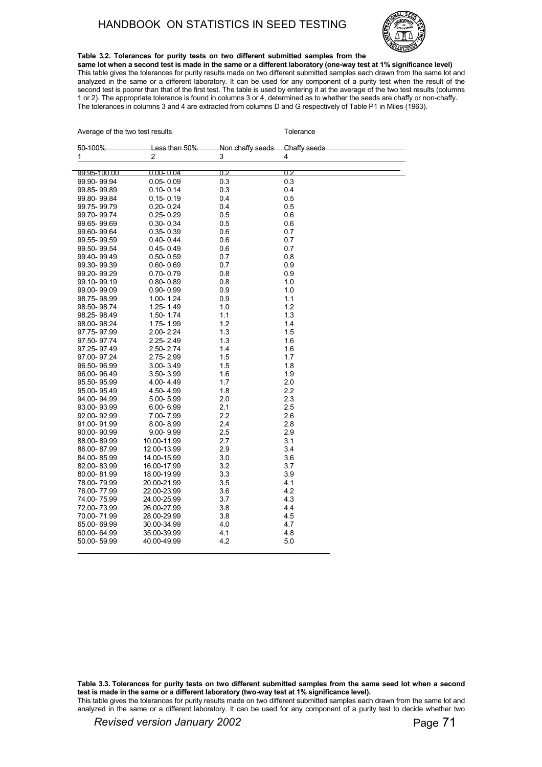**Table 3.2. Tolerances for purity tests on two different submitted samples from the same lot when a second test is made in the same or a different laboratory (one-way test at 1% significance level)**

This table gives the tolerances for purity results made on two different submitted samples each drawn from the same lot and analyzed in the same or a different laboratory. It can be used for any component of a purity test when the result of the second test is poorer than that of the first test. The table is used by entering it at the average of the two test results (columns 1 or 2). The appropriate tolerance is found in columns 3 or 4, determined as to whether the seeds are chaffy or non-chaffy. The tolerances in columns 3 and 4 are extracted from columns D and G respectively of Table P1 in Miles (1963).

| Average of the two test results | | Tolerance | |
|---|---|---|---|
| 50-100% | Less than 50% | Non chaffy seeds | Chaffy seeds |
| 1 | 2 | 3 | 4 |
| 99.95-100.00 | 0.00- 0.04 | 0.2 | 0.2 |
| 99.90- 99.94 | 0.05- 0.09 | 0.3 | 0.3 |
| 99.85- 99.89 | 0.10- 0.14 | 0.3 | 0.4 |
| 99.80- 99.84 | 0.15- 0.19 | 0.4 | 0.5 |
| 99.75- 99.79 | 0.20- 0.24 | 0.4 | 0.5 |
| 99.70- 99.74 | 0.25- 0.29 | 0.5 | 0.6 |
| 99.65- 99.69 | 0.30- 0.34 | 0.5 | 0.6 |
| 99.60- 99.64 | 0.35- 0.39 | 0.6 | 0.7 |
| 99.55- 99.59 | 0.40- 0.44 | 0.6 | 0.7 |
| 99.50- 99.54 | 0.45- 0.49 | 0.6 | 0.7 |
| 99.40- 99.49 | 0.50- 0.59 | 0.7 | 0,8 |
| 99.30- 99.39 | 0.60- 0.69 | 0.7 | 0.9 |
| 99.20- 99.29 | 0.70- 0.79 | 0.8 | 0.9 |
| 99.10- 99.19 | 0.80- 0.89 | 0.8 | 1.0 |
| 99.00- 99.09 | 0.90- 0.99 | 0.9 | 1.0 |
| 98.75- 98.99 | 1.00- 1.24 | 0.9 | 1.1 |
| 98.50- 98.74 | 1.25- 1.49 | 1.0 | 1.2 |
| 98.25- 98.49 | 1.50- 1.74 | 1.1 | 1.3 |
| 98.00- 98.24 | 1.75- 1.99 | 1.2 | 1.4 |
| 97.75- 97.99 | 2.00- 2.24 | 1.3 | 1.5 |
| 97.50- 97.74 | 2.25- 2.49 | 1.3 | 1.6 |
| 97.25- 97.49 | 2.50- 2.74 | 1.4 | 1.6 |
| 97.00- 97.24 | 2.75- 2.99 | 1.5 | 1.7 |
| 96.50- 96.99 | 3.00- 3.49 | 1.5 | 1.8 |
| 96.00- 96.49 | 3.50- 3.99 | 1.6 | 1.9 |
| 95.50- 95.99 | 4.00- 4.49 | 1.7 | 2.0 |
| 95.00- 95.49 | 4.50- 4.99 | 1.8 | 2.2 |
| 94.00- 94.99 | 5.00- 5.99 | 2.0 | 2.3 |
| 93.00- 93.99 | 6.00- 6.99 | 2.1 | 2.5 |
| 92.00- 92.99 | 7.00- 7.99 | 2.2 | 2.6 |
| 91.00- 91.99 | 8.00- 8.99 | 2.4 | 2.8 |
| 90.00- 90.99 | 9.00- 9.99 | 2.5 | 2.9 |
| 88.00- 89.99 | 10.00-11.99 | 2.7 | 3.1 |
| 86.00- 87.99 | 12.00-13.99 | 2.9 | 3.4 |
| 84.00- 85.99 | 14.00-15.99 | 3.0 | 3.6 |
| 82.00- 83.99 | 16.00-17.99 | 3.2 | 3.7 |
| 80.00- 81.99 | 18.00-19.99 | 3.3 | 3.9 |
| 78.00- 79.99 | 20.00-21.99 | 3.5 | 4.1 |
| 76.00- 77.99 | 22.00-23.99 | 3.6 | 4.2 |
| 74.00- 75.99 | 24.00-25.99 | 3.7 | 4.3 |
| 72.00- 73.99 | 26.00-27.99 | 3.8 | 4.4 |
| 70.00- 71.99 | 28.00-29.99 | 3.8 | 4.5 |
| 65.00- 69.99 | 30.00-34.99 | 4.0 | 4.7 |
| 60.00- 64.99 | 35.00-39.99 | 4.1 | 4.8 |
| 50.00- 59.99 | 40.00-49.99 | 4.2 | 5.0 |

**Table 3.3. Tolerances for purity tests on two different submitted samples from the same seed lot when a second test is made in the same or a different laboratory (two-way test at 1% significance level).**

This table gives the tolerances for purity results made on two different submitted samples each drawn from the same lot and analyzed in the same or a different laboratory. It can be used for any component of a purity test to decide whether two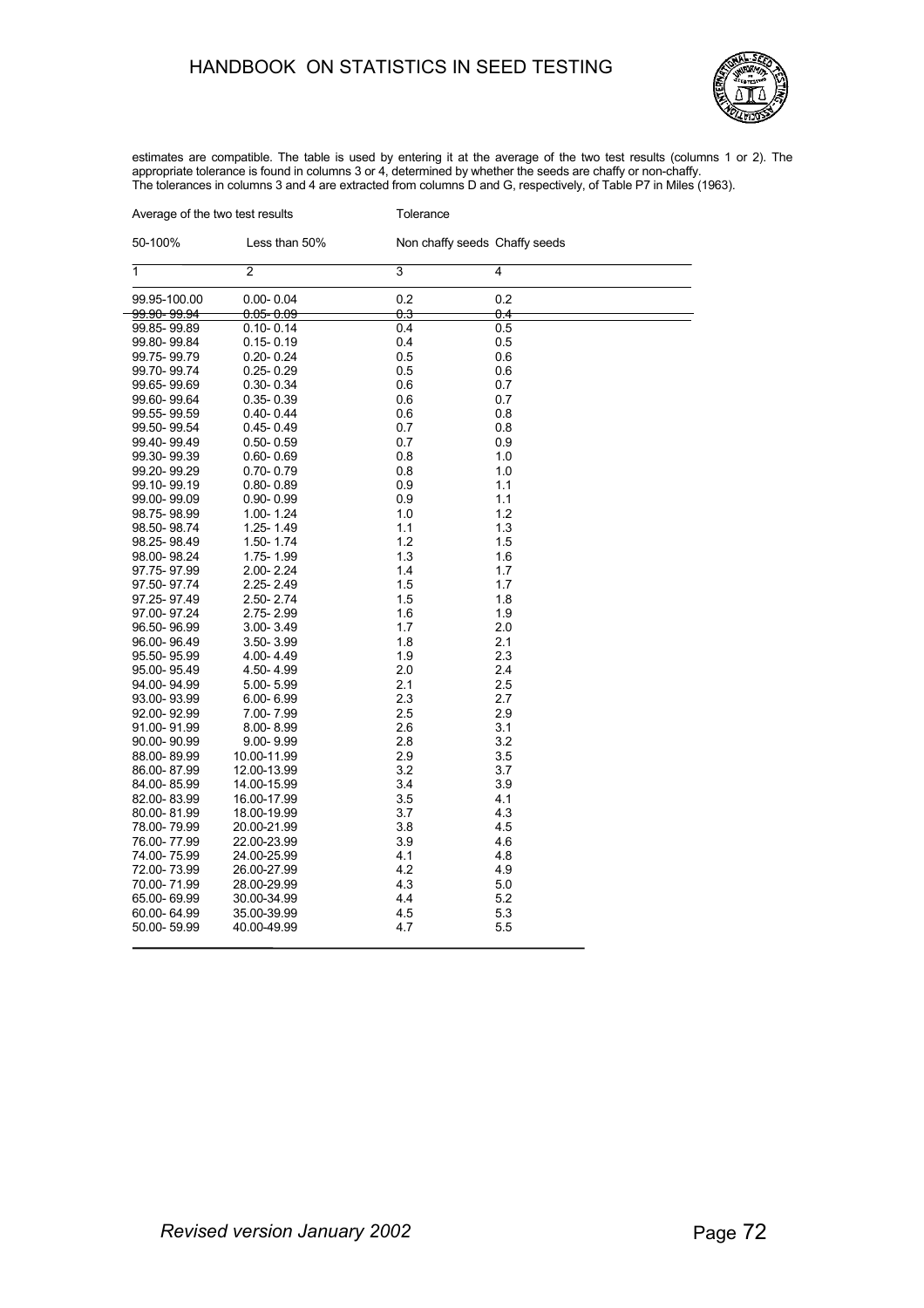estimates are compatible. The table is used by entering it at the average of the two test results (columns 1 or 2). The appropriate tolerance is found in columns 3 or 4, determined by whether the seeds are chaffy or non-chaffy.
The tolerances in columns 3 and 4 are extracted from columns D and G, respectively, of Table P7 in Miles (1963).

| Average of the two test results | | Tolerance | |
|---|---|---|---|
| 50-100% | Less than 50% | Non chaffy seeds | Chaffy seeds |
| 1 | 2 | 3 | 4 |
| 99.95-100.00 | 0.00- 0.04 | 0.2 | 0.2 |
| 99.90- 99.94 | 0.05- 0.09 | 0.3 | 0.4 |
| 99.85- 99.89 | 0.10- 0.14 | 0.4 | 0.5 |
| 99.80- 99.84 | 0.15- 0.19 | 0.4 | 0.5 |
| 99.75- 99.79 | 0.20- 0.24 | 0.5 | 0.6 |
| 99.70- 99.74 | 0.25- 0.29 | 0.5 | 0.6 |
| 99.65- 99.69 | 0.30- 0.34 | 0.6 | 0.7 |
| 99.60- 99.64 | 0.35- 0.39 | 0.6 | 0.7 |
| 99.55- 99.59 | 0.40- 0.44 | 0.6 | 0.8 |
| 99.50- 99.54 | 0.45- 0.49 | 0.7 | 0.8 |
| 99.40- 99.49 | 0.50- 0.59 | 0.7 | 0.9 |
| 99.30- 99.39 | 0.60- 0.69 | 0.8 | 1.0 |
| 99.20- 99.29 | 0.70- 0.79 | 0.8 | 1.0 |
| 99.10- 99.19 | 0.80- 0.89 | 0.9 | 1.1 |
| 99.00- 99.09 | 0.90- 0.99 | 0.9 | 1.1 |
| 98.75- 98.99 | 1.00- 1.24 | 1.0 | 1.2 |
| 98.50- 98.74 | 1.25- 1.49 | 1.1 | 1.3 |
| 98.25- 98.49 | 1.50- 1.74 | 1.2 | 1.5 |
| 98.00- 98.24 | 1.75- 1.99 | 1.3 | 1.6 |
| 97.75- 97.99 | 2.00- 2.24 | 1.4 | 1.7 |
| 97.50- 97.74 | 2.25- 2.49 | 1.5 | 1.7 |
| 97.25- 97.49 | 2.50- 2.74 | 1.5 | 1.8 |
| 97.00- 97.24 | 2.75- 2.99 | 1.6 | 1.9 |
| 96.50- 96.99 | 3.00- 3.49 | 1.7 | 2.0 |
| 96.00- 96.49 | 3.50- 3.99 | 1.8 | 2.1 |
| 95.50- 95.99 | 4.00- 4.49 | 1.9 | 2.3 |
| 95.00- 95.49 | 4.50- 4.99 | 2.0 | 2.4 |
| 94.00- 94.99 | 5.00- 5.99 | 2.1 | 2.5 |
| 93.00- 93.99 | 6.00- 6.99 | 2.3 | 2.7 |
| 92.00- 92.99 | 7.00- 7.99 | 2.5 | 2.9 |
| 91.00- 91.99 | 8.00- 8.99 | 2.6 | 3.1 |
| 90.00- 90.99 | 9.00- 9.99 | 2.8 | 3.2 |
| 88.00- 89.99 | 10.00-11.99 | 2.9 | 3.5 |
| 86.00- 87.99 | 12.00-13.99 | 3.2 | 3.7 |
| 84.00- 85.99 | 14.00-15.99 | 3.4 | 3.9 |
| 82.00- 83.99 | 16.00-17.99 | 3.5 | 4.1 |
| 80.00- 81.99 | 18.00-19.99 | 3.7 | 4.3 |
| 78.00- 79.99 | 20.00-21.99 | 3.8 | 4.5 |
| 76.00- 77.99 | 22.00-23.99 | 3.9 | 4.6 |
| 74.00- 75.99 | 24.00-25.99 | 4.1 | 4.8 |
| 72.00- 73.99 | 26.00-27.99 | 4.2 | 4.9 |
| 70.00- 71.99 | 28.00-29.99 | 4.3 | 5.0 |
| 65.00- 69.99 | 30.00-34.99 | 4.4 | 5.2 |
| 60.00- 64.99 | 35.00-39.99 | 4.5 | 5.3 |
| 50.00- 59.99 | 40.00-49.99 | 4.7 | 5.5 |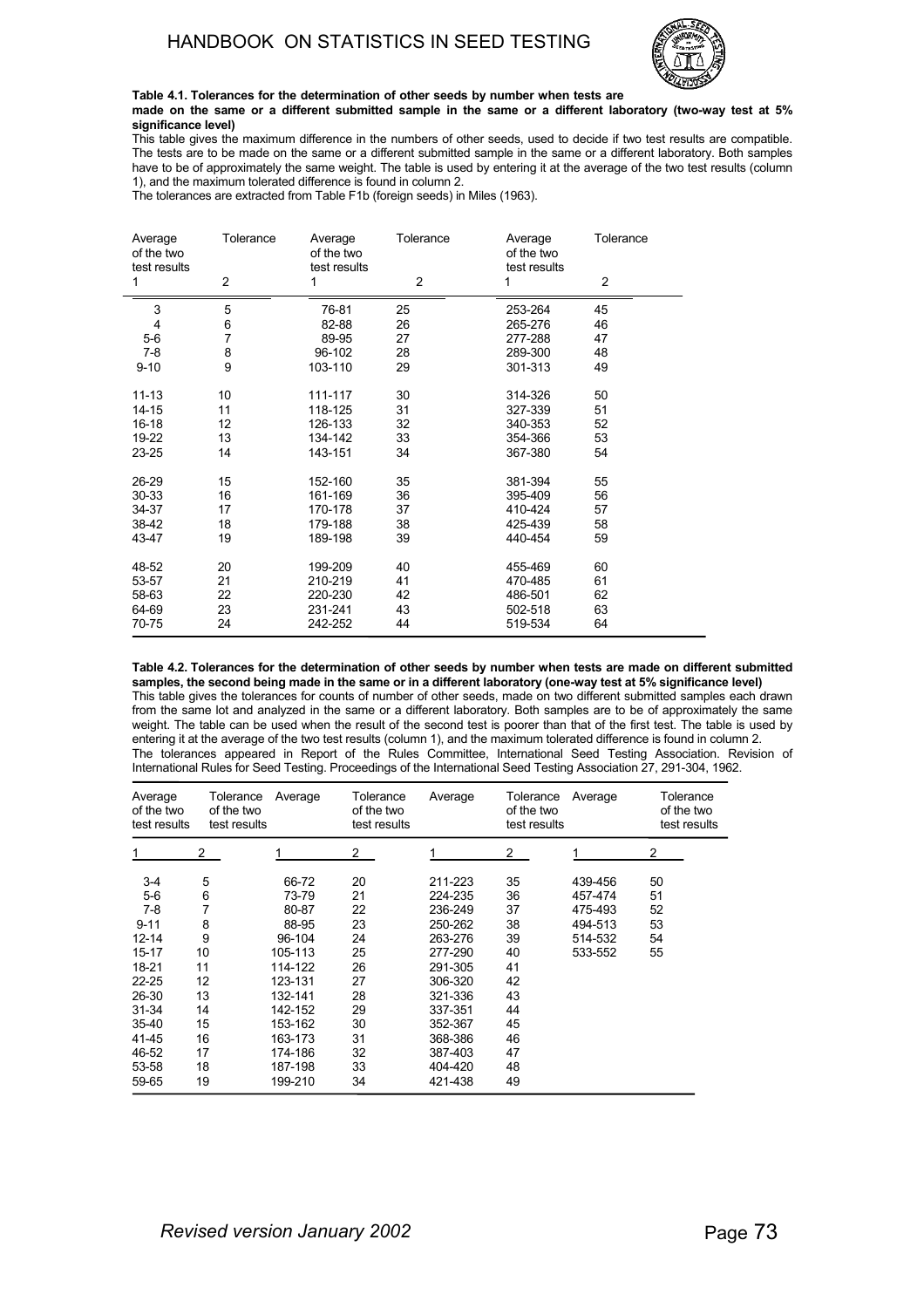**Table 4.1. Tolerances for the determination of other seeds by number when tests are made on the same or a different submitted sample in the same or a different laboratory (two-way test at 5% significance level)**

This table gives the maximum difference in the numbers of other seeds, used to decide if two test results are compatible. The tests are to be made on the same or a different submitted sample in the same or a different laboratory. Both samples have to be of approximately the same weight. The table is used by entering it at the average of the two test results (column 1), and the maximum tolerated difference is found in column 2.

The tolerances are extracted from Table F1b (foreign seeds) in Miles (1963).

| Average of the two test results | Tolerance | Average of the two test results | Tolerance | Average of the two test results | Tolerance |
|---|---|---|---|---|---|
| 1 | 2 | 1 | 2 | 1 | 2 |
| 3 | 5 | 76-81 | 25 | 253-264 | 45 |
| 4 | 6 | 82-88 | 26 | 265-276 | 46 |
| 5-6 | 7 | 89-95 | 27 | 277-288 | 47 |
| 7-8 | 8 | 96-102 | 28 | 289-300 | 48 |
| 9-10 | 9 | 103-110 | 29 | 301-313 | 49 |
| 11-13 | 10 | 111-117 | 30 | 314-326 | 50 |
| 14-15 | 11 | 118-125 | 31 | 327-339 | 51 |
| 16-18 | 12 | 126-133 | 32 | 340-353 | 52 |
| 19-22 | 13 | 134-142 | 33 | 354-366 | 53 |
| 23-25 | 14 | 143-151 | 34 | 367-380 | 54 |
| 26-29 | 15 | 152-160 | 35 | 381-394 | 55 |
| 30-33 | 16 | 161-169 | 36 | 395-409 | 56 |
| 34-37 | 17 | 170-178 | 37 | 410-424 | 57 |
| 38-42 | 18 | 179-188 | 38 | 425-439 | 58 |
| 43-47 | 19 | 189-198 | 39 | 440-454 | 59 |
| 48-52 | 20 | 199-209 | 40 | 455-469 | 60 |
| 53-57 | 21 | 210-219 | 41 | 470-485 | 61 |
| 58-63 | 22 | 220-230 | 42 | 486-501 | 62 |
| 64-69 | 23 | 231-241 | 43 | 502-518 | 63 |
| 70-75 | 24 | 242-252 | 44 | 519-534 | 64 |

**Table 4.2. Tolerances for the determination of other seeds by number when tests are made on different submitted samples, the second being made in the same or in a different laboratory (one-way test at 5% significance level)**

This table gives the tolerances for counts of number of other seeds, made on two different submitted samples each drawn from the same lot and analyzed in the same or a different laboratory. Both samples are to be of approximately the same weight. The table can be used when the result of the second test is poorer than that of the first test. The table is used by entering it at the average of the two test results (column 1), and the maximum tolerated difference is found in column 2.

The tolerances appeared in Report of the Rules Committee, International Seed Testing Association. Revision of International Rules for Seed Testing. Proceedings of the International Seed Testing Association 27, 291-304, 1962.

| Average of the two test results | Tolerance of the two test results | Average | Tolerance of the two test results | Average | Tolerance of the two test results | Average | Tolerance of the two test results |
|---|---|---|---|---|---|---|---|
| 1 | 2 | 1 | 2 | 1 | 2 | 1 | 2 |
| 3-4 | 5 | 66-72 | 20 | 211-223 | 35 | 439-456 | 50 |
| 5-6 | 6 | 73-79 | 21 | 224-235 | 36 | 457-474 | 51 |
| 7-8 | 7 | 80-87 | 22 | 236-249 | 37 | 475-493 | 52 |
| 9-11 | 8 | 88-95 | 23 | 250-262 | 38 | 494-513 | 53 |
| 12-14 | 9 | 96-104 | 24 | 263-276 | 39 | 514-532 | 54 |
| 15-17 | 10 | 105-113 | 25 | 277-290 | 40 | 533-552 | 55 |
| 18-21 | 11 | 114-122 | 26 | 291-305 | 41 | | |
| 22-25 | 12 | 123-131 | 27 | 306-320 | 42 | | |
| 26-30 | 13 | 132-141 | 28 | 321-336 | 43 | | |
| 31-34 | 14 | 142-152 | 29 | 337-351 | 44 | | |
| 35-40 | 15 | 153-162 | 30 | 352-367 | 45 | | |
| 41-45 | 16 | 163-173 | 31 | 368-386 | 46 | | |
| 46-52 | 17 | 174-186 | 32 | 387-403 | 47 | | |
| 53-58 | 18 | 187-198 | 33 | 404-420 | 48 | | |
| 59-65 | 19 | 199-210 | 34 | 421-438 | 49 | | |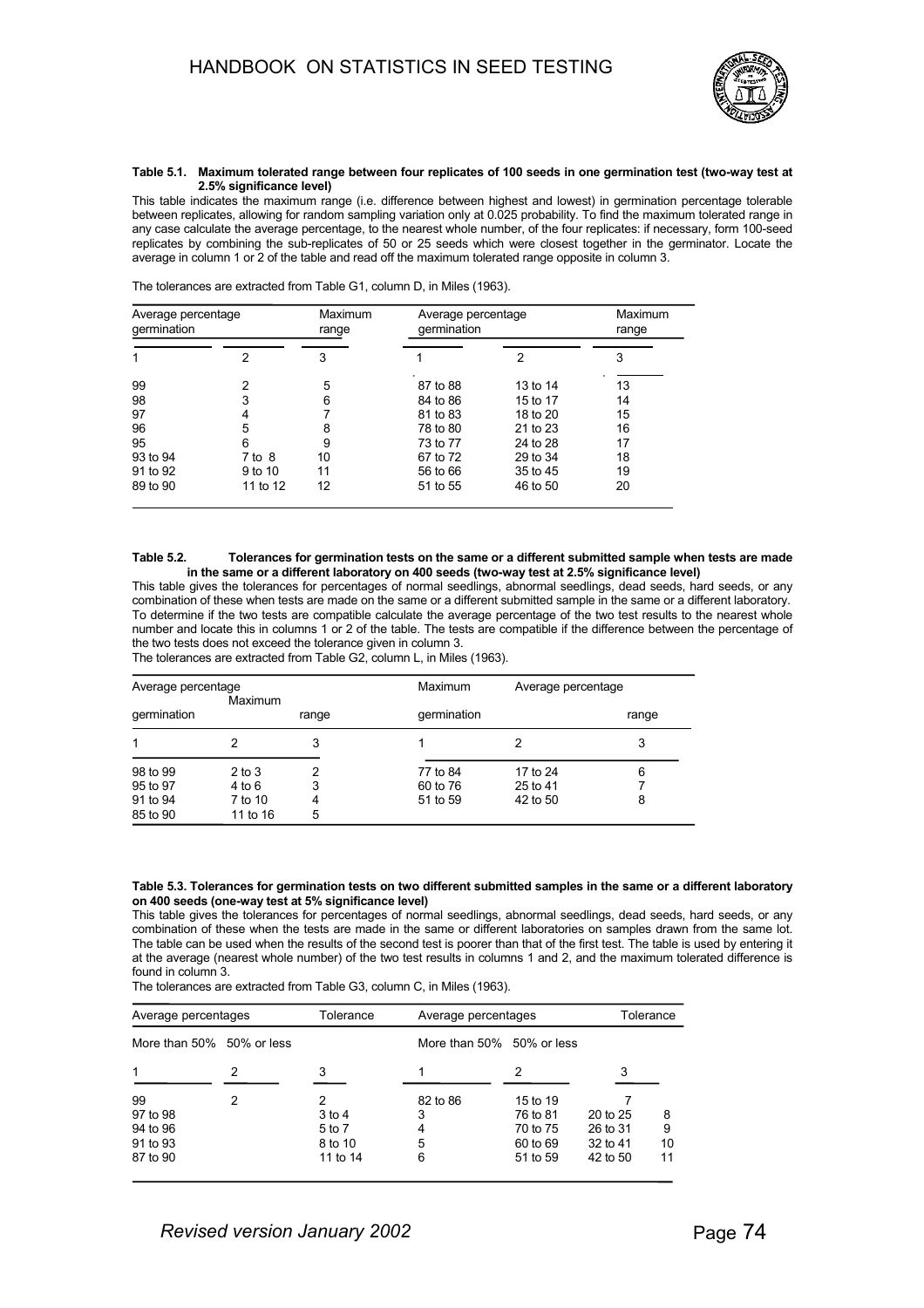**Table 5.1. Maximum tolerated range between four replicates of 100 seeds in one germination test (two-way test at 2.5% significance level)**

This table indicates the maximum range (i.e. difference between highest and lowest) in germination percentage tolerable between replicates, allowing for random sampling variation only at 0.025 probability. To find the maximum tolerated range in any case calculate the average percentage, to the nearest whole number, of the four replicates: if necessary, form 100-seed replicates by combining the sub-replicates of 50 or 25 seeds which were closest together in the germinator. Locate the average in column 1 or 2 of the table and read off the maximum tolerated range opposite in column 3.

The tolerances are extracted from Table G1, column D, in Miles (1963).

| Average percentage germination | | Maximum range | Average percentage germination | | Maximum range |
|---|---|---|---|---|---|
| 1 | 2 | 3 | 1 | 2 | 3 |
| 99 | 2 | 5 | 87 to 88 | 13 to 14 | 13 |
| 98 | 3 | 6 | 84 to 86 | 15 to 17 | 14 |
| 97 | 4 | 7 | 81 to 83 | 18 to 20 | 15 |
| 96 | 5 | 8 | 78 to 80 | 21 to 23 | 16 |
| 95 | 6 | 9 | 73 to 77 | 24 to 28 | 17 |
| 93 to 94 | 7 to 8 | 10 | 67 to 72 | 29 to 34 | 18 |
| 91 to 92 | 9 to 10 | 11 | 56 to 66 | 35 to 45 | 19 |
| 89 to 90 | 11 to 12 | 12 | 51 to 55 | 46 to 50 | 20 |

**Table 5.2. Tolerances for germination tests on the same or a different submitted sample when tests are made in the same or a different laboratory on 400 seeds (two-way test at 2.5% significance level)**

This table gives the tolerances for percentages of normal seedlings, abnormal seedlings, dead seeds, hard seeds, or any combination of these when tests are made on the same or a different submitted sample in the same or a different laboratory. To determine if the two tests are compatible calculate the average percentage of the two test results to the nearest whole number and locate this in columns 1 or 2 of the table. The tests are compatible if the difference between the percentage of the two tests does not exceed the tolerance given in column 3.

The tolerances are extracted from Table G2, column L, in Miles (1963).

| Average percentage germination | | Maximum range | Average percentage germination | | Maximum range |
|---|---|---|---|---|---|
| 1 | 2 | 3 | 1 | 2 | 3 |
| 98 to 99 | 2 to 3 | 2 | 77 to 84 | 17 to 24 | 6 |
| 95 to 97 | 4 to 6 | 3 | 60 to 76 | 25 to 41 | 7 |
| 91 to 94 | 7 to 10 | 4 | 51 to 59 | 42 to 50 | 8 |
| 85 to 90 | 11 to 16 | 5 | | | |

**Table 5.3. Tolerances for germination tests on two different submitted samples in the same or a different laboratory on 400 seeds (one-way test at 5% significance level)**

This table gives the tolerances for percentages of normal seedlings, abnormal seedlings, dead seeds, hard seeds, or any combination of these when the tests are made in the same or different laboratories on samples drawn from the same lot. The table can be used when the results of the second test is poorer than that of the first test. The table is used by entering it at the average (nearest whole number) of the two test results in columns 1 and 2, and the maximum tolerated difference is found in column 3.

The tolerances are extracted from Table G3, column C, in Miles (1963).

| Average percentages | | Tolerance | Average percentages | | Tolerance |
|---|---|---|---|---|---|
| More than 50% | 50% or less | | More than 50% | 50% or less | |
| 1 | 2 | 3 | 1 | 2 | 3 |
| 99 | 2 | 2 | 82 to 86 | 15 to 19 | 7 |
| 97 to 98 | 3 | 3 to 4 | 76 to 81 | 20 to 25 | 8 |
| 94 to 96 | 4 | 5 to 7 | 70 to 75 | 26 to 31 | 9 |
| 91 to 93 | 5 | 8 to 10 | 60 to 69 | 32 to 41 | 10 |
| 87 to 90 | 6 | 11 to 14 | 51 to 59 | 42 to 50 | 11 |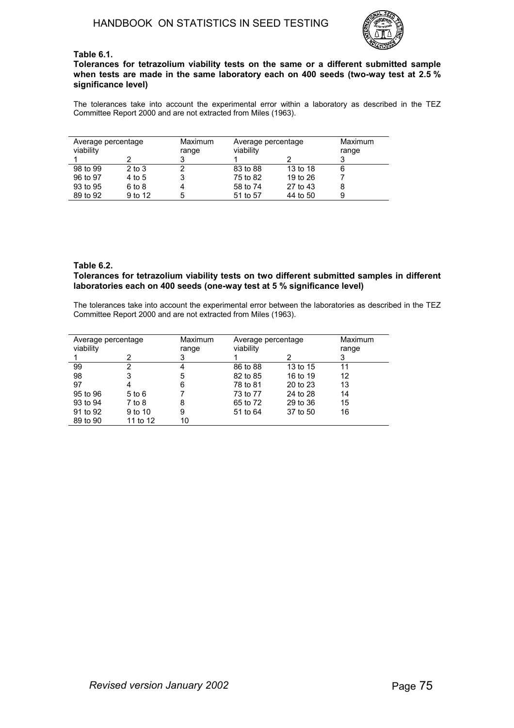**Table 6.1.**

**Tolerances for tetrazolium viability tests on the same or a different submitted sample when tests are made in the same laboratory each on 400 seeds (two-way test at 2.5 % significance level)**

The tolerances take into account the experimental error within a laboratory as described in the TEZ Committee Report 2000 and are not extracted from Miles (1963).

| Average percentage viability | | Maximum range | Average percentage viability | | Maximum range |
|---|---|---|---|---|---|
| 1 | 2 | 3 | 1 | 2 | 3 |
| 98 to 99 | 2 to 3 | 2 | 83 to 88 | 13 to 18 | 6 |
| 96 to 97 | 4 to 5 | 3 | 75 to 82 | 19 to 26 | 7 |
| 93 to 95 | 6 to 8 | 4 | 58 to 74 | 27 to 43 | 8 |
| 89 to 92 | 9 to 12 | 5 | 51 to 57 | 44 to 50 | 9 |

**Table 6.2.**

**Tolerances for tetrazolium viability tests on two different submitted samples in different laboratories each on 400 seeds (one-way test at 5 % significance level)**

The tolerances take into account the experimental error between the laboratories as described in the TEZ Committee Report 2000 and are not extracted from Miles (1963).

| Average percentage viability | | Maximum range | Average percentage viability | | Maximum range |
|---|---|---|---|---|---|
| 1 | 2 | 3 | 1 | 2 | 3 |
| 99 | 2 | 4 | 86 to 88 | 13 to 15 | 11 |
| 98 | 3 | 5 | 82 to 85 | 16 to 19 | 12 |
| 97 | 4 | 6 | 78 to 81 | 20 to 23 | 13 |
| 95 to 96 | 5 to 6 | 7 | 73 to 77 | 24 to 28 | 14 |
| 93 to 94 | 7 to 8 | 8 | 65 to 72 | 29 to 36 | 15 |
| 91 to 92 | 9 to 10 | 9 | 51 to 64 | 37 to 50 | 16 |
| 89 to 90 | 11 to 12 | 10 | | | |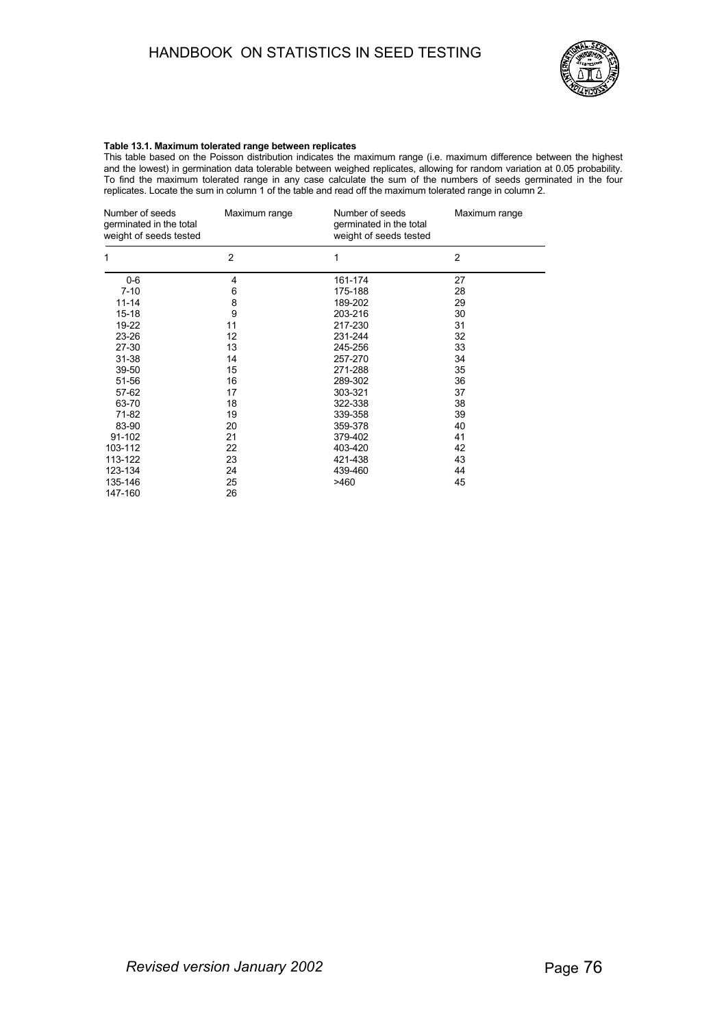**Table 13.1. Maximum tolerated range between replicates**

This table based on the Poisson distribution indicates the maximum range (i.e. maximum difference between the highest and the lowest) in germination data tolerable between weighed replicates, allowing for random variation at 0.05 probability. To find the maximum tolerated range in any case calculate the sum of the numbers of seeds germinated in the four replicates. Locate the sum in column 1 of the table and read off the maximum tolerated range in column 2.

| Number of seeds germinated in the total weight of seeds tested | Maximum range | Number of seeds germinated in the total weight of seeds tested | Maximum range |
|---|---|---|---|
| 1 | 2 | 1 | 2 |
| 0-6 | 4 | 161-174 | 27 |
| 7-10 | 6 | 175-188 | 28 |
| 11-14 | 8 | 189-202 | 29 |
| 15-18 | 9 | 203-216 | 30 |
| 19-22 | 11 | 217-230 | 31 |
| 23-26 | 12 | 231-244 | 32 |
| 27-30 | 13 | 245-256 | 33 |
| 31-38 | 14 | 257-270 | 34 |
| 39-50 | 15 | 271-288 | 35 |
| 51-56 | 16 | 289-302 | 36 |
| 57-62 | 17 | 303-321 | 37 |
| 63-70 | 18 | 322-338 | 38 |
| 71-82 | 19 | 339-358 | 39 |
| 83-90 | 20 | 359-378 | 40 |
| 91-102 | 21 | 379-402 | 41 |
| 103-112 | 22 | 403-420 | 42 |
| 113-122 | 23 | 421-438 | 43 |
| 123-134 | 24 | 439-460 | 44 |
| 135-146 | 25 | >460 | 45 |
| 147-160 | 26 | | |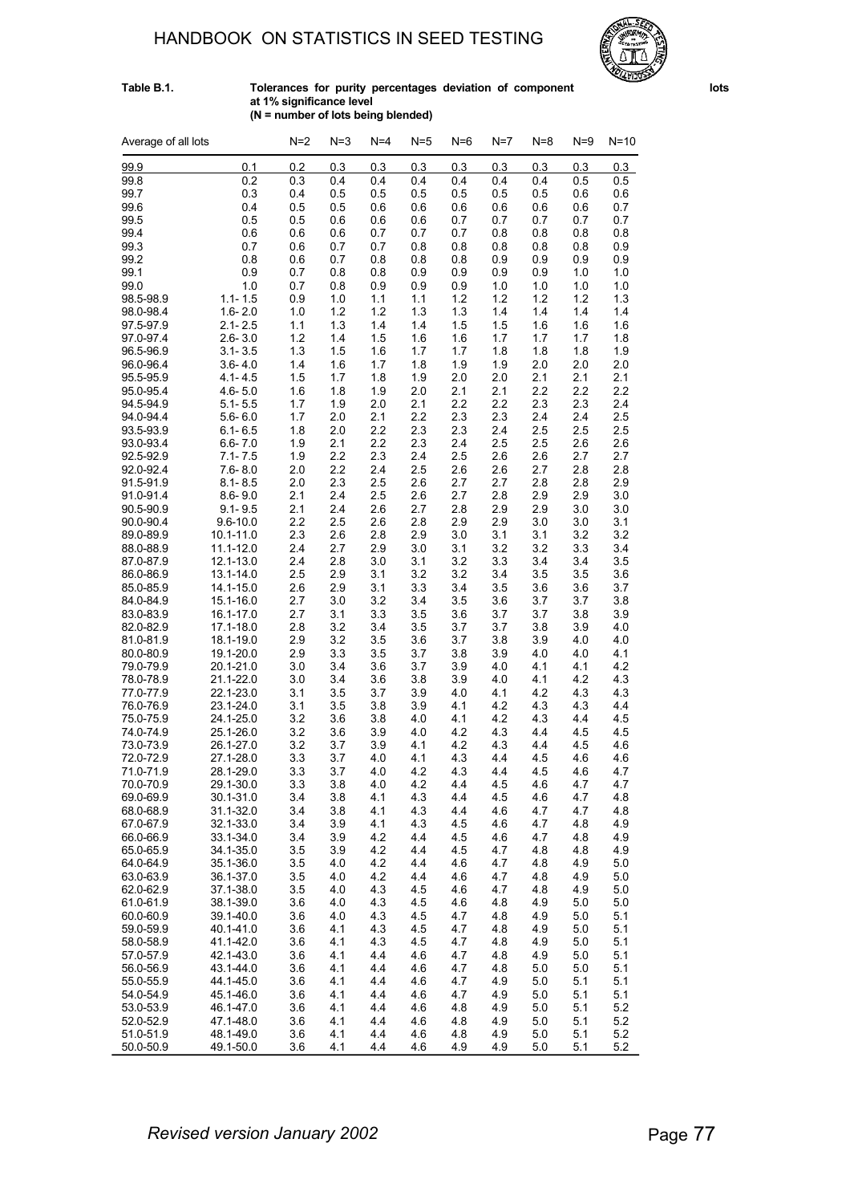**Table B.1.** **Tolerances for purity percentages deviation of component lots at 1% significance level**
**(N = number of lots being blended)**

| Average of all lots | | N=2 | N=3 | N=4 | N=5 | N=6 | N=7 | N=8 | N=9 | N=10 |
|---|---|---|---|---|---|---|---|---|---|---|
| 99.9 | 0.1 | 0.2 | 0.3 | 0.3 | 0.3 | 0.3 | 0.3 | 0.3 | 0.3 | 0.3 |
| 99.8 | 0.2 | 0.3 | 0.4 | 0.4 | 0.4 | 0.4 | 0.4 | 0.4 | 0.5 | 0.5 |
| 99.7 | 0.3 | 0.4 | 0.5 | 0.5 | 0.5 | 0.5 | 0.5 | 0.5 | 0.6 | 0.6 |
| 99.6 | 0.4 | 0.5 | 0.5 | 0.6 | 0.6 | 0.6 | 0.6 | 0.6 | 0.6 | 0.7 |
| 99.5 | 0.5 | 0.5 | 0.6 | 0.6 | 0.6 | 0.7 | 0.7 | 0.7 | 0.7 | 0.7 |
| 99.4 | 0.6 | 0.6 | 0.6 | 0.7 | 0.7 | 0.7 | 0.8 | 0.8 | 0.8 | 0.8 |
| 99.3 | 0.7 | 0.6 | 0.7 | 0.7 | 0.8 | 0.8 | 0.8 | 0.8 | 0.8 | 0.9 |
| 99.2 | 0.8 | 0.6 | 0.7 | 0.8 | 0.8 | 0.8 | 0.9 | 0.9 | 0.9 | 0.9 |
| 99.1 | 0.9 | 0.7 | 0.8 | 0.8 | 0.9 | 0.9 | 0.9 | 0.9 | 1.0 | 1.0 |
| 99.0 | 1.0 | 0.7 | 0.8 | 0.9 | 0.9 | 0.9 | 1.0 | 1.0 | 1.0 | 1.0 |
| 98.5-98.9 | 1.1- 1.5 | 0.9 | 1.0 | 1.1 | 1.1 | 1.2 | 1.2 | 1.2 | 1.2 | 1.3 |
| 98.0-98.4 | 1.6- 2.0 | 1.0 | 1.2 | 1.2 | 1.3 | 1.3 | 1.4 | 1.4 | 1.4 | 1.4 |
| 97.5-97.9 | 2.1- 2.5 | 1.1 | 1.3 | 1.4 | 1.4 | 1.5 | 1.5 | 1.6 | 1.6 | 1.6 |
| 97.0-97.4 | 2.6- 3.0 | 1.2 | 1.4 | 1.5 | 1.6 | 1.6 | 1.7 | 1.7 | 1.7 | 1.8 |
| 96.5-96.9 | 3.1- 3.5 | 1.3 | 1.5 | 1.6 | 1.7 | 1.7 | 1.8 | 1.8 | 1.8 | 1.9 |
| 96.0-96.4 | 3.6- 4.0 | 1.4 | 1.6 | 1.7 | 1.8 | 1.9 | 1.9 | 2.0 | 2.0 | 2.0 |
| 95.5-95.9 | 4.1- 4.5 | 1.5 | 1.7 | 1.8 | 1.9 | 2.0 | 2.0 | 2.1 | 2.1 | 2.1 |
| 95.0-95.4 | 4.6- 5.0 | 1.6 | 1.8 | 1.9 | 2.0 | 2.1 | 2.1 | 2.2 | 2.2 | 2.2 |
| 94.5-94.9 | 5.1- 5.5 | 1.7 | 1.9 | 2.0 | 2.1 | 2.2 | 2.2 | 2.3 | 2.3 | 2.4 |
| 94.0-94.4 | 5.6- 6.0 | 1.7 | 2.0 | 2.1 | 2.2 | 2.3 | 2.3 | 2.4 | 2.4 | 2.5 |
| 93.5-93.9 | 6.1- 6.5 | 1.8 | 2.0 | 2.2 | 2.3 | 2.3 | 2.4 | 2.5 | 2.5 | 2.5 |
| 93.0-93.4 | 6.6- 7.0 | 1.9 | 2.1 | 2.2 | 2.3 | 2.4 | 2.5 | 2.5 | 2.6 | 2.6 |
| 92.5-92.9 | 7.1- 7.5 | 1.9 | 2.2 | 2.3 | 2.4 | 2.5 | 2.6 | 2.6 | 2.7 | 2.7 |
| 92.0-92.4 | 7.6- 8.0 | 2.0 | 2.2 | 2.4 | 2.5 | 2.6 | 2.6 | 2.7 | 2.8 | 2.8 |
| 91.5-91.9 | 8.1- 8.5 | 2.0 | 2.3 | 2.5 | 2.6 | 2.7 | 2.7 | 2.8 | 2.8 | 2.9 |
| 91.0-91.4 | 8.6- 9.0 | 2.1 | 2.4 | 2.5 | 2.6 | 2.7 | 2.8 | 2.9 | 2.9 | 3.0 |
| 90.5-90.9 | 9.1- 9.5 | 2.1 | 2.4 | 2.6 | 2.7 | 2.8 | 2.9 | 2.9 | 3.0 | 3.0 |
| 90.0-90.4 | 9.6-10.0 | 2.2 | 2.5 | 2.6 | 2.8 | 2.9 | 2.9 | 3.0 | 3.0 | 3.1 |
| 89.0-89.9 | 10.1-11.0 | 2.3 | 2.6 | 2.8 | 2.9 | 3.0 | 3.1 | 3.1 | 3.2 | 3.2 |
| 88.0-88.9 | 11.1-12.0 | 2.4 | 2.7 | 2.9 | 3.0 | 3.1 | 3.2 | 3.2 | 3.3 | 3.4 |
| 87.0-87.9 | 12.1-13.0 | 2.4 | 2.8 | 3.0 | 3.1 | 3.2 | 3.3 | 3.4 | 3.4 | 3.5 |
| 86.0-86.9 | 13.1-14.0 | 2.5 | 2.9 | 3.1 | 3.2 | 3.2 | 3.4 | 3.5 | 3.5 | 3.6 |
| 85.0-85.9 | 14.1-15.0 | 2.6 | 2.9 | 3.1 | 3.3 | 3.4 | 3.5 | 3.6 | 3.6 | 3.7 |
| 84.0-84.9 | 15.1-16.0 | 2.7 | 3.0 | 3.2 | 3.4 | 3.5 | 3.6 | 3.7 | 3.7 | 3.8 |
| 83.0-83.9 | 16.1-17.0 | 2.7 | 3.1 | 3.3 | 3.5 | 3.6 | 3.7 | 3.7 | 3.8 | 3.9 |
| 82.0-82.9 | 17.1-18.0 | 2.8 | 3.2 | 3.4 | 3.5 | 3.7 | 3.7 | 3.8 | 3.9 | 4.0 |
| 81.0-81.9 | 18.1-19.0 | 2.9 | 3.2 | 3.5 | 3.6 | 3.7 | 3.8 | 3.9 | 4.0 | 4.0 |
| 80.0-80.9 | 19.1-20.0 | 2.9 | 3.3 | 3.5 | 3.7 | 3.8 | 3.9 | 4.0 | 4.0 | 4.1 |
| 79.0-79.9 | 20.1-21.0 | 3.0 | 3.4 | 3.6 | 3.7 | 3.9 | 4.0 | 4.1 | 4.1 | 4.2 |
| 78.0-78.9 | 21.1-22.0 | 3.0 | 3.4 | 3.6 | 3.8 | 3.9 | 4.0 | 4.1 | 4.2 | 4.3 |
| 77.0-77.9 | 22.1-23.0 | 3.1 | 3.5 | 3.7 | 3.9 | 4.0 | 4.1 | 4.2 | 4.3 | 4.3 |
| 76.0-76.9 | 23.1-24.0 | 3.1 | 3.5 | 3.8 | 3.9 | 4.1 | 4.2 | 4.3 | 4.3 | 4.4 |
| 75.0-75.9 | 24.1-25.0 | 3.2 | 3.6 | 3.8 | 4.0 | 4.1 | 4.2 | 4.3 | 4.4 | 4.5 |
| 74.0-74.9 | 25.1-26.0 | 3.2 | 3.6 | 3.9 | 4.0 | 4.2 | 4.3 | 4.4 | 4.5 | 4.5 |
| 73.0-73.9 | 26.1-27.0 | 3.2 | 3.7 | 3.9 | 4.1 | 4.2 | 4.3 | 4.4 | 4.5 | 4.6 |
| 72.0-72.9 | 27.1-28.0 | 3.3 | 3.7 | 4.0 | 4.1 | 4.3 | 4.4 | 4.5 | 4.6 | 4.6 |
| 71.0-71.9 | 28.1-29.0 | 3.3 | 3.7 | 4.0 | 4.2 | 4.3 | 4.4 | 4.5 | 4.6 | 4.7 |
| 70.0-70.9 | 29.1-30.0 | 3.3 | 3.8 | 4.0 | 4.2 | 4.4 | 4.5 | 4.6 | 4.7 | 4.7 |
| 69.0-69.9 | 30.1-31.0 | 3.4 | 3.8 | 4.1 | 4.3 | 4.4 | 4.5 | 4.6 | 4.7 | 4.8 |
| 68.0-68.9 | 31.1-32.0 | 3.4 | 3.8 | 4.1 | 4.3 | 4.4 | 4.6 | 4.7 | 4.7 | 4.8 |
| 67.0-67.9 | 32.1-33.0 | 3.4 | 3.9 | 4.1 | 4.3 | 4.5 | 4.6 | 4.7 | 4.8 | 4.9 |
| 66.0-66.9 | 33.1-34.0 | 3.4 | 3.9 | 4.2 | 4.4 | 4.5 | 4.6 | 4.7 | 4.8 | 4.9 |
| 65.0-65.9 | 34.1-35.0 | 3.5 | 3.9 | 4.2 | 4.4 | 4.5 | 4.7 | 4.8 | 4.8 | 4.9 |
| 64.0-64.9 | 35.1-36.0 | 3.5 | 4.0 | 4.2 | 4.4 | 4.6 | 4.7 | 4.8 | 4.9 | 5.0 |
| 63.0-63.9 | 36.1-37.0 | 3.5 | 4.0 | 4.2 | 4.4 | 4.6 | 4.7 | 4.8 | 4.9 | 5.0 |
| 62.0-62.9 | 37.1-38.0 | 3.5 | 4.0 | 4.3 | 4.5 | 4.6 | 4.7 | 4.8 | 4.9 | 5.0 |
| 61.0-61.9 | 38.1-39.0 | 3.6 | 4.0 | 4.3 | 4.5 | 4.6 | 4.8 | 4.9 | 5.0 | 5.0 |
| 60.0-60.9 | 39.1-40.0 | 3.6 | 4.0 | 4.3 | 4.5 | 4.7 | 4.8 | 4.9 | 5.0 | 5.1 |
| 59.0-59.9 | 40.1-41.0 | 3.6 | 4.1 | 4.3 | 4.5 | 4.7 | 4.8 | 4.9 | 5.0 | 5.1 |
| 58.0-58.9 | 41.1-42.0 | 3.6 | 4.1 | 4.3 | 4.5 | 4.7 | 4.8 | 4.9 | 5.0 | 5.1 |
| 57.0-57.9 | 42.1-43.0 | 3.6 | 4.1 | 4.4 | 4.6 | 4.7 | 4.8 | 4.9 | 5.0 | 5.1 |
| 56.0-56.9 | 43.1-44.0 | 3.6 | 4.1 | 4.4 | 4.6 | 4.7 | 4.8 | 5.0 | 5.0 | 5.1 |
| 55.0-55.9 | 44.1-45.0 | 3.6 | 4.1 | 4.4 | 4.6 | 4.7 | 4.9 | 5.0 | 5.1 | 5.1 |
| 54.0-54.9 | 45.1-46.0 | 3.6 | 4.1 | 4.4 | 4.6 | 4.7 | 4.9 | 5.0 | 5.1 | 5.1 |
| 53.0-53.9 | 46.1-47.0 | 3.6 | 4.1 | 4.4 | 4.6 | 4.8 | 4.9 | 5.0 | 5.1 | 5.2 |
| 52.0-52.9 | 47.1-48.0 | 3.6 | 4.1 | 4.4 | 4.6 | 4.8 | 4.9 | 5.0 | 5.1 | 5.2 |
| 51.0-51.9 | 48.1-49.0 | 3.6 | 4.1 | 4.4 | 4.6 | 4.8 | 4.9 | 5.0 | 5.1 | 5.2 |
| 50.0-50.9 | 49.1-50.0 | 3.6 | 4.1 | 4.4 | 4.6 | 4.9 | 4.9 | 5.0 | 5.1 | 5.2 |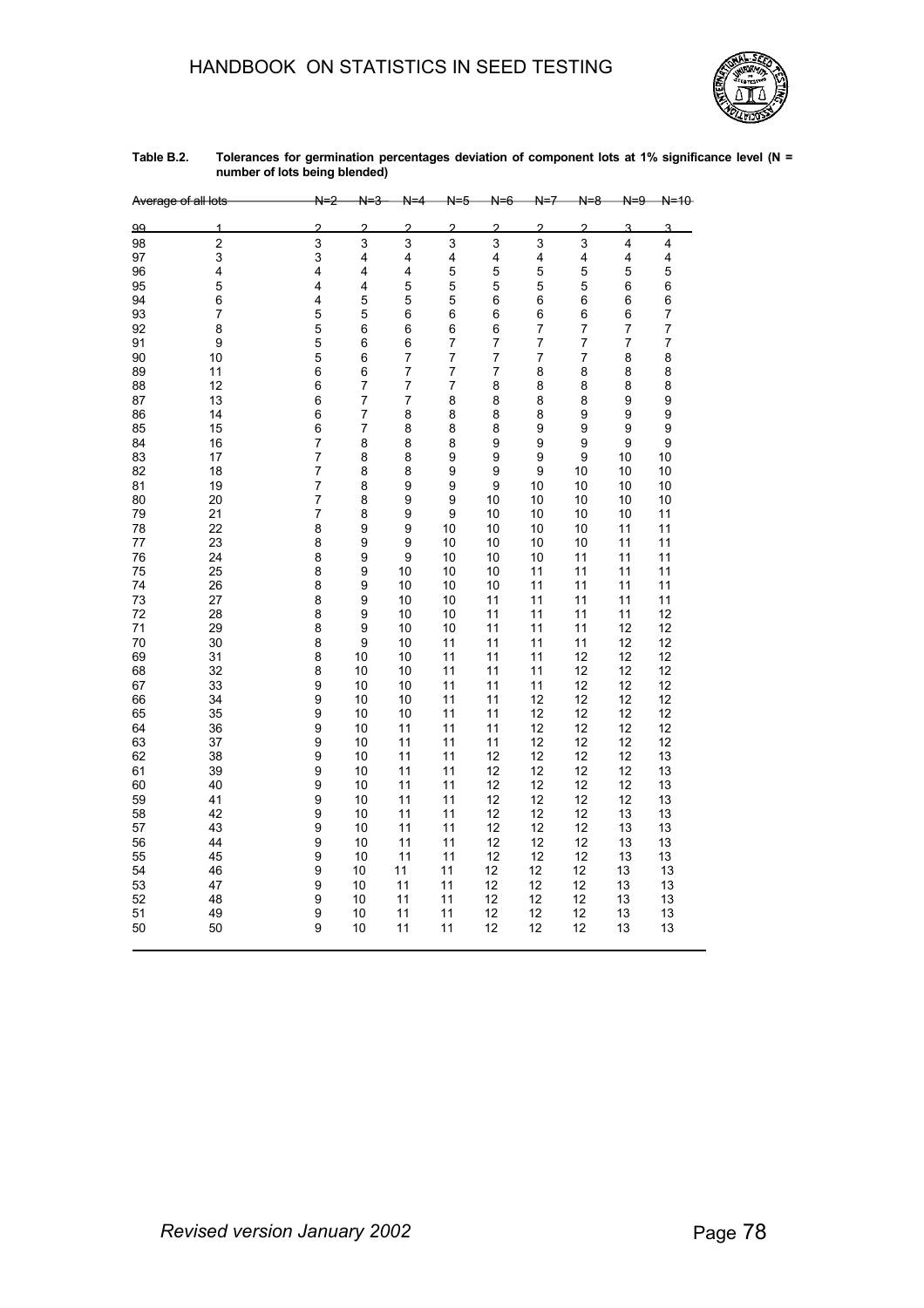**Table B.2. Tolerances for germination percentages deviation of component lots at 1% significance level (N = number of lots being blended)**

| Average of all lots | | N=2 | N=3 | N=4 | N=5 | N=6 | N=7 | N=8 | N=9 | N=10 |
|---|---|---|---|---|---|---|---|---|---|---|
| 99 | 1 | 2 | 2 | 2 | 2 | 2 | 2 | 2 | 3 | 3 |
| 98 | 2 | 3 | 3 | 3 | 3 | 3 | 3 | 3 | 4 | 4 |
| 97 | 3 | 3 | 4 | 4 | 4 | 4 | 4 | 4 | 4 | 4 |
| 96 | 4 | 4 | 4 | 4 | 5 | 5 | 5 | 5 | 5 | 5 |
| 95 | 5 | 4 | 4 | 5 | 5 | 5 | 5 | 5 | 6 | 6 |
| 94 | 6 | 4 | 5 | 5 | 5 | 6 | 6 | 6 | 6 | 6 |
| 93 | 7 | 5 | 5 | 6 | 6 | 6 | 6 | 6 | 6 | 7 |
| 92 | 8 | 5 | 6 | 6 | 6 | 6 | 7 | 7 | 7 | 7 |
| 91 | 9 | 5 | 6 | 6 | 7 | 7 | 7 | 7 | 7 | 7 |
| 90 | 10 | 5 | 6 | 7 | 7 | 7 | 7 | 7 | 8 | 8 |
| 89 | 11 | 6 | 6 | 7 | 7 | 7 | 8 | 8 | 8 | 8 |
| 88 | 12 | 6 | 7 | 7 | 7 | 8 | 8 | 8 | 8 | 8 |
| 87 | 13 | 6 | 7 | 7 | 8 | 8 | 8 | 8 | 9 | 9 |
| 86 | 14 | 6 | 7 | 8 | 8 | 8 | 8 | 9 | 9 | 9 |
| 85 | 15 | 6 | 7 | 8 | 8 | 8 | 9 | 9 | 9 | 9 |
| 84 | 16 | 7 | 8 | 8 | 8 | 9 | 9 | 9 | 9 | 9 |
| 83 | 17 | 7 | 8 | 8 | 9 | 9 | 9 | 9 | 10 | 10 |
| 82 | 18 | 7 | 8 | 8 | 9 | 9 | 9 | 10 | 10 | 10 |
| 81 | 19 | 7 | 8 | 9 | 9 | 9 | 10 | 10 | 10 | 10 |
| 80 | 20 | 7 | 8 | 9 | 9 | 10 | 10 | 10 | 10 | 10 |
| 79 | 21 | 7 | 8 | 9 | 9 | 10 | 10 | 10 | 10 | 11 |
| 78 | 22 | 8 | 9 | 9 | 10 | 10 | 10 | 10 | 11 | 11 |
| 77 | 23 | 8 | 9 | 9 | 10 | 10 | 10 | 10 | 11 | 11 |
| 76 | 24 | 8 | 9 | 9 | 10 | 10 | 10 | 11 | 11 | 11 |
| 75 | 25 | 8 | 9 | 10 | 10 | 10 | 11 | 11 | 11 | 11 |
| 74 | 26 | 8 | 9 | 10 | 10 | 10 | 11 | 11 | 11 | 11 |
| 73 | 27 | 8 | 9 | 10 | 10 | 11 | 11 | 11 | 11 | 11 |
| 72 | 28 | 8 | 9 | 10 | 10 | 11 | 11 | 11 | 11 | 12 |
| 71 | 29 | 8 | 9 | 10 | 10 | 11 | 11 | 11 | 12 | 12 |
| 70 | 30 | 8 | 9 | 10 | 11 | 11 | 11 | 11 | 12 | 12 |
| 69 | 31 | 8 | 10 | 10 | 11 | 11 | 11 | 12 | 12 | 12 |
| 68 | 32 | 8 | 10 | 10 | 11 | 11 | 11 | 12 | 12 | 12 |
| 67 | 33 | 9 | 10 | 10 | 11 | 11 | 11 | 12 | 12 | 12 |
| 66 | 34 | 9 | 10 | 10 | 11 | 11 | 12 | 12 | 12 | 12 |
| 65 | 35 | 9 | 10 | 10 | 11 | 11 | 12 | 12 | 12 | 12 |
| 64 | 36 | 9 | 10 | 11 | 11 | 11 | 12 | 12 | 12 | 12 |
| 63 | 37 | 9 | 10 | 11 | 11 | 11 | 12 | 12 | 12 | 12 |
| 62 | 38 | 9 | 10 | 11 | 11 | 12 | 12 | 12 | 12 | 13 |
| 61 | 39 | 9 | 10 | 11 | 11 | 12 | 12 | 12 | 12 | 13 |
| 60 | 40 | 9 | 10 | 11 | 11 | 12 | 12 | 12 | 12 | 13 |
| 59 | 41 | 9 | 10 | 11 | 11 | 12 | 12 | 12 | 12 | 13 |
| 58 | 42 | 9 | 10 | 11 | 11 | 12 | 12 | 12 | 13 | 13 |
| 57 | 43 | 9 | 10 | 11 | 11 | 12 | 12 | 12 | 13 | 13 |
| 56 | 44 | 9 | 10 | 11 | 11 | 12 | 12 | 12 | 13 | 13 |
| 55 | 45 | 9 | 10 | 11 | 11 | 12 | 12 | 12 | 13 | 13 |
| 54 | 46 | 9 | 10 | 11 | 11 | 12 | 12 | 12 | 13 | 13 |
| 53 | 47 | 9 | 10 | 11 | 11 | 12 | 12 | 12 | 13 | 13 |
| 52 | 48 | 9 | 10 | 11 | 11 | 12 | 12 | 12 | 13 | 13 |
| 51 | 49 | 9 | 10 | 11 | 11 | 12 | 12 | 12 | 13 | 13 |
| 50 | 50 | 9 | 10 | 11 | 11 | 12 | 12 | 12 | 13 | 13 |

*Revised version January 2002*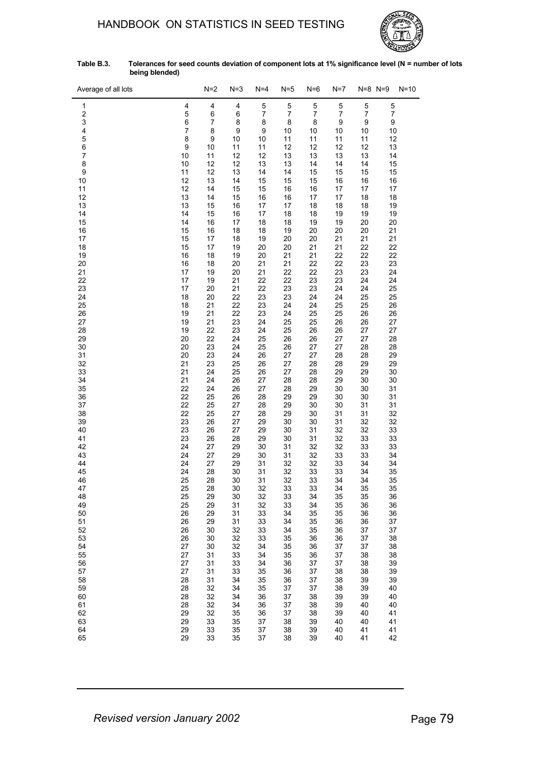**Table B.3. Tolerances for seed counts deviation of component lots at 1% significance level (N = number of lots being blended)**

| Average of all lots | N=2 | N=3 | N=4 | N=5 | N=6 | N=7 | N=8 | N=9 | N=10 |
|---|---|---|---|---|---|---|---|---|---|
| 1 | 4 | 4 | 4 | 5 | 5 | 5 | 5 | 5 | 5 |
| 2 | 5 | 6 | 6 | 7 | 7 | 7 | 7 | 7 | 7 |
| 3 | 6 | 7 | 8 | 8 | 8 | 8 | 9 | 9 | 9 |
| 4 | 7 | 8 | 9 | 9 | 10 | 10 | 10 | 10 | 10 |
| 5 | 8 | 9 | 10 | 10 | 11 | 11 | 11 | 11 | 12 |
| 6 | 9 | 10 | 11 | 11 | 12 | 12 | 12 | 12 | 13 |
| 7 | 10 | 11 | 12 | 12 | 13 | 13 | 13 | 13 | 14 |
| 8 | 10 | 12 | 12 | 13 | 13 | 14 | 14 | 14 | 15 |
| 9 | 11 | 12 | 13 | 14 | 14 | 15 | 15 | 15 | 15 |
| 10 | 12 | 13 | 14 | 15 | 15 | 15 | 16 | 16 | 16 |
| 11 | 12 | 14 | 15 | 15 | 16 | 16 | 17 | 17 | 17 |
| 12 | 13 | 14 | 15 | 16 | 16 | 17 | 17 | 18 | 18 |
| 13 | 13 | 15 | 16 | 17 | 17 | 18 | 18 | 18 | 19 |
| 14 | 14 | 15 | 16 | 17 | 18 | 18 | 19 | 19 | 19 |
| 15 | 14 | 16 | 17 | 18 | 18 | 19 | 19 | 20 | 20 |
| 16 | 15 | 16 | 18 | 18 | 19 | 20 | 20 | 20 | 21 |
| 17 | 15 | 17 | 18 | 19 | 20 | 20 | 21 | 21 | 21 |
| 18 | 15 | 17 | 19 | 20 | 20 | 21 | 21 | 22 | 22 |
| 19 | 16 | 18 | 19 | 20 | 21 | 21 | 22 | 22 | 22 |
| 20 | 16 | 18 | 20 | 21 | 21 | 22 | 22 | 23 | 23 |
| 21 | 17 | 19 | 20 | 21 | 22 | 22 | 23 | 23 | 24 |
| 22 | 17 | 19 | 21 | 22 | 22 | 23 | 23 | 24 | 24 |
| 23 | 17 | 20 | 21 | 22 | 23 | 23 | 24 | 24 | 25 |
| 24 | 18 | 20 | 22 | 23 | 23 | 24 | 24 | 25 | 25 |
| 25 | 18 | 21 | 22 | 23 | 24 | 24 | 25 | 25 | 26 |
| 26 | 19 | 21 | 22 | 23 | 24 | 25 | 25 | 26 | 26 |
| 27 | 19 | 21 | 23 | 24 | 25 | 25 | 26 | 26 | 27 |
| 28 | 19 | 22 | 23 | 24 | 25 | 26 | 26 | 27 | 27 |
| 29 | 20 | 22 | 24 | 25 | 26 | 26 | 27 | 27 | 28 |
| 30 | 20 | 23 | 24 | 25 | 26 | 27 | 27 | 28 | 28 |
| 31 | 20 | 23 | 24 | 26 | 27 | 27 | 28 | 28 | 29 |
| 32 | 21 | 23 | 25 | 26 | 27 | 28 | 28 | 29 | 29 |
| 33 | 21 | 24 | 25 | 26 | 27 | 28 | 29 | 29 | 30 |
| 34 | 21 | 24 | 26 | 27 | 28 | 28 | 29 | 30 | 30 |
| 35 | 22 | 24 | 26 | 27 | 28 | 29 | 30 | 30 | 31 |
| 36 | 22 | 25 | 26 | 28 | 29 | 29 | 30 | 30 | 31 |
| 37 | 22 | 25 | 27 | 28 | 29 | 30 | 30 | 31 | 31 |
| 38 | 22 | 25 | 27 | 28 | 29 | 30 | 31 | 31 | 32 |
| 39 | 23 | 26 | 27 | 29 | 30 | 30 | 31 | 32 | 32 |
| 40 | 23 | 26 | 27 | 29 | 30 | 31 | 32 | 32 | 33 |
| 41 | 23 | 26 | 28 | 29 | 30 | 31 | 32 | 33 | 33 |
| 42 | 24 | 27 | 29 | 30 | 31 | 32 | 32 | 33 | 33 |
| 43 | 24 | 27 | 29 | 30 | 31 | 32 | 33 | 33 | 34 |
| 44 | 24 | 27 | 29 | 31 | 32 | 32 | 33 | 34 | 34 |
| 45 | 24 | 28 | 30 | 31 | 32 | 33 | 33 | 34 | 35 |
| 46 | 25 | 28 | 30 | 31 | 32 | 33 | 34 | 34 | 35 |
| 47 | 25 | 28 | 30 | 32 | 33 | 33 | 34 | 35 | 35 |
| 48 | 25 | 29 | 30 | 32 | 33 | 34 | 35 | 35 | 36 |
| 49 | 25 | 29 | 31 | 32 | 33 | 34 | 35 | 36 | 36 |
| 50 | 26 | 29 | 31 | 33 | 34 | 35 | 35 | 36 | 36 |
| 51 | 26 | 29 | 31 | 33 | 34 | 35 | 36 | 36 | 37 |
| 52 | 26 | 30 | 32 | 33 | 34 | 35 | 36 | 37 | 37 |
| 53 | 26 | 30 | 32 | 33 | 35 | 36 | 36 | 37 | 38 |
| 54 | 27 | 30 | 32 | 34 | 35 | 36 | 37 | 37 | 38 |
| 55 | 27 | 31 | 33 | 34 | 35 | 36 | 37 | 38 | 38 |
| 56 | 27 | 31 | 33 | 34 | 36 | 37 | 37 | 38 | 39 |
| 57 | 27 | 31 | 33 | 35 | 36 | 37 | 38 | 38 | 39 |
| 58 | 28 | 31 | 34 | 35 | 36 | 37 | 38 | 39 | 39 |
| 59 | 28 | 32 | 34 | 35 | 37 | 37 | 38 | 39 | 40 |
| 60 | 28 | 32 | 34 | 36 | 37 | 38 | 39 | 39 | 40 |
| 61 | 28 | 32 | 34 | 36 | 37 | 38 | 39 | 40 | 40 |
| 62 | 29 | 32 | 35 | 36 | 37 | 38 | 39 | 40 | 41 |
| 63 | 29 | 33 | 35 | 37 | 38 | 39 | 40 | 40 | 41 |
| 64 | 29 | 33 | 35 | 37 | 38 | 39 | 40 | 41 | 41 |
| 65 | 29 | 33 | 35 | 37 | 38 | 39 | 40 | 41 | 42 |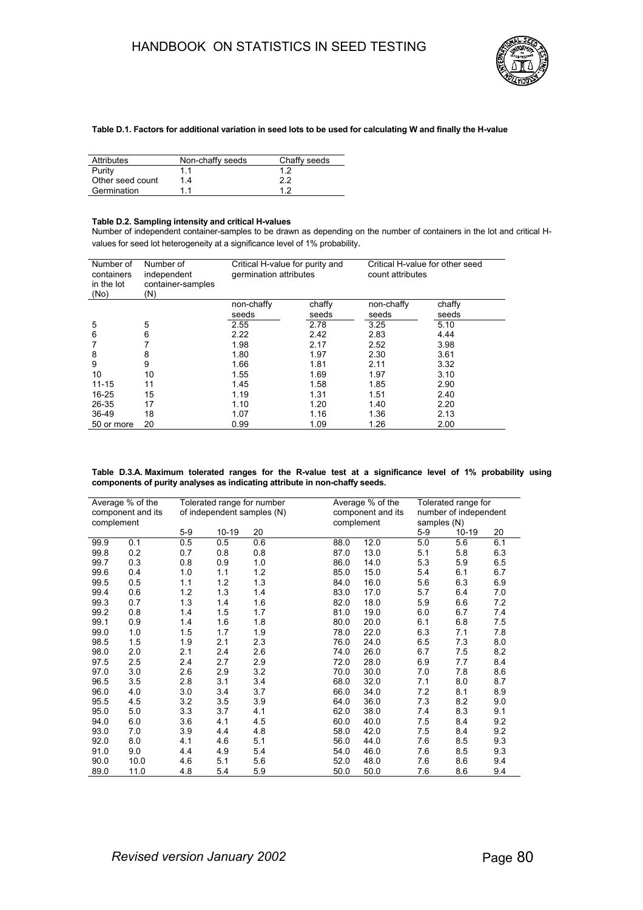**Table D.1. Factors for additional variation in seed lots to be used for calculating W and finally the H-value**

| Attributes | Non-chaffy seeds | Chaffy seeds |
|---|---|---|
| Purity | 1.1 | 1.2 |
| Other seed count | 1.4 | 2.2 |
| Germination | 1.1 | 1.2 |

**Table D.2. Sampling intensity and critical H-values**

Number of independent container-samples to be drawn as depending on the number of containers in the lot and critical H-values for seed lot heterogeneity at a significance level of 1% probability.

| Number of containers in the lot (No) | Number of independent container-samples (N) | Critical H-value for purity and germination attributes | | Critical H-value for other seed count attributes | |
|---|---|---|---|---|---|
| | | non-chaffy seeds | chaffy seeds | non-chaffy seeds | chaffy seeds |
| 5 | 5 | 2.55 | 2.78 | 3.25 | 5.10 |
| 6 | 6 | 2.22 | 2.42 | 2.83 | 4.44 |
| 7 | 7 | 1.98 | 2.17 | 2.52 | 3.98 |
| 8 | 8 | 1.80 | 1.97 | 2.30 | 3.61 |
| 9 | 9 | 1.66 | 1.81 | 2.11 | 3.32 |
| 10 | 10 | 1.55 | 1.69 | 1.97 | 3.10 |
| 11-15 | 11 | 1.45 | 1.58 | 1.85 | 2.90 |
| 16-25 | 15 | 1.19 | 1.31 | 1.51 | 2.40 |
| 26-35 | 17 | 1.10 | 1.20 | 1.40 | 2.20 |
| 36-49 | 18 | 1.07 | 1.16 | 1.36 | 2.13 |
| 50 or more | 20 | 0.99 | 1.09 | 1.26 | 2.00 |

**Table D.3.A. Maximum tolerated ranges for the R-value test at a significance level of 1% probability using components of purity analyses as indicating attribute in non-chaffy seeds.**

| Average % of the component and its complement | | Tolerated range for number of independent samples (N) | | | Average % of the component and its complement | | Tolerated range for number of independent samples (N) | | |
|---|---|---|---|---|---|---|---|---|---|
| | | 5-9 | 10-19 | 20 | | | 5-9 | 10-19 | 20 |
| 99.9 | 0.1 | 0.5 | 0.5 | 0.6 | 88.0 | 12.0 | 5.0 | 5.6 | 6.1 |
| 99.8 | 0.2 | 0.7 | 0.8 | 0.8 | 87.0 | 13.0 | 5.1 | 5.8 | 6.3 |
| 99.7 | 0.3 | 0.8 | 0.9 | 1.0 | 86.0 | 14.0 | 5.3 | 5.9 | 6.5 |
| 99.6 | 0.4 | 1.0 | 1.1 | 1.2 | 85.0 | 15.0 | 5.4 | 6.1 | 6.7 |
| 99.5 | 0.5 | 1.1 | 1.2 | 1.3 | 84.0 | 16.0 | 5.6 | 6.3 | 6.9 |
| 99.4 | 0.6 | 1.2 | 1.3 | 1.4 | 83.0 | 17.0 | 5.7 | 6.4 | 7.0 |
| 99.3 | 0.7 | 1.3 | 1.4 | 1.6 | 82.0 | 18.0 | 5.9 | 6.6 | 7.2 |
| 99.2 | 0.8 | 1.4 | 1.5 | 1.7 | 81.0 | 19.0 | 6.0 | 6.7 | 7.4 |
| 99.1 | 0.9 | 1.4 | 1.6 | 1.8 | 80.0 | 20.0 | 6.1 | 6.8 | 7.5 |
| 99.0 | 1.0 | 1.5 | 1.7 | 1.9 | 78.0 | 22.0 | 6.3 | 7.1 | 7.8 |
| 98.5 | 1.5 | 1.9 | 2.1 | 2.3 | 76.0 | 24.0 | 6.5 | 7.3 | 8.0 |
| 98.0 | 2.0 | 2.1 | 2.4 | 2.6 | 74.0 | 26.0 | 6.7 | 7.5 | 8.2 |
| 97.5 | 2.5 | 2.4 | 2.7 | 2.9 | 72.0 | 28.0 | 6.9 | 7.7 | 8.4 |
| 97.0 | 3.0 | 2.6 | 2.9 | 3.2 | 70.0 | 30.0 | 7.0 | 7.8 | 8.6 |
| 96.5 | 3.5 | 2.8 | 3.1 | 3.4 | 68.0 | 32.0 | 7.1 | 8.0 | 8.7 |
| 96.0 | 4.0 | 3.0 | 3.4 | 3.7 | 66.0 | 34.0 | 7.2 | 8.1 | 8.9 |
| 95.5 | 4.5 | 3.2 | 3.5 | 3.9 | 64.0 | 36.0 | 7.3 | 8.2 | 9.0 |
| 95.0 | 5.0 | 3.3 | 3.7 | 4.1 | 62.0 | 38.0 | 7.4 | 8.3 | 9.1 |
| 94.0 | 6.0 | 3.6 | 4.1 | 4.5 | 60.0 | 40.0 | 7.5 | 8.4 | 9.2 |
| 93.0 | 7.0 | 3.9 | 4.4 | 4.8 | 58.0 | 42.0 | 7.5 | 8.4 | 9.2 |
| 92.0 | 8.0 | 4.1 | 4.6 | 5.1 | 56.0 | 44.0 | 7.6 | 8.5 | 9.3 |
| 91.0 | 9.0 | 4.4 | 4.9 | 5.4 | 54.0 | 46.0 | 7.6 | 8.5 | 9.3 |
| 90.0 | 10.0 | 4.6 | 5.1 | 5.6 | 52.0 | 48.0 | 7.6 | 8.6 | 9.4 |
| 89.0 | 11.0 | 4.8 | 5.4 | 5.9 | 50.0 | 50.0 | 7.6 | 8.6 | 9.4 |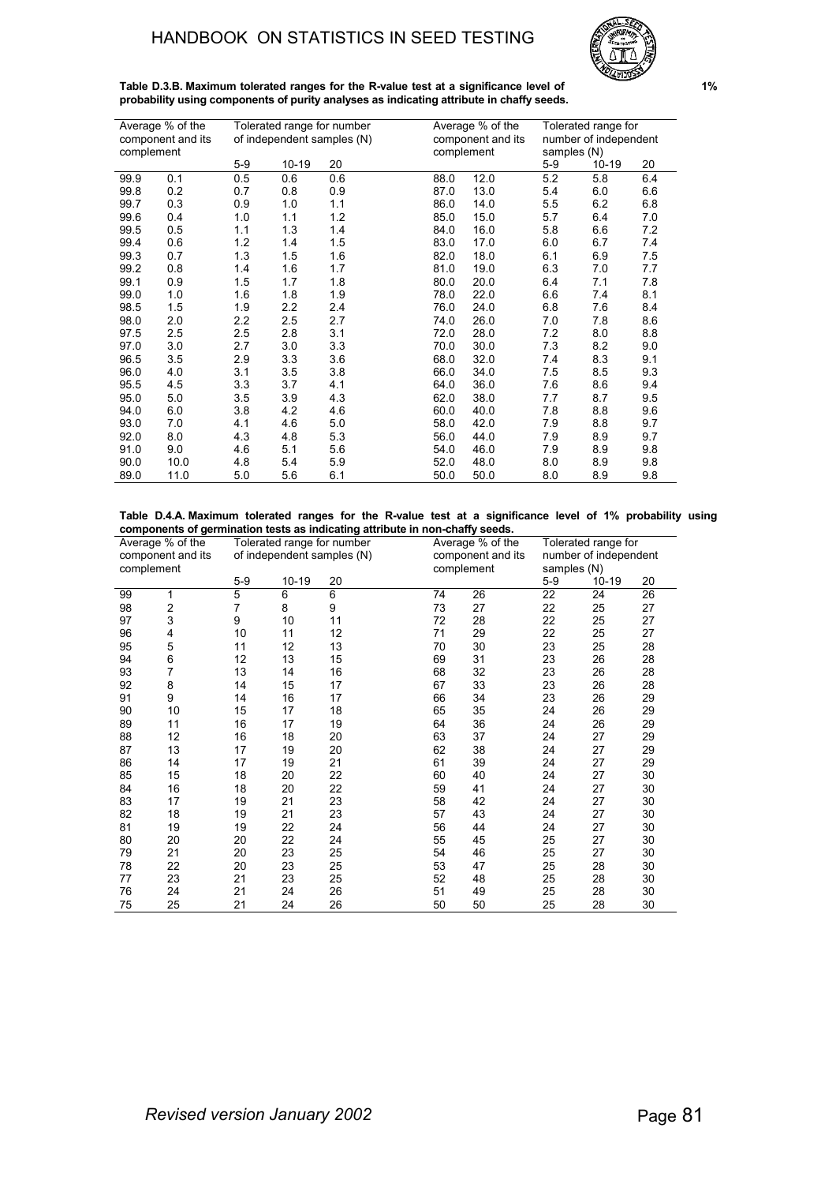**Table D.3.B. Maximum tolerated ranges for the R-value test at a significance level of 1% probability using components of purity analyses as indicating attribute in chaffy seeds.**

| Average % of the component and its complement | | Tolerated range for number of independent samples (N) | | | Average % of the component and its complement | | Tolerated range for number of independent samples (N) | | |
|---|---|---|---|---|---|---|---|---|---|
| | | 5-9 | 10-19 | 20 | | | 5-9 | 10-19 | 20 |
| 99.9 | 0.1 | 0.5 | 0.6 | 0.6 | 88.0 | 12.0 | 5.2 | 5.8 | 6.4 |
| 99.8 | 0.2 | 0.7 | 0.8 | 0.9 | 87.0 | 13.0 | 5.4 | 6.0 | 6.6 |
| 99.7 | 0.3 | 0.9 | 1.0 | 1.1 | 86.0 | 14.0 | 5.5 | 6.2 | 6.8 |
| 99.6 | 0.4 | 1.0 | 1.1 | 1.2 | 85.0 | 15.0 | 5.7 | 6.4 | 7.0 |
| 99.5 | 0.5 | 1.1 | 1.3 | 1.4 | 84.0 | 16.0 | 5.8 | 6.6 | 7.2 |
| 99.4 | 0.6 | 1.2 | 1.4 | 1.5 | 83.0 | 17.0 | 6.0 | 6.7 | 7.4 |
| 99.3 | 0.7 | 1.3 | 1.5 | 1.6 | 82.0 | 18.0 | 6.1 | 6.9 | 7.5 |
| 99.2 | 0.8 | 1.4 | 1.6 | 1.7 | 81.0 | 19.0 | 6.3 | 7.0 | 7.7 |
| 99.1 | 0.9 | 1.5 | 1.7 | 1.8 | 80.0 | 20.0 | 6.4 | 7.1 | 7.8 |
| 99.0 | 1.0 | 1.6 | 1.8 | 1.9 | 78.0 | 22.0 | 6.6 | 7.4 | 8.1 |
| 98.5 | 1.5 | 1.9 | 2.2 | 2.4 | 76.0 | 24.0 | 6.8 | 7.6 | 8.4 |
| 98.0 | 2.0 | 2.2 | 2.5 | 2.7 | 74.0 | 26.0 | 7.0 | 7.8 | 8.6 |
| 97.5 | 2.5 | 2.5 | 2.8 | 3.1 | 72.0 | 28.0 | 7.2 | 8.0 | 8.8 |
| 97.0 | 3.0 | 2.7 | 3.0 | 3.3 | 70.0 | 30.0 | 7.3 | 8.2 | 9.0 |
| 96.5 | 3.5 | 2.9 | 3.3 | 3.6 | 68.0 | 32.0 | 7.4 | 8.3 | 9.1 |
| 96.0 | 4.0 | 3.1 | 3.5 | 3.8 | 66.0 | 34.0 | 7.5 | 8.5 | 9.3 |
| 95.5 | 4.5 | 3.3 | 3.7 | 4.1 | 64.0 | 36.0 | 7.6 | 8.6 | 9.4 |
| 95.0 | 5.0 | 3.5 | 3.9 | 4.3 | 62.0 | 38.0 | 7.7 | 8.7 | 9.5 |
| 94.0 | 6.0 | 3.8 | 4.2 | 4.6 | 60.0 | 40.0 | 7.8 | 8.8 | 9.6 |
| 93.0 | 7.0 | 4.1 | 4.6 | 5.0 | 58.0 | 42.0 | 7.9 | 8.8 | 9.7 |
| 92.0 | 8.0 | 4.3 | 4.8 | 5.3 | 56.0 | 44.0 | 7.9 | 8.9 | 9.7 |
| 91.0 | 9.0 | 4.6 | 5.1 | 5.6 | 54.0 | 46.0 | 7.9 | 8.9 | 9.8 |
| 90.0 | 10.0 | 4.8 | 5.4 | 5.9 | 52.0 | 48.0 | 8.0 | 8.9 | 9.8 |
| 89.0 | 11.0 | 5.0 | 5.6 | 6.1 | 50.0 | 50.0 | 8.0 | 8.9 | 9.8 |

**Table D.4.A. Maximum tolerated ranges for the R-value test at a significance level of 1% probability using components of germination tests as indicating attribute in non-chaffy seeds.**

| Average % of the component and its complement | | Tolerated range for number of independent samples (N) | | | Average % of the component and its complement | | Tolerated range for number of independent samples (N) | | |
|---|---|---|---|---|---|---|---|---|---|
| | | 5-9 | 10-19 | 20 | | | 5-9 | 10-19 | 20 |
| 99 | 1 | 5 | 6 | 6 | 74 | 26 | 22 | 24 | 26 |
| 98 | 2 | 7 | 8 | 9 | 73 | 27 | 22 | 25 | 27 |
| 97 | 3 | 9 | 10 | 11 | 72 | 28 | 22 | 25 | 27 |
| 96 | 4 | 10 | 11 | 12 | 71 | 29 | 22 | 25 | 27 |
| 95 | 5 | 11 | 12 | 13 | 70 | 30 | 23 | 25 | 28 |
| 94 | 6 | 12 | 13 | 15 | 69 | 31 | 23 | 26 | 28 |
| 93 | 7 | 13 | 14 | 16 | 68 | 32 | 23 | 26 | 28 |
| 92 | 8 | 14 | 15 | 17 | 67 | 33 | 23 | 26 | 28 |
| 91 | 9 | 14 | 16 | 17 | 66 | 34 | 23 | 26 | 29 |
| 90 | 10 | 15 | 17 | 18 | 65 | 35 | 24 | 26 | 29 |
| 89 | 11 | 16 | 17 | 19 | 64 | 36 | 24 | 26 | 29 |
| 88 | 12 | 16 | 18 | 20 | 63 | 37 | 24 | 27 | 29 |
| 87 | 13 | 17 | 19 | 20 | 62 | 38 | 24 | 27 | 29 |
| 86 | 14 | 17 | 19 | 21 | 61 | 39 | 24 | 27 | 29 |
| 85 | 15 | 18 | 20 | 22 | 60 | 40 | 24 | 27 | 30 |
| 84 | 16 | 18 | 20 | 22 | 59 | 41 | 24 | 27 | 30 |
| 83 | 17 | 19 | 21 | 23 | 58 | 42 | 24 | 27 | 30 |
| 82 | 18 | 19 | 21 | 23 | 57 | 43 | 24 | 27 | 30 |
| 81 | 19 | 19 | 22 | 24 | 56 | 44 | 24 | 27 | 30 |
| 80 | 20 | 20 | 22 | 24 | 55 | 45 | 25 | 27 | 30 |
| 79 | 21 | 20 | 23 | 25 | 54 | 46 | 25 | 27 | 30 |
| 78 | 22 | 20 | 23 | 25 | 53 | 47 | 25 | 28 | 30 |
| 77 | 23 | 21 | 23 | 25 | 52 | 48 | 25 | 28 | 30 |
| 76 | 24 | 21 | 24 | 26 | 51 | 49 | 25 | 28 | 30 |
| 75 | 25 | 21 | 24 | 26 | 50 | 50 | 25 | 28 | 30 |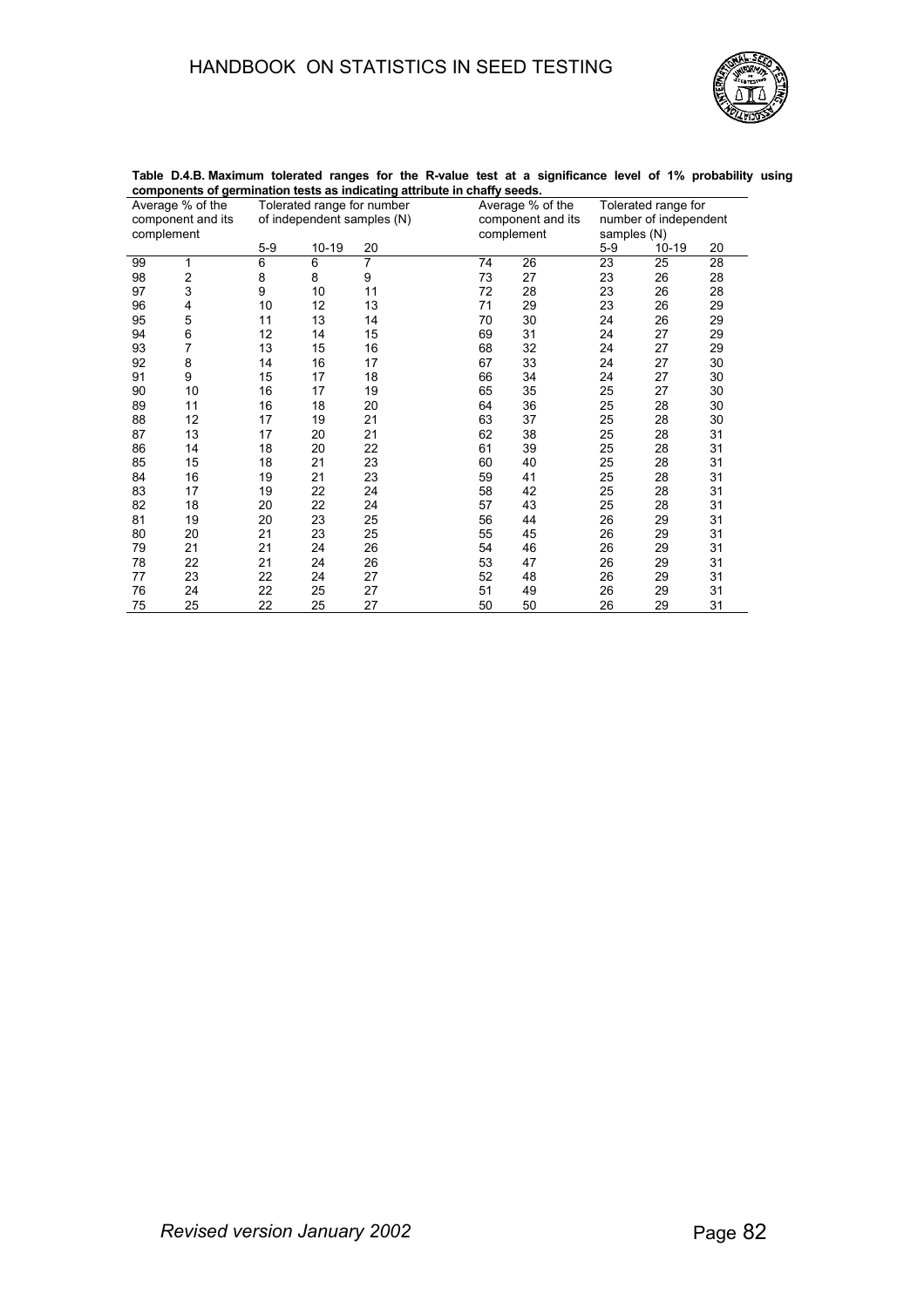**Table D.4.B. Maximum tolerated ranges for the R-value test at a significance level of 1% probability using components of germination tests as indicating attribute in chaffy seeds.**

| Average % of the component and its complement | | Tolerated range for number of independent samples (N) | | | Average % of the component and its complement | | Tolerated range for number of independent samples (N) | | |
|---|---|---|---|---|---|---|---|---|---|
| | | 5-9 | 10-19 | 20 | | | 5-9 | 10-19 | 20 |
| 99 | 1 | 6 | 6 | 7 | 74 | 26 | 23 | 25 | 28 |
| 98 | 2 | 8 | 8 | 9 | 73 | 27 | 23 | 26 | 28 |
| 97 | 3 | 9 | 10 | 11 | 72 | 28 | 23 | 26 | 28 |
| 96 | 4 | 10 | 12 | 13 | 71 | 29 | 23 | 26 | 29 |
| 95 | 5 | 11 | 13 | 14 | 70 | 30 | 24 | 26 | 29 |
| 94 | 6 | 12 | 14 | 15 | 69 | 31 | 24 | 27 | 29 |
| 93 | 7 | 13 | 15 | 16 | 68 | 32 | 24 | 27 | 29 |
| 92 | 8 | 14 | 16 | 17 | 67 | 33 | 24 | 27 | 30 |
| 91 | 9 | 15 | 17 | 18 | 66 | 34 | 24 | 27 | 30 |
| 90 | 10 | 16 | 17 | 19 | 65 | 35 | 25 | 27 | 30 |
| 89 | 11 | 16 | 18 | 20 | 64 | 36 | 25 | 28 | 30 |
| 88 | 12 | 17 | 19 | 21 | 63 | 37 | 25 | 28 | 30 |
| 87 | 13 | 17 | 20 | 21 | 62 | 38 | 25 | 28 | 31 |
| 86 | 14 | 18 | 20 | 22 | 61 | 39 | 25 | 28 | 31 |
| 85 | 15 | 18 | 21 | 23 | 60 | 40 | 25 | 28 | 31 |
| 84 | 16 | 19 | 21 | 23 | 59 | 41 | 25 | 28 | 31 |
| 83 | 17 | 19 | 22 | 24 | 58 | 42 | 25 | 28 | 31 |
| 82 | 18 | 20 | 22 | 24 | 57 | 43 | 25 | 28 | 31 |
| 81 | 19 | 20 | 23 | 25 | 56 | 44 | 26 | 29 | 31 |
| 80 | 20 | 21 | 23 | 25 | 55 | 45 | 26 | 29 | 31 |
| 79 | 21 | 21 | 24 | 26 | 54 | 46 | 26 | 29 | 31 |
| 78 | 22 | 21 | 24 | 26 | 53 | 47 | 26 | 29 | 31 |
| 77 | 23 | 22 | 24 | 27 | 52 | 48 | 26 | 29 | 31 |
| 76 | 24 | 22 | 25 | 27 | 51 | 49 | 26 | 29 | 31 |
| 75 | 25 | 22 | 25 | 27 | 50 | 50 | 26 | 29 | 31 |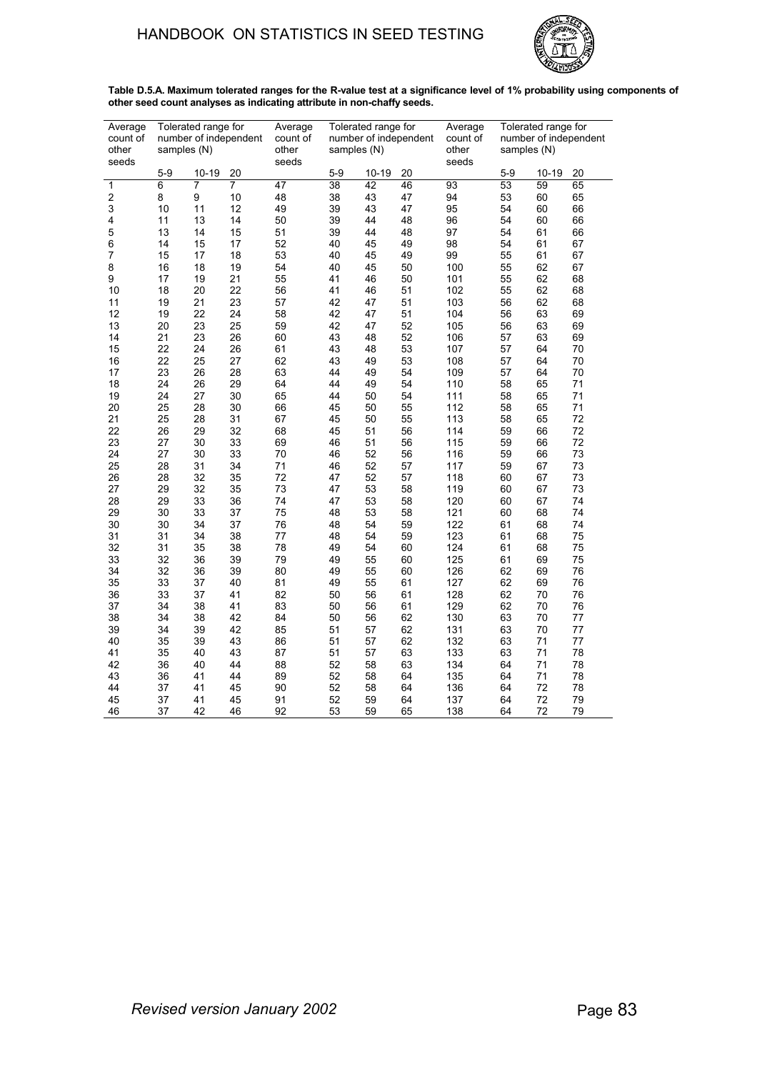**Table D.5.A. Maximum tolerated ranges for the R-value test at a significance level of 1% probability using components of other seed count analyses as indicating attribute in non-chaffy seeds.**

| Average count of other seeds | Tolerated range for number of independent samples (N) | | | Average count of other seeds | Tolerated range for number of independent samples (N) | | | Average count of other seeds | Tolerated range for number of independent samples (N) | | |
|---|---|---|---|---|---|---|---|---|---|---|---|
| | 5-9 | 10-19 | 20 | | 5-9 | 10-19 | 20 | | 5-9 | 10-19 | 20 |
| 1 | 6 | 7 | 7 | 47 | 38 | 42 | 46 | 93 | 53 | 59 | 65 |
| 2 | 8 | 9 | 10 | 48 | 38 | 43 | 47 | 94 | 53 | 60 | 65 |
| 3 | 10 | 11 | 12 | 49 | 39 | 43 | 47 | 95 | 54 | 60 | 66 |
| 4 | 11 | 13 | 14 | 50 | 39 | 44 | 48 | 96 | 54 | 60 | 66 |
| 5 | 13 | 14 | 15 | 51 | 39 | 44 | 48 | 97 | 54 | 61 | 66 |
| 6 | 14 | 15 | 17 | 52 | 40 | 45 | 49 | 98 | 54 | 61 | 67 |
| 7 | 15 | 17 | 18 | 53 | 40 | 45 | 49 | 99 | 55 | 61 | 67 |
| 8 | 16 | 18 | 19 | 54 | 40 | 45 | 50 | 100 | 55 | 62 | 67 |
| 9 | 17 | 19 | 21 | 55 | 41 | 46 | 50 | 101 | 55 | 62 | 68 |
| 10 | 18 | 20 | 22 | 56 | 41 | 46 | 51 | 102 | 55 | 62 | 68 |
| 11 | 19 | 21 | 23 | 57 | 42 | 47 | 51 | 103 | 56 | 62 | 68 |
| 12 | 19 | 22 | 24 | 58 | 42 | 47 | 51 | 104 | 56 | 63 | 69 |
| 13 | 20 | 23 | 25 | 59 | 42 | 47 | 52 | 105 | 56 | 63 | 69 |
| 14 | 21 | 23 | 26 | 60 | 43 | 48 | 52 | 106 | 57 | 63 | 69 |
| 15 | 22 | 24 | 26 | 61 | 43 | 48 | 53 | 107 | 57 | 64 | 70 |
| 16 | 22 | 25 | 27 | 62 | 43 | 49 | 53 | 108 | 57 | 64 | 70 |
| 17 | 23 | 26 | 28 | 63 | 44 | 49 | 54 | 109 | 57 | 64 | 70 |
| 18 | 24 | 26 | 29 | 64 | 44 | 49 | 54 | 110 | 58 | 65 | 71 |
| 19 | 24 | 27 | 30 | 65 | 44 | 50 | 54 | 111 | 58 | 65 | 71 |
| 20 | 25 | 28 | 30 | 66 | 45 | 50 | 55 | 112 | 58 | 65 | 71 |
| 21 | 25 | 28 | 31 | 67 | 45 | 50 | 55 | 113 | 58 | 65 | 72 |
| 22 | 26 | 29 | 32 | 68 | 45 | 51 | 56 | 114 | 59 | 66 | 72 |
| 23 | 27 | 30 | 33 | 69 | 46 | 51 | 56 | 115 | 59 | 66 | 72 |
| 24 | 27 | 30 | 33 | 70 | 46 | 52 | 56 | 116 | 59 | 66 | 73 |
| 25 | 28 | 31 | 34 | 71 | 46 | 52 | 57 | 117 | 59 | 67 | 73 |
| 26 | 28 | 32 | 35 | 72 | 47 | 52 | 57 | 118 | 60 | 67 | 73 |
| 27 | 29 | 32 | 35 | 73 | 47 | 53 | 58 | 119 | 60 | 67 | 73 |
| 28 | 29 | 33 | 36 | 74 | 47 | 53 | 58 | 120 | 60 | 67 | 74 |
| 29 | 30 | 33 | 37 | 75 | 48 | 53 | 58 | 121 | 60 | 68 | 74 |
| 30 | 30 | 34 | 37 | 76 | 48 | 54 | 59 | 122 | 61 | 68 | 74 |
| 31 | 31 | 34 | 38 | 77 | 48 | 54 | 59 | 123 | 61 | 68 | 75 |
| 32 | 31 | 35 | 38 | 78 | 49 | 54 | 60 | 124 | 61 | 68 | 75 |
| 33 | 32 | 36 | 39 | 79 | 49 | 55 | 60 | 125 | 61 | 69 | 75 |
| 34 | 32 | 36 | 39 | 80 | 49 | 55 | 60 | 126 | 62 | 69 | 76 |
| 35 | 33 | 37 | 40 | 81 | 49 | 55 | 61 | 127 | 62 | 69 | 76 |
| 36 | 33 | 37 | 41 | 82 | 50 | 56 | 61 | 128 | 62 | 70 | 76 |
| 37 | 34 | 38 | 41 | 83 | 50 | 56 | 61 | 129 | 62 | 70 | 76 |
| 38 | 34 | 38 | 42 | 84 | 50 | 56 | 62 | 130 | 63 | 70 | 77 |
| 39 | 34 | 39 | 42 | 85 | 51 | 57 | 62 | 131 | 63 | 70 | 77 |
| 40 | 35 | 39 | 43 | 86 | 51 | 57 | 62 | 132 | 63 | 71 | 77 |
| 41 | 35 | 40 | 43 | 87 | 51 | 57 | 63 | 133 | 63 | 71 | 78 |
| 42 | 36 | 40 | 44 | 88 | 52 | 58 | 63 | 134 | 64 | 71 | 78 |
| 43 | 36 | 41 | 44 | 89 | 52 | 58 | 64 | 135 | 64 | 71 | 78 |
| 44 | 37 | 41 | 45 | 90 | 52 | 58 | 64 | 136 | 64 | 72 | 78 |
| 45 | 37 | 41 | 45 | 91 | 52 | 59 | 64 | 137 | 64 | 72 | 79 |
| 46 | 37 | 42 | 46 | 92 | 53 | 59 | 65 | 138 | 64 | 72 | 79 |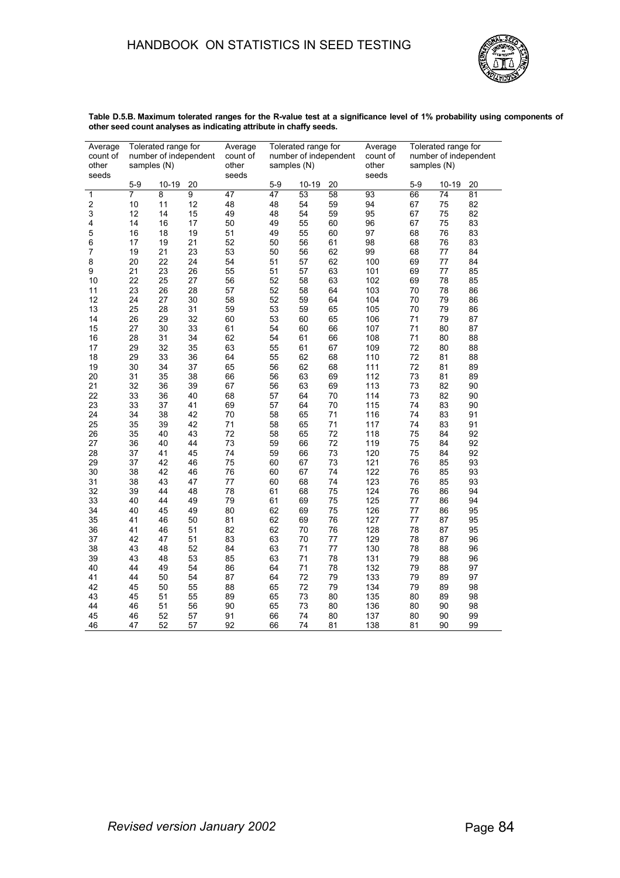**Table D.5.B. Maximum tolerated ranges for the R-value test at a significance level of 1% probability using components of other seed count analyses as indicating attribute in chaffy seeds.**

| Average count of other seeds | Tolerated range for number of independent samples (N) | | | Average count of other seeds | Tolerated range for number of independent samples (N) | | | Average count of other seeds | Tolerated range for number of independent samples (N) | | |
|---|---|---|---|---|---|---|---|---|---|---|---|
| | 5-9 | 10-19 | 20 | | 5-9 | 10-19 | 20 | | 5-9 | 10-19 | 20 |
| 1 | 7 | 8 | 9 | 47 | 47 | 53 | 58 | 93 | 66 | 74 | 81 |
| 2 | 10 | 11 | 12 | 48 | 48 | 54 | 59 | 94 | 67 | 75 | 82 |
| 3 | 12 | 14 | 15 | 49 | 48 | 54 | 59 | 95 | 67 | 75 | 82 |
| 4 | 14 | 16 | 17 | 50 | 49 | 55 | 60 | 96 | 67 | 75 | 83 |
| 5 | 16 | 18 | 19 | 51 | 49 | 55 | 60 | 97 | 68 | 76 | 83 |
| 6 | 17 | 19 | 21 | 52 | 50 | 56 | 61 | 98 | 68 | 76 | 83 |
| 7 | 19 | 21 | 23 | 53 | 50 | 56 | 62 | 99 | 68 | 77 | 84 |
| 8 | 20 | 22 | 24 | 54 | 51 | 57 | 62 | 100 | 69 | 77 | 84 |
| 9 | 21 | 23 | 26 | 55 | 51 | 57 | 63 | 101 | 69 | 77 | 85 |
| 10 | 22 | 25 | 27 | 56 | 52 | 58 | 63 | 102 | 69 | 78 | 85 |
| 11 | 23 | 26 | 28 | 57 | 52 | 58 | 64 | 103 | 70 | 78 | 86 |
| 12 | 24 | 27 | 30 | 58 | 52 | 59 | 64 | 104 | 70 | 79 | 86 |
| 13 | 25 | 28 | 31 | 59 | 53 | 59 | 65 | 105 | 70 | 79 | 86 |
| 14 | 26 | 29 | 32 | 60 | 53 | 60 | 65 | 106 | 71 | 79 | 87 |
| 15 | 27 | 30 | 33 | 61 | 54 | 60 | 66 | 107 | 71 | 80 | 87 |
| 16 | 28 | 31 | 34 | 62 | 54 | 61 | 66 | 108 | 71 | 80 | 88 |
| 17 | 29 | 32 | 35 | 63 | 55 | 61 | 67 | 109 | 72 | 80 | 88 |
| 18 | 29 | 33 | 36 | 64 | 55 | 62 | 68 | 110 | 72 | 81 | 88 |
| 19 | 30 | 34 | 37 | 65 | 56 | 62 | 68 | 111 | 72 | 81 | 89 |
| 20 | 31 | 35 | 38 | 66 | 56 | 63 | 69 | 112 | 73 | 81 | 89 |
| 21 | 32 | 36 | 39 | 67 | 56 | 63 | 69 | 113 | 73 | 82 | 90 |
| 22 | 33 | 36 | 40 | 68 | 57 | 64 | 70 | 114 | 73 | 82 | 90 |
| 23 | 33 | 37 | 41 | 69 | 57 | 64 | 70 | 115 | 74 | 83 | 90 |
| 24 | 34 | 38 | 42 | 70 | 58 | 65 | 71 | 116 | 74 | 83 | 91 |
| 25 | 35 | 39 | 42 | 71 | 58 | 65 | 71 | 117 | 74 | 83 | 91 |
| 26 | 35 | 40 | 43 | 72 | 58 | 65 | 72 | 118 | 75 | 84 | 92 |
| 27 | 36 | 40 | 44 | 73 | 59 | 66 | 72 | 119 | 75 | 84 | 92 |
| 28 | 37 | 41 | 45 | 74 | 59 | 66 | 73 | 120 | 75 | 84 | 92 |
| 29 | 37 | 42 | 46 | 75 | 60 | 67 | 73 | 121 | 76 | 85 | 93 |
| 30 | 38 | 42 | 46 | 76 | 60 | 67 | 74 | 122 | 76 | 85 | 93 |
| 31 | 38 | 43 | 47 | 77 | 60 | 68 | 74 | 123 | 76 | 85 | 93 |
| 32 | 39 | 44 | 48 | 78 | 61 | 68 | 75 | 124 | 76 | 86 | 94 |
| 33 | 40 | 44 | 49 | 79 | 61 | 69 | 75 | 125 | 77 | 86 | 94 |
| 34 | 40 | 45 | 49 | 80 | 62 | 69 | 75 | 126 | 77 | 86 | 95 |
| 35 | 41 | 46 | 50 | 81 | 62 | 69 | 76 | 127 | 77 | 87 | 95 |
| 36 | 41 | 46 | 51 | 82 | 62 | 70 | 76 | 128 | 78 | 87 | 95 |
| 37 | 42 | 47 | 51 | 83 | 63 | 70 | 77 | 129 | 78 | 87 | 96 |
| 38 | 43 | 48 | 52 | 84 | 63 | 71 | 77 | 130 | 78 | 88 | 96 |
| 39 | 43 | 48 | 53 | 85 | 63 | 71 | 78 | 131 | 79 | 88 | 96 |
| 40 | 44 | 49 | 54 | 86 | 64 | 71 | 78 | 132 | 79 | 88 | 97 |
| 41 | 44 | 50 | 54 | 87 | 64 | 72 | 79 | 133 | 79 | 89 | 97 |
| 42 | 45 | 50 | 55 | 88 | 65 | 72 | 79 | 134 | 79 | 89 | 98 |
| 43 | 45 | 51 | 55 | 89 | 65 | 73 | 80 | 135 | 80 | 89 | 98 |
| 44 | 46 | 51 | 56 | 90 | 65 | 73 | 80 | 136 | 80 | 90 | 98 |
| 45 | 46 | 52 | 57 | 91 | 66 | 74 | 80 | 137 | 80 | 90 | 99 |
| 46 | 47 | 52 | 57 | 92 | 66 | 74 | 81 | 138 | 81 | 90 | 99 |